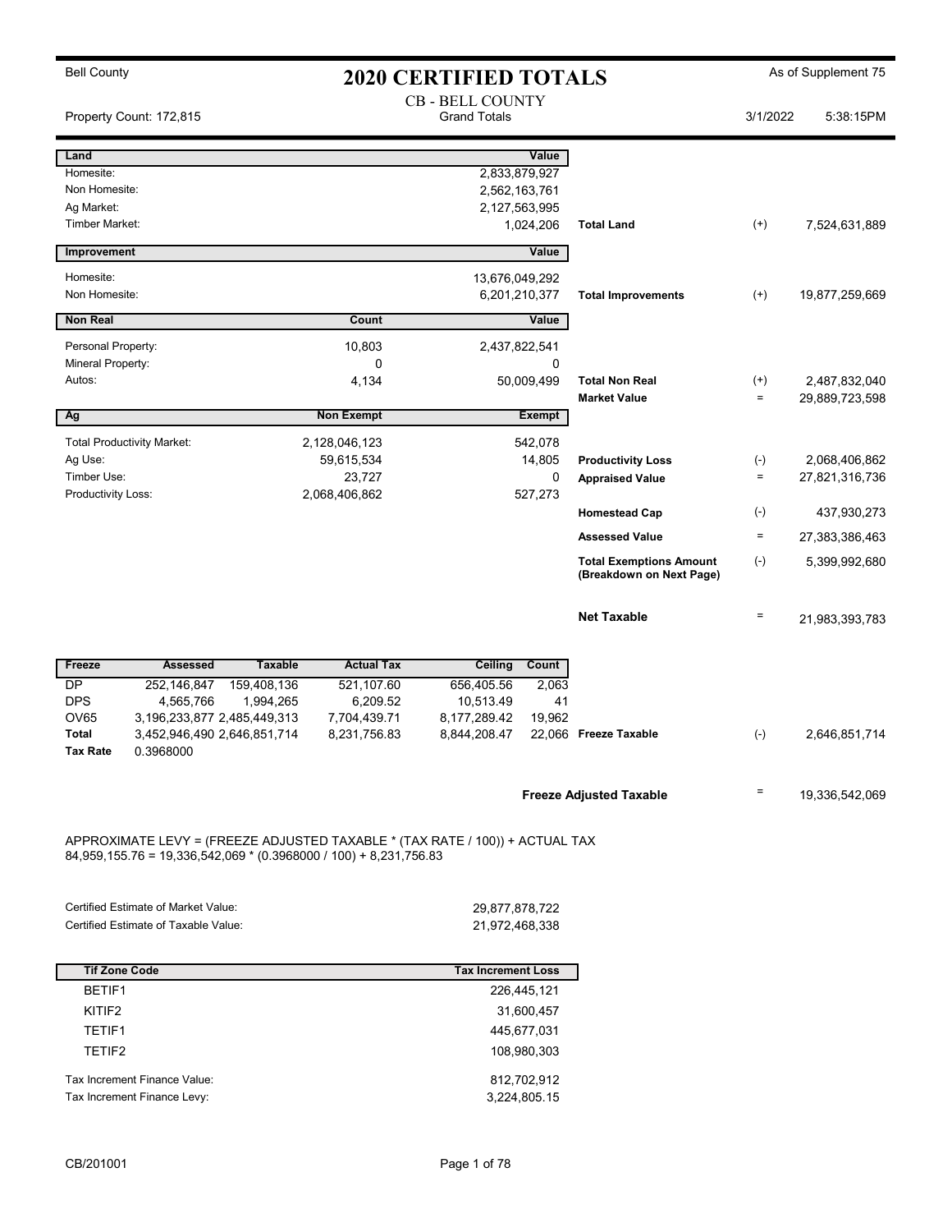Bell County

# 2020 CERTIFIED TOTALS

As of Supplement 75

CB - BELL COUNTY
Grand Totals

Property Count: 172,815

3/1/2022 5:38:15PM

| Land | | Value | | | |
|---|---|---|---|---|---|
| Homesite: | | 2,833,879,927 | | | |
| Non Homesite: | | 2,562,163,761 | | | |
| Ag Market: | | 2,127,563,995 | | | |
| Timber Market: | | 1,024,206 | Total Land | (+) | 7,524,631,889 |

| Improvement | | Value | | | |
|---|---|---|---|---|---|
| Homesite: | | 13,676,049,292 | | | |
| Non Homesite: | | 6,201,210,377 | Total Improvements | (+) | 19,877,259,669 |

| Non Real | Count | Value | | | |
|---|---|---|---|---|---|
| Personal Property: | 10,803 | 2,437,822,541 | | | |
| Mineral Property: | 0 | 0 | | | |
| Autos: | 4,134 | 50,009,499 | Total Non Real | (+) | 2,487,832,040 |
| | | | Market Value | = | 29,889,723,598 |

| Ag | Non Exempt | Exempt | | | |
|---|---|---|---|---|---|
| Total Productivity Market: | 2,128,046,123 | 542,078 | | | |
| Ag Use: | 59,615,534 | 14,805 | Productivity Loss | (-) | 2,068,406,862 |
| Timber Use: | 23,727 | 0 | Appraised Value | = | 27,821,316,736 |
| Productivity Loss: | 2,068,406,862 | 527,273 | | | |
| | | | Homestead Cap | (-) | 437,930,273 |
| | | | Assessed Value | = | 27,383,386,463 |
| | | | Total Exemptions Amount (Breakdown on Next Page) | (-) | 5,399,992,680 |
| | | | **Net Taxable** | = | 21,983,393,783 |

| Freeze | Assessed | Taxable | Actual Tax | Ceiling | Count | | | |
|---|---|---|---|---|---|---|---|---|
| DP | 252,146,847 | 159,408,136 | 521,107.60 | 656,405.56 | 2,063 | | | |
| DPS | 4,565,766 | 1,994,265 | 6,209.52 | 10,513.49 | 41 | | | |
| OV65 | 3,196,233,877 | 2,485,449,313 | 7,704,439.71 | 8,177,289.42 | 19,962 | | | |
| **Total** | 3,452,946,490 | 2,646,851,714 | 8,231,756.83 | 8,844,208.47 | 22,066 | Freeze Taxable | (-) | 2,646,851,714 |
| **Tax Rate** | 0.3968000 | | | | | | | |

**Freeze Adjusted Taxable** = 19,336,542,069

APPROXIMATE LEVY = (FREEZE ADJUSTED TAXABLE * (TAX RATE / 100)) + ACTUAL TAX
84,959,155.76 = 19,336,542,069 * (0.3968000 / 100) + 8,231,756.83

| | |
|---|---|
| Certified Estimate of Market Value: | 29,877,878,722 |
| Certified Estimate of Taxable Value: | 21,972,468,338 |

| Tif Zone Code | Tax Increment Loss |
|---|---|
| BETIF1 | 226,445,121 |
| KITIF2 | 31,600,457 |
| TETIF1 | 445,677,031 |
| TETIF2 | 108,980,303 |

| | |
|---|---|
| Tax Increment Finance Value: | 812,702,912 |
| Tax Increment Finance Levy: | 3,224,805.15 |

CB/201001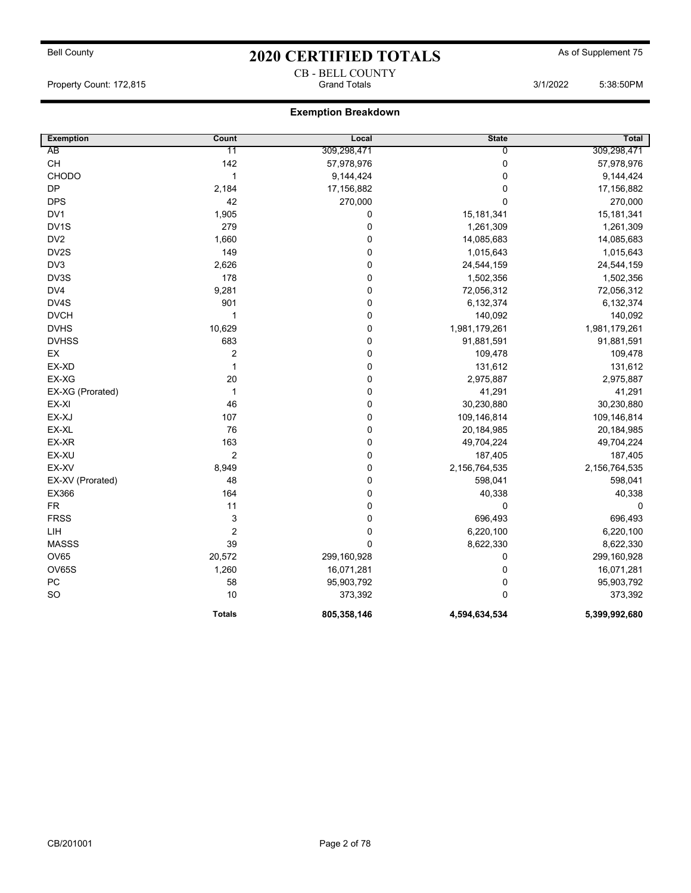# 2020 CERTIFIED TOTALS

Bell County — As of Supplement 75

CB - BELL COUNTY
Grand Totals

Property Count: 172,815 — 3/1/2022 5:38:50PM

## Exemption Breakdown

| Exemption | Count | Local | State | Total |
|---|---|---|---|---|
| AB | 11 | 309,298,471 | 0 | 309,298,471 |
| CH | 142 | 57,978,976 | 0 | 57,978,976 |
| CHODO | 1 | 9,144,424 | 0 | 9,144,424 |
| DP | 2,184 | 17,156,882 | 0 | 17,156,882 |
| DPS | 42 | 270,000 | 0 | 270,000 |
| DV1 | 1,905 | 0 | 15,181,341 | 15,181,341 |
| DV1S | 279 | 0 | 1,261,309 | 1,261,309 |
| DV2 | 1,660 | 0 | 14,085,683 | 14,085,683 |
| DV2S | 149 | 0 | 1,015,643 | 1,015,643 |
| DV3 | 2,626 | 0 | 24,544,159 | 24,544,159 |
| DV3S | 178 | 0 | 1,502,356 | 1,502,356 |
| DV4 | 9,281 | 0 | 72,056,312 | 72,056,312 |
| DV4S | 901 | 0 | 6,132,374 | 6,132,374 |
| DVCH | 1 | 0 | 140,092 | 140,092 |
| DVHS | 10,629 | 0 | 1,981,179,261 | 1,981,179,261 |
| DVHSS | 683 | 0 | 91,881,591 | 91,881,591 |
| EX | 2 | 0 | 109,478 | 109,478 |
| EX-XD | 1 | 0 | 131,612 | 131,612 |
| EX-XG | 20 | 0 | 2,975,887 | 2,975,887 |
| EX-XG (Prorated) | 1 | 0 | 41,291 | 41,291 |
| EX-XI | 46 | 0 | 30,230,880 | 30,230,880 |
| EX-XJ | 107 | 0 | 109,146,814 | 109,146,814 |
| EX-XL | 76 | 0 | 20,184,985 | 20,184,985 |
| EX-XR | 163 | 0 | 49,704,224 | 49,704,224 |
| EX-XU | 2 | 0 | 187,405 | 187,405 |
| EX-XV | 8,949 | 0 | 2,156,764,535 | 2,156,764,535 |
| EX-XV (Prorated) | 48 | 0 | 598,041 | 598,041 |
| EX366 | 164 | 0 | 40,338 | 40,338 |
| FR | 11 | 0 | 0 | 0 |
| FRSS | 3 | 0 | 696,493 | 696,493 |
| LIH | 2 | 0 | 6,220,100 | 6,220,100 |
| MASSS | 39 | 0 | 8,622,330 | 8,622,330 |
| OV65 | 20,572 | 299,160,928 | 0 | 299,160,928 |
| OV65S | 1,260 | 16,071,281 | 0 | 16,071,281 |
| PC | 58 | 95,903,792 | 0 | 95,903,792 |
| SO | 10 | 373,392 | 0 | 373,392 |
| | **Totals** | **805,358,146** | **4,594,634,534** | **5,399,992,680** |

CB/201001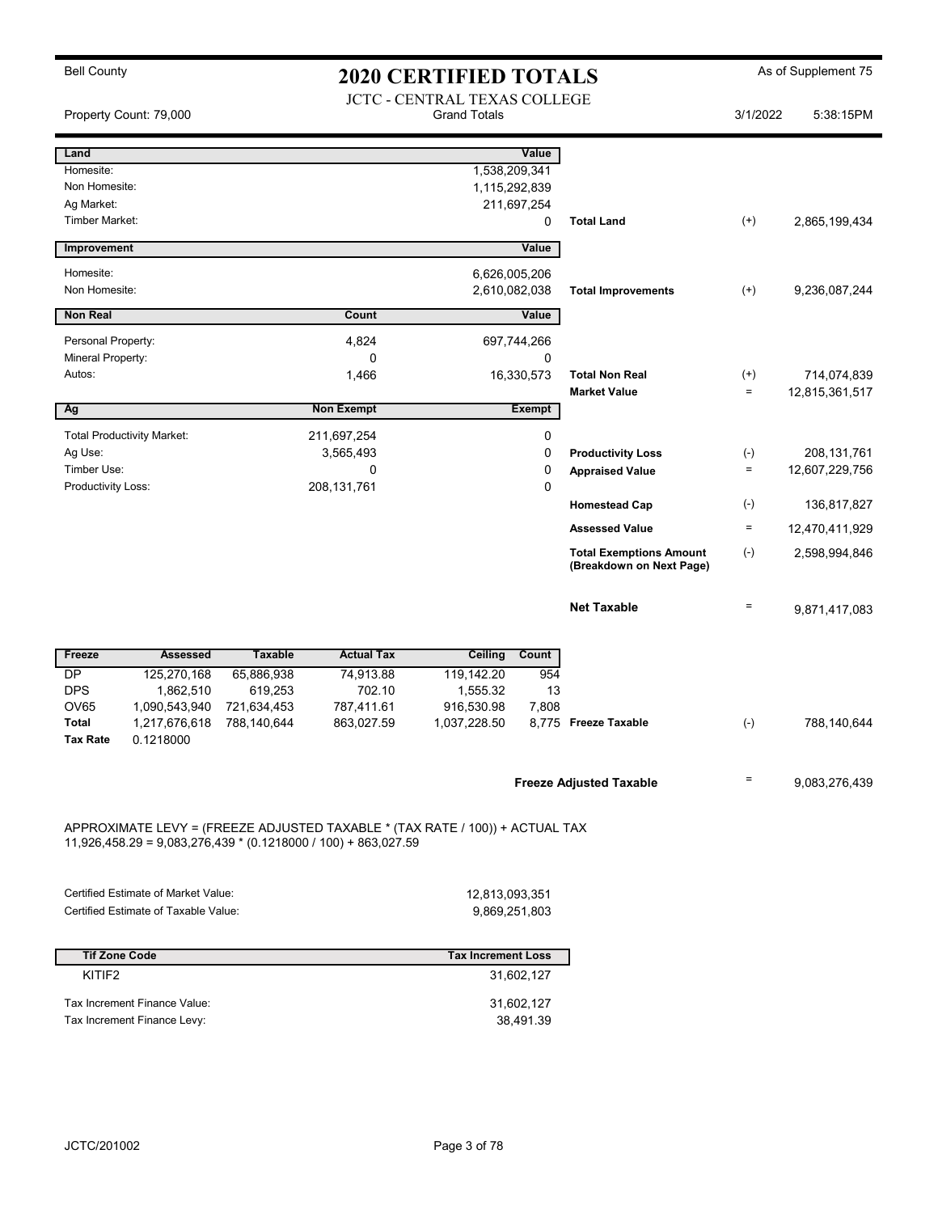Bell County

# 2020 CERTIFIED TOTALS

As of Supplement 75

JCTC - CENTRAL TEXAS COLLEGE
Grand Totals

Property Count: 79,000

3/1/2022 5:38:15PM

| Land | Value | | | |
|---|---|---|---|---|
| Homesite: | 1,538,209,341 | | | |
| Non Homesite: | 1,115,292,839 | | | |
| Ag Market: | 211,697,254 | | | |
| Timber Market: | 0 | **Total Land** | (+) | 2,865,199,434 |

| Improvement | Value | | | |
|---|---|---|---|---|
| Homesite: | 6,626,005,206 | | | |
| Non Homesite: | 2,610,082,038 | **Total Improvements** | (+) | 9,236,087,244 |

| Non Real | Count | Value | | | |
|---|---|---|---|---|---|
| Personal Property: | 4,824 | 697,744,266 | | | |
| Mineral Property: | 0 | 0 | | | |
| Autos: | 1,466 | 16,330,573 | **Total Non Real** | (+) | 714,074,839 |
| | | | **Market Value** | = | 12,815,361,517 |

| Ag | Non Exempt | Exempt | | | |
|---|---|---|---|---|---|
| Total Productivity Market: | 211,697,254 | 0 | | | |
| Ag Use: | 3,565,493 | 0 | **Productivity Loss** | (-) | 208,131,761 |
| Timber Use: | 0 | 0 | **Appraised Value** | = | 12,607,229,756 |
| Productivity Loss: | 208,131,761 | 0 | | | |
| | | | **Homestead Cap** | (-) | 136,817,827 |
| | | | **Assessed Value** | = | 12,470,411,929 |
| | | | **Total Exemptions Amount (Breakdown on Next Page)** | (-) | 2,598,994,846 |
| | | | **Net Taxable** | = | 9,871,417,083 |

| Freeze | Assessed | Taxable | Actual Tax | Ceiling | Count | | | |
|---|---|---|---|---|---|---|---|---|
| DP | 125,270,168 | 65,886,938 | 74,913.88 | 119,142.20 | 954 | | | |
| DPS | 1,862,510 | 619,253 | 702.10 | 1,555.32 | 13 | | | |
| OV65 | 1,090,543,940 | 721,634,453 | 787,411.61 | 916,530.98 | 7,808 | | | |
| **Total** | 1,217,676,618 | 788,140,644 | 863,027.59 | 1,037,228.50 | 8,775 | **Freeze Taxable** | (-) | 788,140,644 |
| **Tax Rate** | 0.1218000 | | | | | | | |

**Freeze Adjusted Taxable** = 9,083,276,439

APPROXIMATE LEVY = (FREEZE ADJUSTED TAXABLE * (TAX RATE / 100)) + ACTUAL TAX
11,926,458.29 = 9,083,276,439 * (0.1218000 / 100) + 863,027.59

| | |
|---|---|
| Certified Estimate of Market Value: | 12,813,093,351 |
| Certified Estimate of Taxable Value: | 9,869,251,803 |

| Tif Zone Code | Tax Increment Loss |
|---|---|
| KITIF2 | 31,602,127 |

| | |
|---|---|
| Tax Increment Finance Value: | 31,602,127 |
| Tax Increment Finance Levy: | 38,491.39 |

JCTC/201002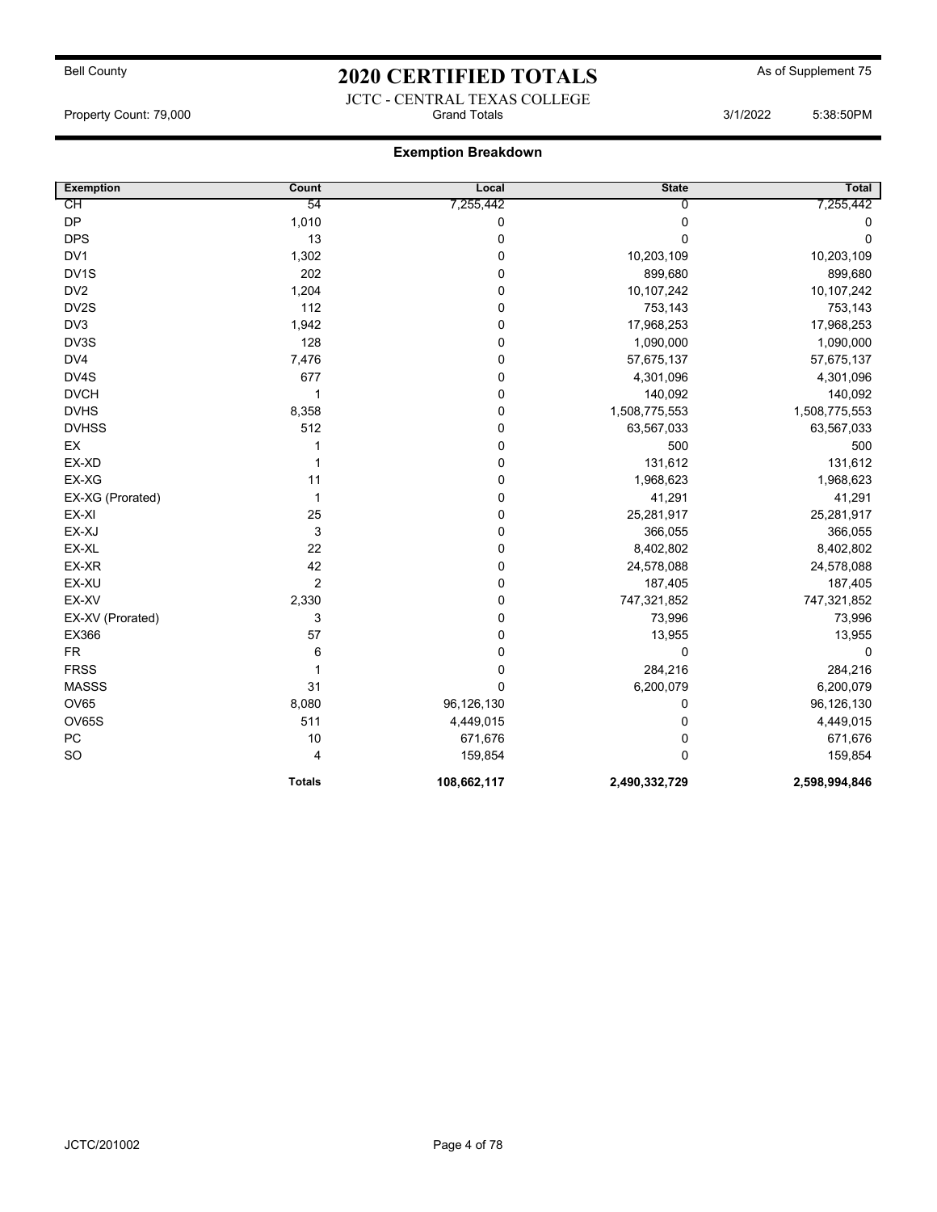Bell County

# 2020 CERTIFIED TOTALS

As of Supplement 75

JCTC - CENTRAL TEXAS COLLEGE

Property Count: 79,000 | Grand Totals | 3/1/2022 5:38:50PM

## Exemption Breakdown

| Exemption | Count | Local | State | Total |
|---|---|---|---|---|
| CH | 54 | 7,255,442 | 0 | 7,255,442 |
| DP | 1,010 | 0 | 0 | 0 |
| DPS | 13 | 0 | 0 | 0 |
| DV1 | 1,302 | 0 | 10,203,109 | 10,203,109 |
| DV1S | 202 | 0 | 899,680 | 899,680 |
| DV2 | 1,204 | 0 | 10,107,242 | 10,107,242 |
| DV2S | 112 | 0 | 753,143 | 753,143 |
| DV3 | 1,942 | 0 | 17,968,253 | 17,968,253 |
| DV3S | 128 | 0 | 1,090,000 | 1,090,000 |
| DV4 | 7,476 | 0 | 57,675,137 | 57,675,137 |
| DV4S | 677 | 0 | 4,301,096 | 4,301,096 |
| DVCH | 1 | 0 | 140,092 | 140,092 |
| DVHS | 8,358 | 0 | 1,508,775,553 | 1,508,775,553 |
| DVHSS | 512 | 0 | 63,567,033 | 63,567,033 |
| EX | 1 | 0 | 500 | 500 |
| EX-XD | 1 | 0 | 131,612 | 131,612 |
| EX-XG | 11 | 0 | 1,968,623 | 1,968,623 |
| EX-XG (Prorated) | 1 | 0 | 41,291 | 41,291 |
| EX-XI | 25 | 0 | 25,281,917 | 25,281,917 |
| EX-XJ | 3 | 0 | 366,055 | 366,055 |
| EX-XL | 22 | 0 | 8,402,802 | 8,402,802 |
| EX-XR | 42 | 0 | 24,578,088 | 24,578,088 |
| EX-XU | 2 | 0 | 187,405 | 187,405 |
| EX-XV | 2,330 | 0 | 747,321,852 | 747,321,852 |
| EX-XV (Prorated) | 3 | 0 | 73,996 | 73,996 |
| EX366 | 57 | 0 | 13,955 | 13,955 |
| FR | 6 | 0 | 0 | 0 |
| FRSS | 1 | 0 | 284,216 | 284,216 |
| MASSS | 31 | 0 | 6,200,079 | 6,200,079 |
| OV65 | 8,080 | 96,126,130 | 0 | 96,126,130 |
| OV65S | 511 | 4,449,015 | 0 | 4,449,015 |
| PC | 10 | 671,676 | 0 | 671,676 |
| SO | 4 | 159,854 | 0 | 159,854 |
| | **Totals** | **108,662,117** | **2,490,332,729** | **2,598,994,846** |

JCTC/201002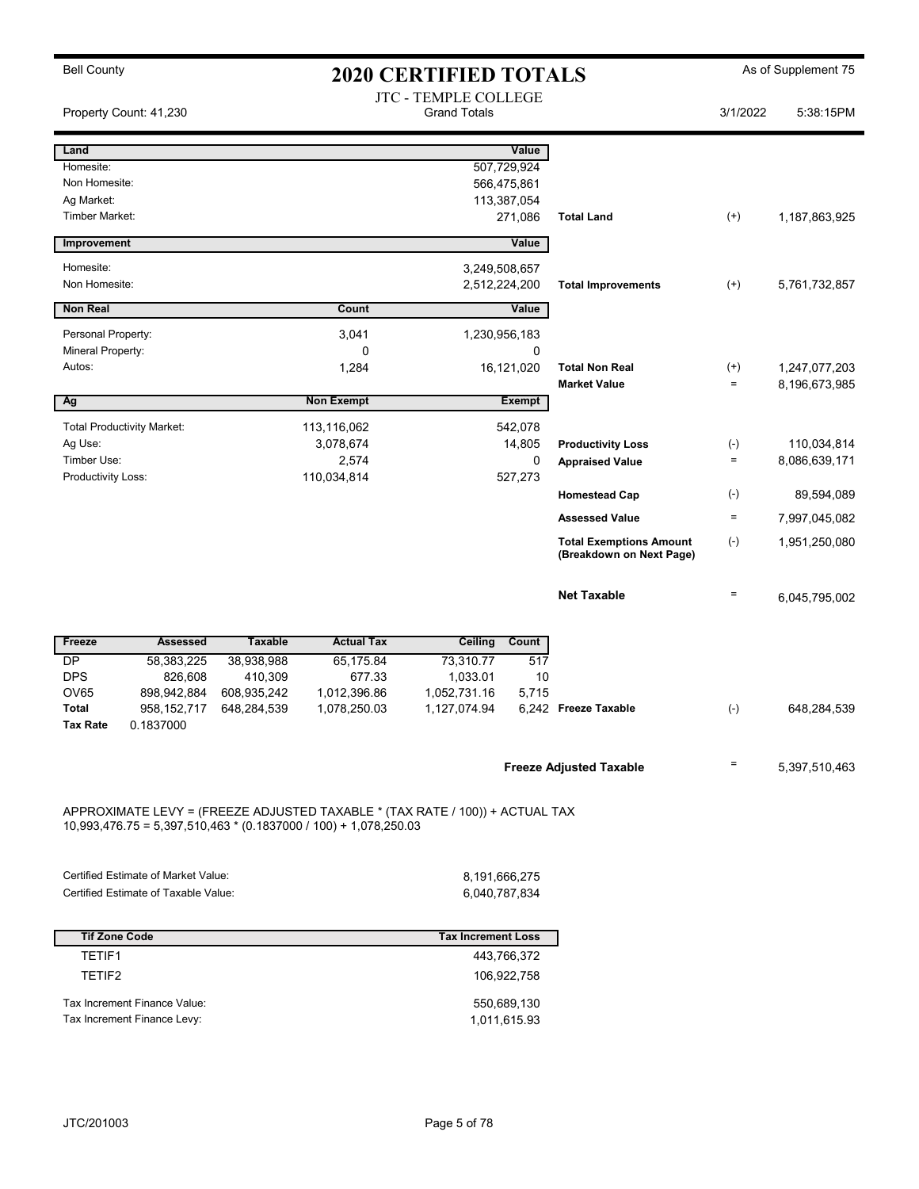Bell County

# 2020 CERTIFIED TOTALS

As of Supplement 75

JTC - TEMPLE COLLEGE
Grand Totals

Property Count: 41,230

3/1/2022 5:38:15PM

| Land | | Value | | | |
|---|---|---|---|---|---|
| Homesite: | | 507,729,924 | | | |
| Non Homesite: | | 566,475,861 | | | |
| Ag Market: | | 113,387,054 | | | |
| Timber Market: | | 271,086 | Total Land | (+) | 1,187,863,925 |

| Improvement | | Value | | | |
|---|---|---|---|---|---|
| Homesite: | | 3,249,508,657 | | | |
| Non Homesite: | | 2,512,224,200 | Total Improvements | (+) | 5,761,732,857 |

| Non Real | Count | Value | | | |
|---|---|---|---|---|---|
| Personal Property: | 3,041 | 1,230,956,183 | | | |
| Mineral Property: | 0 | 0 | | | |
| Autos: | 1,284 | 16,121,020 | Total Non Real | (+) | 1,247,077,203 |
| | | | Market Value | = | 8,196,673,985 |

| Ag | Non Exempt | Exempt | | | |
|---|---|---|---|---|---|
| Total Productivity Market: | 113,116,062 | 542,078 | | | |
| Ag Use: | 3,078,674 | 14,805 | Productivity Loss | (-) | 110,034,814 |
| Timber Use: | 2,574 | 0 | Appraised Value | = | 8,086,639,171 |
| Productivity Loss: | 110,034,814 | 527,273 | | | |
| | | | Homestead Cap | (-) | 89,594,089 |
| | | | Assessed Value | = | 7,997,045,082 |
| | | | Total Exemptions Amount (Breakdown on Next Page) | (-) | 1,951,250,080 |
| | | | Net Taxable | = | 6,045,795,002 |

| Freeze | Assessed | Taxable | Actual Tax | Ceiling | Count | | | |
|---|---|---|---|---|---|---|---|---|
| DP | 58,383,225 | 38,938,988 | 65,175.84 | 73,310.77 | 517 | | | |
| DPS | 826,608 | 410,309 | 677.33 | 1,033.01 | 10 | | | |
| OV65 | 898,942,884 | 608,935,242 | 1,012,396.86 | 1,052,731.16 | 5,715 | | | |
| Total | 958,152,717 | 648,284,539 | 1,078,250.03 | 1,127,074.94 | 6,242 | Freeze Taxable | (-) | 648,284,539 |
| Tax Rate | 0.1837000 | | | | | | | |

**Freeze Adjusted Taxable** = 5,397,510,463

APPROXIMATE LEVY = (FREEZE ADJUSTED TAXABLE * (TAX RATE / 100)) + ACTUAL TAX
10,993,476.75 = 5,397,510,463 * (0.1837000 / 100) + 1,078,250.03

| | |
|---|---|
| Certified Estimate of Market Value: | 8,191,666,275 |
| Certified Estimate of Taxable Value: | 6,040,787,834 |

| Tif Zone Code | Tax Increment Loss |
|---|---|
| TETIF1 | 443,766,372 |
| TETIF2 | 106,922,758 |

| | |
|---|---|
| Tax Increment Finance Value: | 550,689,130 |
| Tax Increment Finance Levy: | 1,011,615.93 |

JTC/201003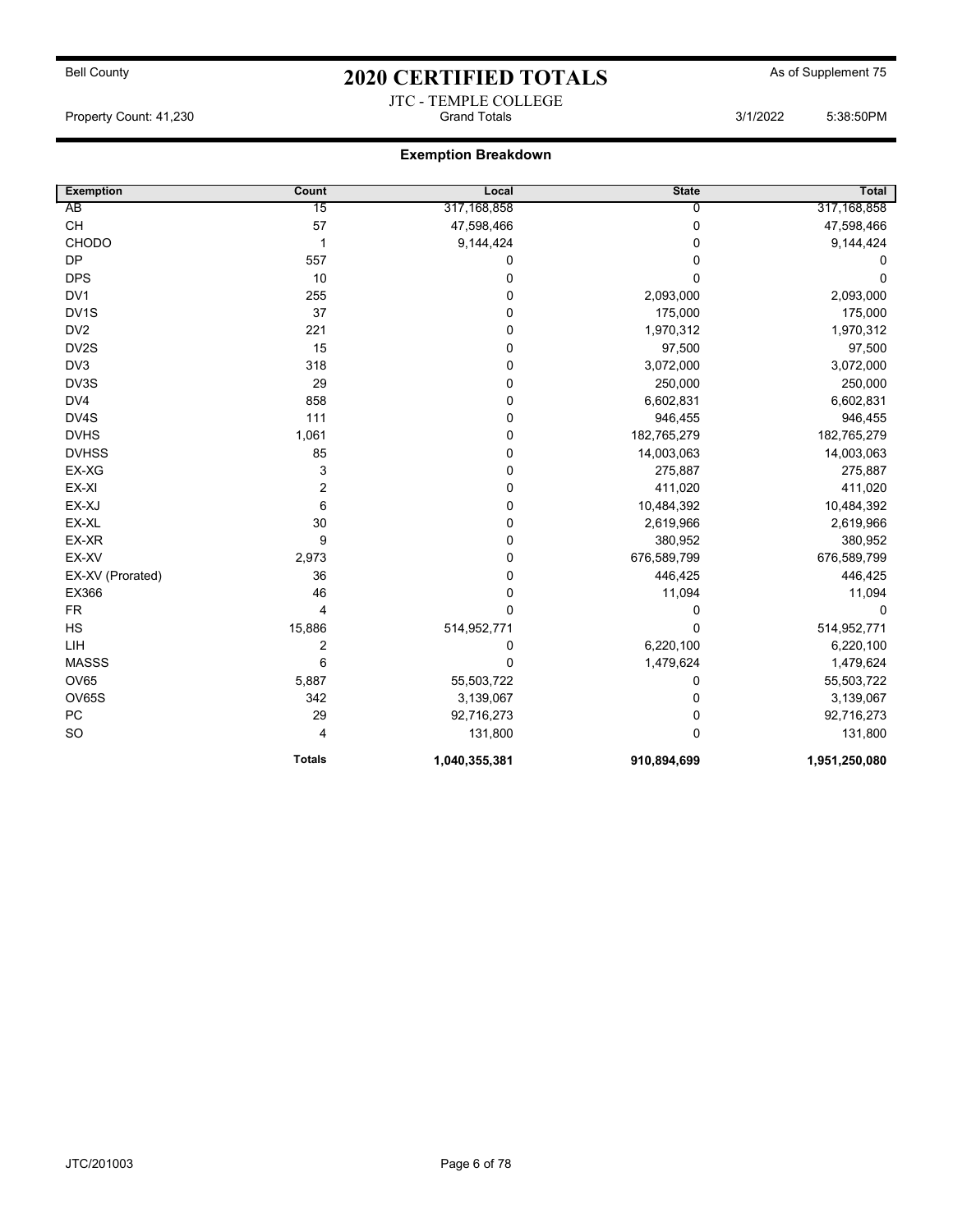Bell County

# 2020 CERTIFIED TOTALS

As of Supplement 75

JTC - TEMPLE COLLEGE

Property Count: 41,230 | Grand Totals | 3/1/2022 5:38:50PM

## Exemption Breakdown

| Exemption | Count | Local | State | Total |
|---|---|---|---|---|
| AB | 15 | 317,168,858 | 0 | 317,168,858 |
| CH | 57 | 47,598,466 | 0 | 47,598,466 |
| CHODO | 1 | 9,144,424 | 0 | 9,144,424 |
| DP | 557 | 0 | 0 | 0 |
| DPS | 10 | 0 | 0 | 0 |
| DV1 | 255 | 0 | 2,093,000 | 2,093,000 |
| DV1S | 37 | 0 | 175,000 | 175,000 |
| DV2 | 221 | 0 | 1,970,312 | 1,970,312 |
| DV2S | 15 | 0 | 97,500 | 97,500 |
| DV3 | 318 | 0 | 3,072,000 | 3,072,000 |
| DV3S | 29 | 0 | 250,000 | 250,000 |
| DV4 | 858 | 0 | 6,602,831 | 6,602,831 |
| DV4S | 111 | 0 | 946,455 | 946,455 |
| DVHS | 1,061 | 0 | 182,765,279 | 182,765,279 |
| DVHSS | 85 | 0 | 14,003,063 | 14,003,063 |
| EX-XG | 3 | 0 | 275,887 | 275,887 |
| EX-XI | 2 | 0 | 411,020 | 411,020 |
| EX-XJ | 6 | 0 | 10,484,392 | 10,484,392 |
| EX-XL | 30 | 0 | 2,619,966 | 2,619,966 |
| EX-XR | 9 | 0 | 380,952 | 380,952 |
| EX-XV | 2,973 | 0 | 676,589,799 | 676,589,799 |
| EX-XV (Prorated) | 36 | 0 | 446,425 | 446,425 |
| EX366 | 46 | 0 | 11,094 | 11,094 |
| FR | 4 | 0 | 0 | 0 |
| HS | 15,886 | 514,952,771 | 0 | 514,952,771 |
| LIH | 2 | 0 | 6,220,100 | 6,220,100 |
| MASSS | 6 | 0 | 1,479,624 | 1,479,624 |
| OV65 | 5,887 | 55,503,722 | 0 | 55,503,722 |
| OV65S | 342 | 3,139,067 | 0 | 3,139,067 |
| PC | 29 | 92,716,273 | 0 | 92,716,273 |
| SO | 4 | 131,800 | 0 | 131,800 |
| | **Totals** | **1,040,355,381** | **910,894,699** | **1,951,250,080** |

JTC/201003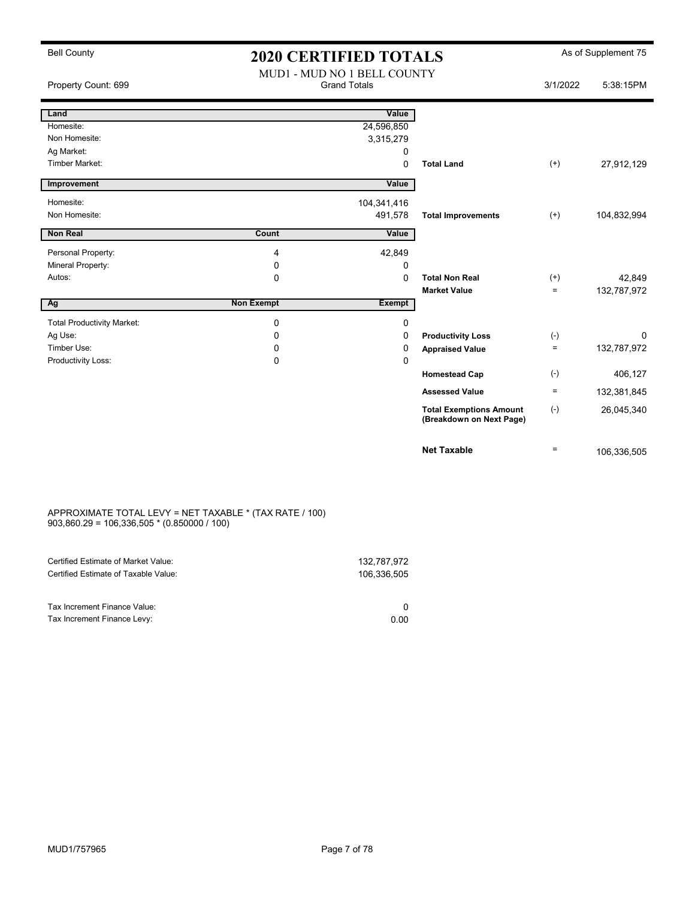# 2020 CERTIFIED TOTALS

Bell County | As of Supplement 75

MUD1 - MUD NO 1 BELL COUNTY

Property Count: 699 | Grand Totals | 3/1/2022 5:38:15PM

| Land | | Value | | | |
|---|---|---|---|---|---|
| Homesite: | | 24,596,850 | | | |
| Non Homesite: | | 3,315,279 | | | |
| Ag Market: | | 0 | | | |
| Timber Market: | | 0 | **Total Land** | (+) | 27,912,129 |

| Improvement | | Value | | | |
|---|---|---|---|---|---|
| Homesite: | | 104,341,416 | | | |
| Non Homesite: | | 491,578 | **Total Improvements** | (+) | 104,832,994 |

| Non Real | Count | Value | | | |
|---|---|---|---|---|---|
| Personal Property: | 4 | 42,849 | | | |
| Mineral Property: | 0 | 0 | | | |
| Autos: | 0 | 0 | **Total Non Real** | (+) | 42,849 |
| | | | **Market Value** | = | 132,787,972 |

| Ag | Non Exempt | Exempt | | | |
|---|---|---|---|---|---|
| Total Productivity Market: | 0 | 0 | | | |
| Ag Use: | 0 | 0 | **Productivity Loss** | (-) | 0 |
| Timber Use: | 0 | 0 | **Appraised Value** | = | 132,787,972 |
| Productivity Loss: | 0 | 0 | | | |
| | | | **Homestead Cap** | (-) | 406,127 |
| | | | **Assessed Value** | = | 132,381,845 |
| | | | **Total Exemptions Amount (Breakdown on Next Page)** | (-) | 26,045,340 |
| | | | **Net Taxable** | = | 106,336,505 |

APPROXIMATE TOTAL LEVY = NET TAXABLE * (TAX RATE / 100)
903,860.29 = 106,336,505 * (0.850000 / 100)

| | |
|---|---|
| Certified Estimate of Market Value: | 132,787,972 |
| Certified Estimate of Taxable Value: | 106,336,505 |
| Tax Increment Finance Value: | 0 |
| Tax Increment Finance Levy: | 0.00 |

MUD1/757965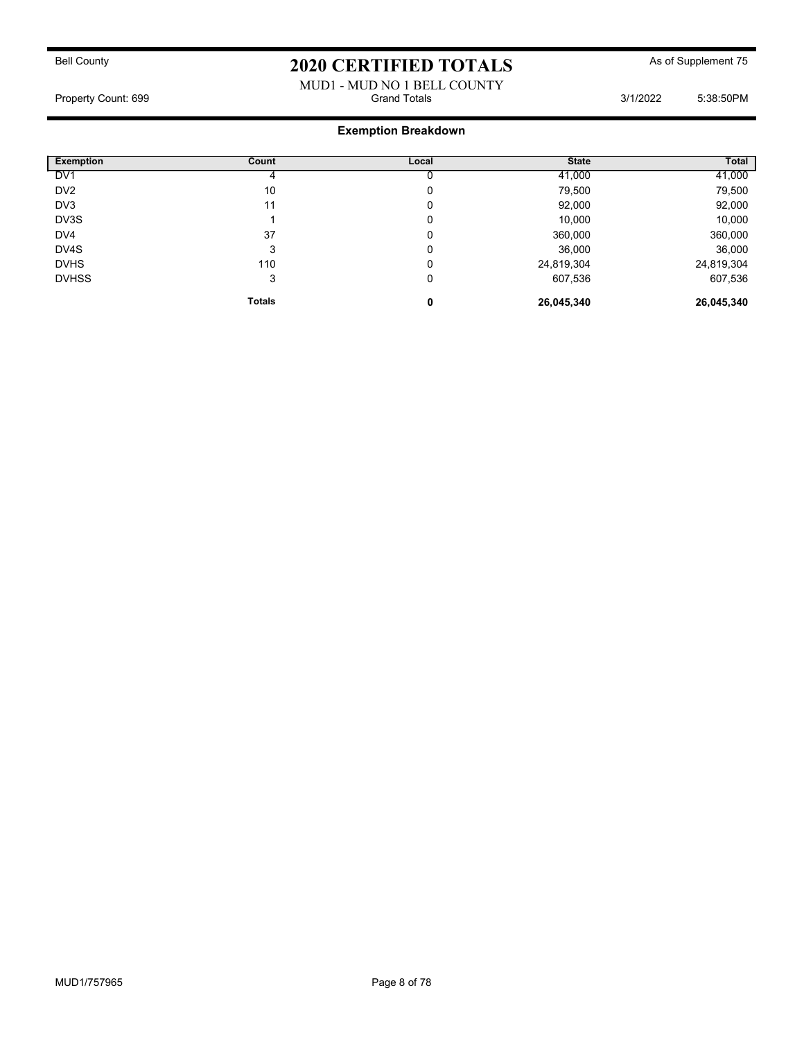Bell County

# 2020 CERTIFIED TOTALS

As of Supplement 75

MUD1 - MUD NO 1 BELL COUNTY

Property Count: 699 Grand Totals 3/1/2022 5:38:50PM

## Exemption Breakdown

| Exemption | Count | Local | State | Total |
|---|---|---|---|---|
| DV1 | 4 | 0 | 41,000 | 41,000 |
| DV2 | 10 | 0 | 79,500 | 79,500 |
| DV3 | 11 | 0 | 92,000 | 92,000 |
| DV3S | 1 | 0 | 10,000 | 10,000 |
| DV4 | 37 | 0 | 360,000 | 360,000 |
| DV4S | 3 | 0 | 36,000 | 36,000 |
| DVHS | 110 | 0 | 24,819,304 | 24,819,304 |
| DVHSS | 3 | 0 | 607,536 | 607,536 |
| | **Totals** | **0** | **26,045,340** | **26,045,340** |

MUD1/757965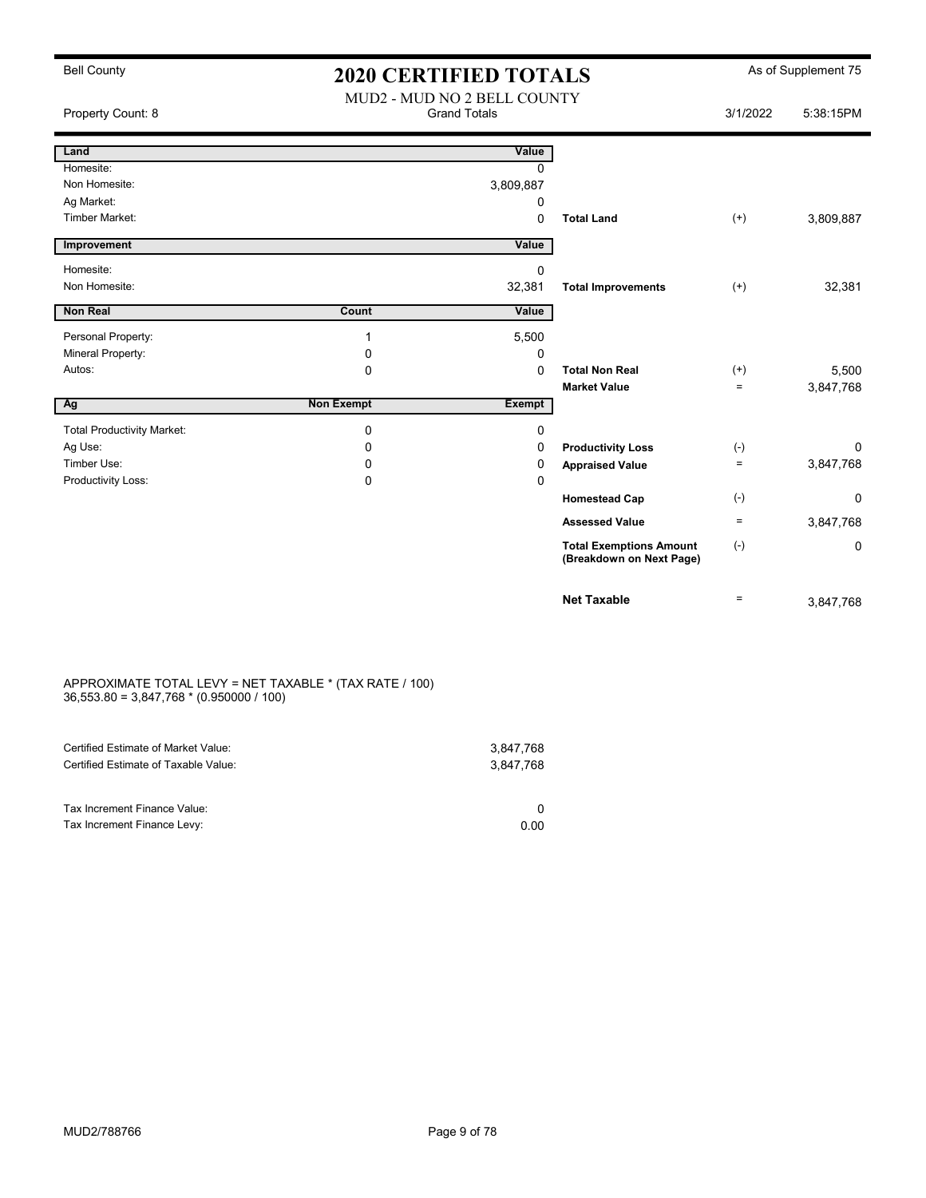Bell County

# 2020 CERTIFIED TOTALS

As of Supplement 75

MUD2 - MUD NO 2 BELL COUNTY

Property Count: 8 | Grand Totals | 3/1/2022 5:38:15PM

| Land | | Value | | | |
|---|---|---|---|---|---|
| Homesite: | | 0 | | | |
| Non Homesite: | | 3,809,887 | | | |
| Ag Market: | | 0 | | | |
| Timber Market: | | 0 | **Total Land** | (+) | 3,809,887 |

| Improvement | | Value | | | |
|---|---|---|---|---|---|
| Homesite: | | 0 | | | |
| Non Homesite: | | 32,381 | **Total Improvements** | (+) | 32,381 |

| Non Real | Count | Value | | | |
|---|---|---|---|---|---|
| Personal Property: | 1 | 5,500 | | | |
| Mineral Property: | 0 | 0 | | | |
| Autos: | 0 | 0 | **Total Non Real** | (+) | 5,500 |
| | | | **Market Value** | = | 3,847,768 |

| Ag | Non Exempt | Exempt | | | |
|---|---|---|---|---|---|
| Total Productivity Market: | 0 | 0 | | | |
| Ag Use: | 0 | 0 | **Productivity Loss** | (-) | 0 |
| Timber Use: | 0 | 0 | **Appraised Value** | = | 3,847,768 |
| Productivity Loss: | 0 | 0 | | | |
| | | | **Homestead Cap** | (-) | 0 |
| | | | **Assessed Value** | = | 3,847,768 |
| | | | **Total Exemptions Amount (Breakdown on Next Page)** | (-) | 0 |
| | | | **Net Taxable** | = | 3,847,768 |

APPROXIMATE TOTAL LEVY = NET TAXABLE * (TAX RATE / 100)
36,553.80 = 3,847,768 * (0.950000 / 100)

| | |
|---|---|
| Certified Estimate of Market Value: | 3,847,768 |
| Certified Estimate of Taxable Value: | 3,847,768 |
| Tax Increment Finance Value: | 0 |
| Tax Increment Finance Levy: | 0.00 |

MUD2/788766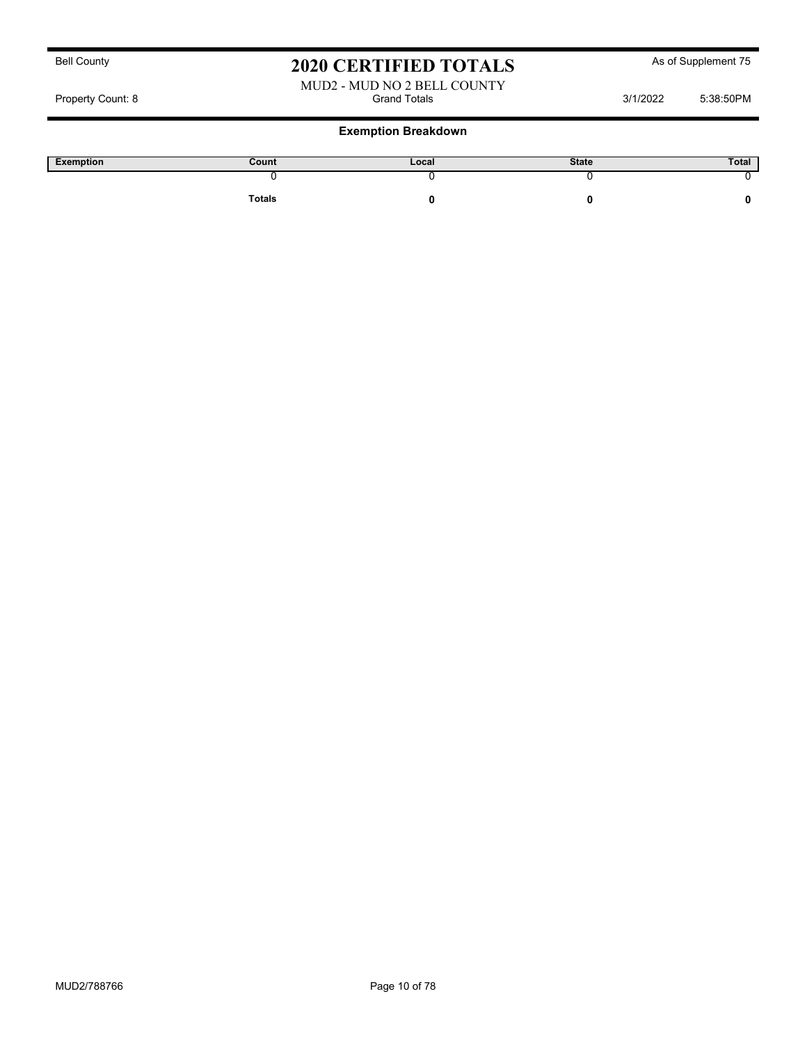Bell County

# 2020 CERTIFIED TOTALS

As of Supplement 75

MUD2 - MUD NO 2 BELL COUNTY

Property Count: 8 | Grand Totals | 3/1/2022 5:38:50PM

## Exemption Breakdown

| Exemption | Count | Local | State | Total |
|---|---|---|---|---|
| | 0 | 0 | 0 | 0 |
| | **Totals** | **0** | **0** | **0** |

MUD2/788766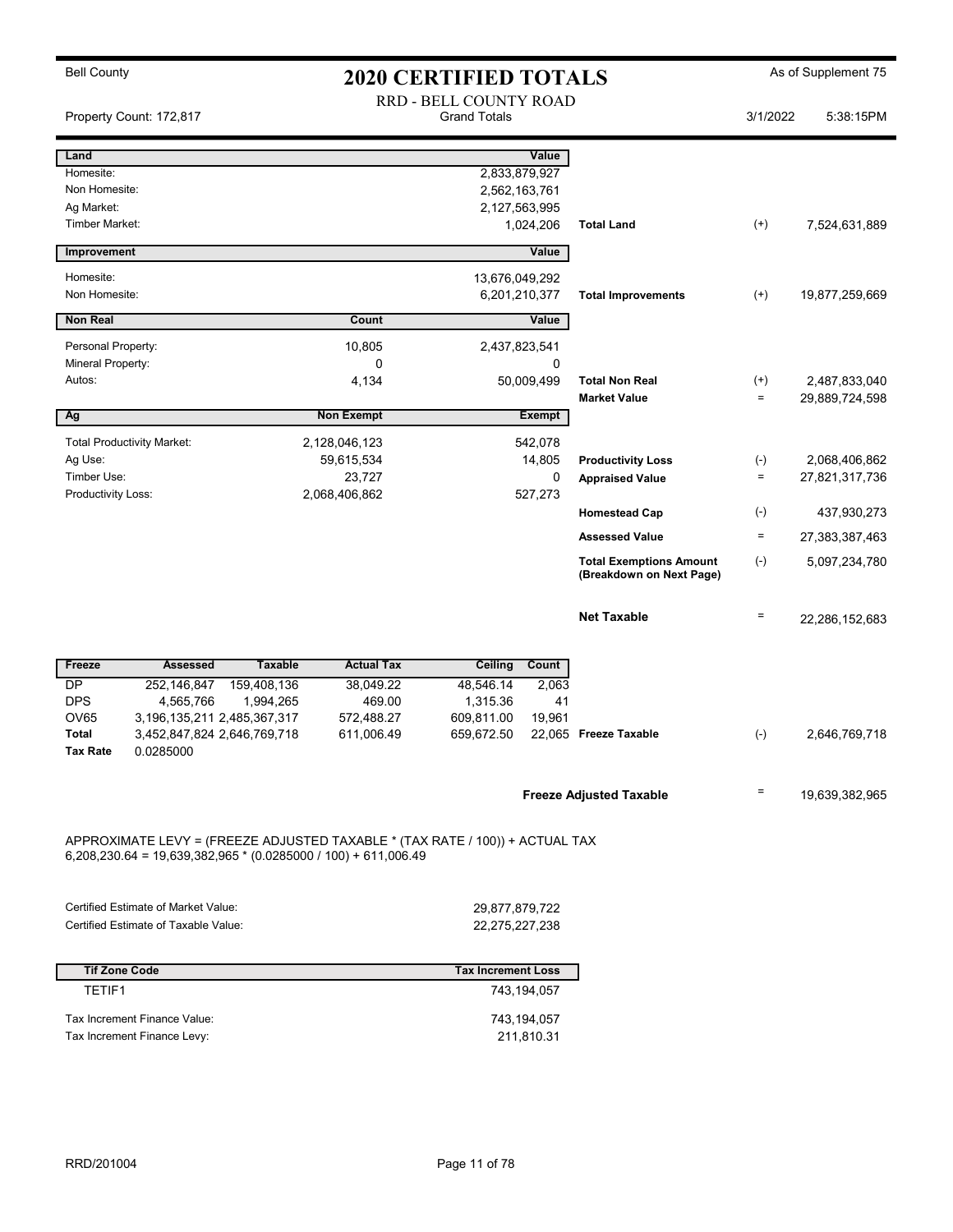Bell County

# 2020 CERTIFIED TOTALS

As of Supplement 75

RRD - BELL COUNTY ROAD

Property Count: 172,817 — Grand Totals — 3/1/2022 5:38:15PM

| Land | | Value | | | |
|---|---|---|---|---|---|
| Homesite: | | 2,833,879,927 | | | |
| Non Homesite: | | 2,562,163,761 | | | |
| Ag Market: | | 2,127,563,995 | | | |
| Timber Market: | | 1,024,206 | Total Land | (+) | 7,524,631,889 |

| Improvement | | Value | | | |
|---|---|---|---|---|---|
| Homesite: | | 13,676,049,292 | | | |
| Non Homesite: | | 6,201,210,377 | Total Improvements | (+) | 19,877,259,669 |

| Non Real | Count | Value | | | |
|---|---|---|---|---|---|
| Personal Property: | 10,805 | 2,437,823,541 | | | |
| Mineral Property: | 0 | 0 | | | |
| Autos: | 4,134 | 50,009,499 | Total Non Real | (+) | 2,487,833,040 |
| | | | Market Value | = | 29,889,724,598 |

| Ag | Non Exempt | Exempt | | | |
|---|---|---|---|---|---|
| Total Productivity Market: | 2,128,046,123 | 542,078 | | | |
| Ag Use: | 59,615,534 | 14,805 | Productivity Loss | (-) | 2,068,406,862 |
| Timber Use: | 23,727 | 0 | Appraised Value | = | 27,821,317,736 |
| Productivity Loss: | 2,068,406,862 | 527,273 | | | |
| | | | Homestead Cap | (-) | 437,930,273 |
| | | | Assessed Value | = | 27,383,387,463 |
| | | | Total Exemptions Amount (Breakdown on Next Page) | (-) | 5,097,234,780 |
| | | | Net Taxable | = | 22,286,152,683 |

| Freeze | Assessed | Taxable | Actual Tax | Ceiling | Count | | | |
|---|---|---|---|---|---|---|---|---|
| DP | 252,146,847 | 159,408,136 | 38,049.22 | 48,546.14 | 2,063 | | | |
| DPS | 4,565,766 | 1,994,265 | 469.00 | 1,315.36 | 41 | | | |
| OV65 | 3,196,135,211 | 2,485,367,317 | 572,488.27 | 609,811.00 | 19,961 | | | |
| Total | 3,452,847,824 | 2,646,769,718 | 611,006.49 | 659,672.50 | 22,065 | Freeze Taxable | (-) | 2,646,769,718 |
| Tax Rate | 0.0285000 | | | | | | | |

Freeze Adjusted Taxable = 19,639,382,965

APPROXIMATE LEVY = (FREEZE ADJUSTED TAXABLE * (TAX RATE / 100)) + ACTUAL TAX
6,208,230.64 = 19,639,382,965 * (0.0285000 / 100) + 611,006.49

| | |
|---|---|
| Certified Estimate of Market Value: | 29,877,879,722 |
| Certified Estimate of Taxable Value: | 22,275,227,238 |

| Tif Zone Code | Tax Increment Loss |
|---|---|
| TETIF1 | 743,194,057 |
| Tax Increment Finance Value: | 743,194,057 |
| Tax Increment Finance Levy: | 211,810.31 |

RRD/201004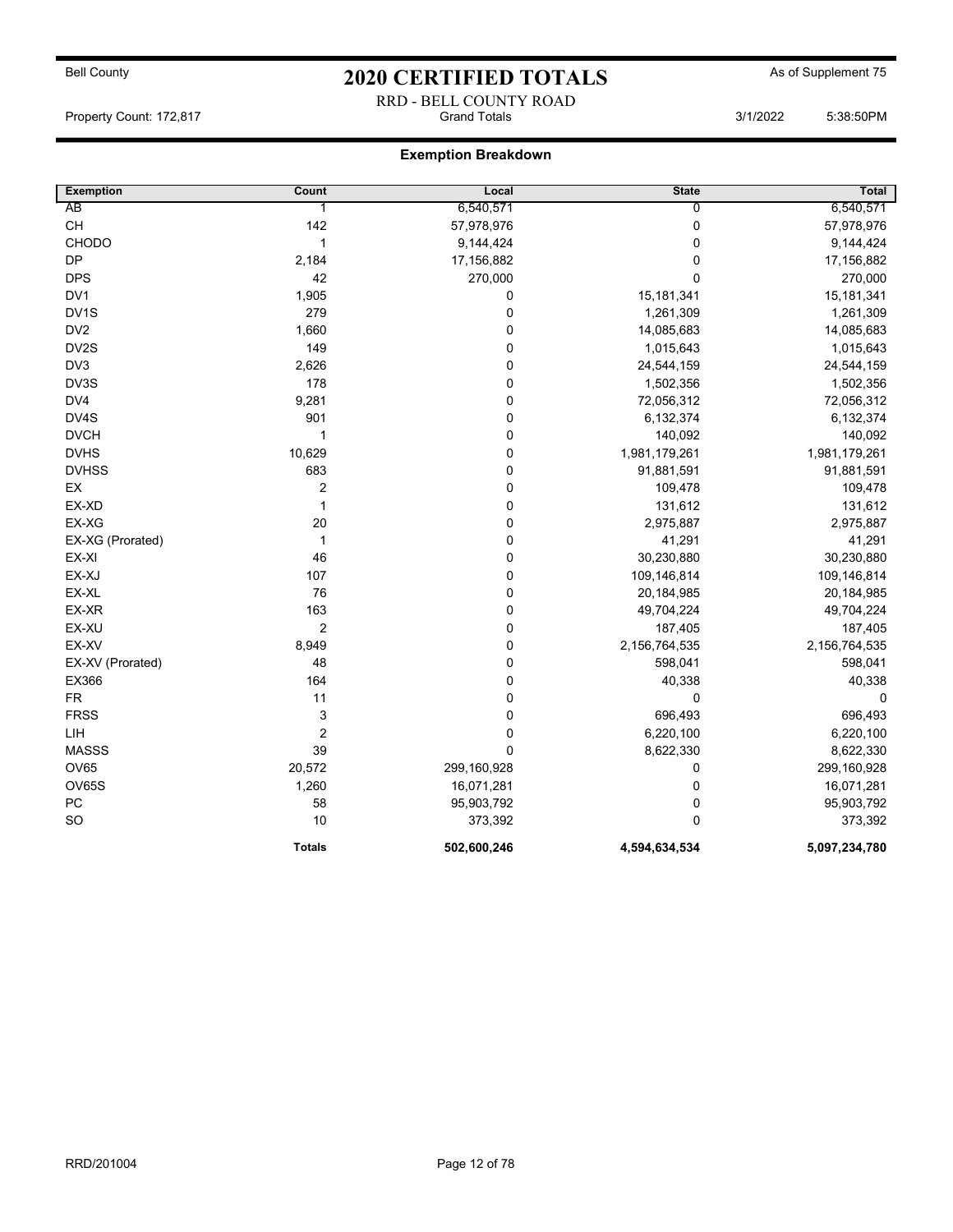Bell County

# 2020 CERTIFIED TOTALS

As of Supplement 75

RRD - BELL COUNTY ROAD

Property Count: 172,817 | Grand Totals | 3/1/2022 5:38:50PM

## Exemption Breakdown

| Exemption | Count | Local | State | Total |
|---|---|---|---|---|
| AB | 1 | 6,540,571 | 0 | 6,540,571 |
| CH | 142 | 57,978,976 | 0 | 57,978,976 |
| CHODO | 1 | 9,144,424 | 0 | 9,144,424 |
| DP | 2,184 | 17,156,882 | 0 | 17,156,882 |
| DPS | 42 | 270,000 | 0 | 270,000 |
| DV1 | 1,905 | 0 | 15,181,341 | 15,181,341 |
| DV1S | 279 | 0 | 1,261,309 | 1,261,309 |
| DV2 | 1,660 | 0 | 14,085,683 | 14,085,683 |
| DV2S | 149 | 0 | 1,015,643 | 1,015,643 |
| DV3 | 2,626 | 0 | 24,544,159 | 24,544,159 |
| DV3S | 178 | 0 | 1,502,356 | 1,502,356 |
| DV4 | 9,281 | 0 | 72,056,312 | 72,056,312 |
| DV4S | 901 | 0 | 6,132,374 | 6,132,374 |
| DVCH | 1 | 0 | 140,092 | 140,092 |
| DVHS | 10,629 | 0 | 1,981,179,261 | 1,981,179,261 |
| DVHSS | 683 | 0 | 91,881,591 | 91,881,591 |
| EX | 2 | 0 | 109,478 | 109,478 |
| EX-XD | 1 | 0 | 131,612 | 131,612 |
| EX-XG | 20 | 0 | 2,975,887 | 2,975,887 |
| EX-XG (Prorated) | 1 | 0 | 41,291 | 41,291 |
| EX-XI | 46 | 0 | 30,230,880 | 30,230,880 |
| EX-XJ | 107 | 0 | 109,146,814 | 109,146,814 |
| EX-XL | 76 | 0 | 20,184,985 | 20,184,985 |
| EX-XR | 163 | 0 | 49,704,224 | 49,704,224 |
| EX-XU | 2 | 0 | 187,405 | 187,405 |
| EX-XV | 8,949 | 0 | 2,156,764,535 | 2,156,764,535 |
| EX-XV (Prorated) | 48 | 0 | 598,041 | 598,041 |
| EX366 | 164 | 0 | 40,338 | 40,338 |
| FR | 11 | 0 | 0 | 0 |
| FRSS | 3 | 0 | 696,493 | 696,493 |
| LIH | 2 | 0 | 6,220,100 | 6,220,100 |
| MASSS | 39 | 0 | 8,622,330 | 8,622,330 |
| OV65 | 20,572 | 299,160,928 | 0 | 299,160,928 |
| OV65S | 1,260 | 16,071,281 | 0 | 16,071,281 |
| PC | 58 | 95,903,792 | 0 | 95,903,792 |
| SO | 10 | 373,392 | 0 | 373,392 |
| | **Totals** | **502,600,246** | **4,594,634,534** | **5,097,234,780** |

RRD/201004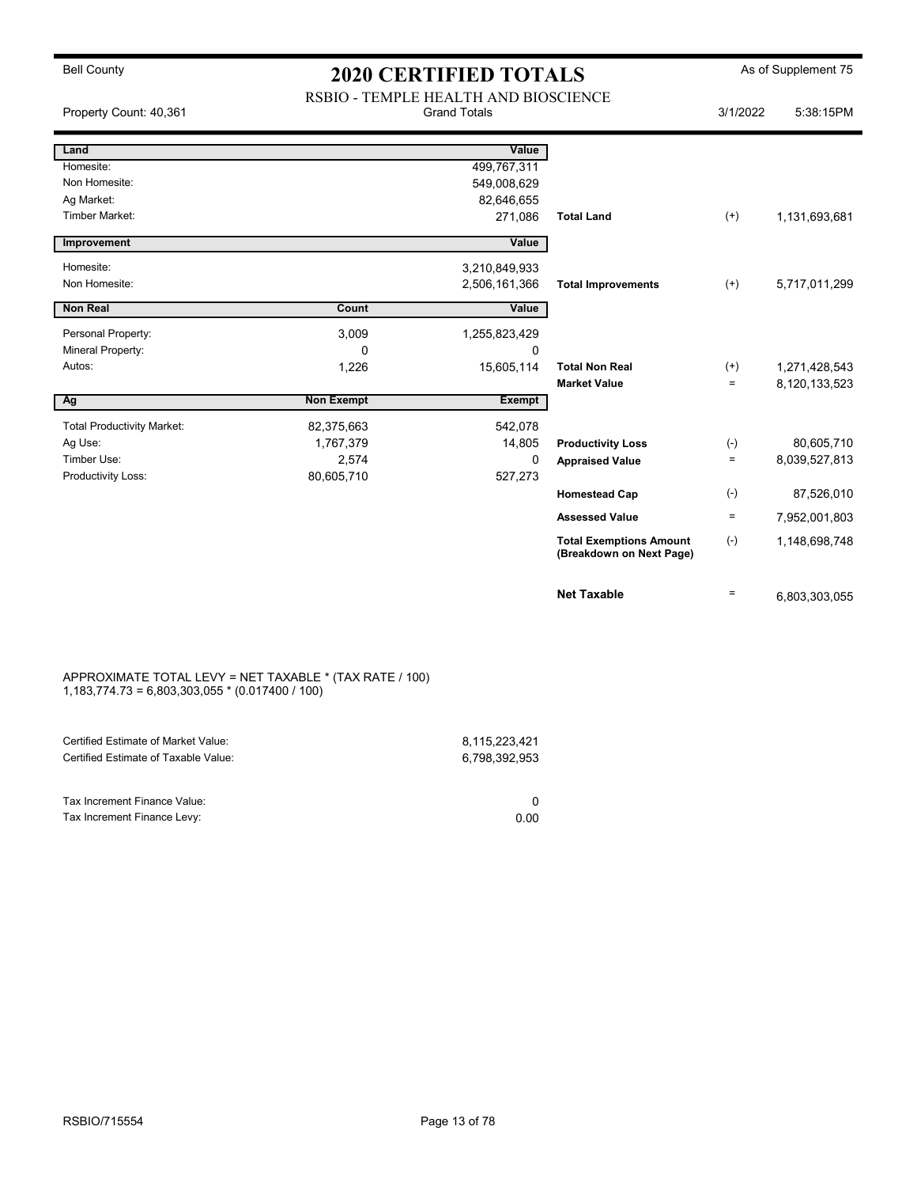Bell County

# 2020 CERTIFIED TOTALS

As of Supplement 75

RSBIO - TEMPLE HEALTH AND BIOSCIENCE

Property Count: 40,361 | Grand Totals | 3/1/2022 5:38:15PM

| Land | | Value | | | |
|---|---|---|---|---|---|
| Homesite: | | 499,767,311 | | | |
| Non Homesite: | | 549,008,629 | | | |
| Ag Market: | | 82,646,655 | | | |
| Timber Market: | | 271,086 | **Total Land** | (+) | 1,131,693,681 |

| Improvement | | Value | | | |
|---|---|---|---|---|---|
| Homesite: | | 3,210,849,933 | | | |
| Non Homesite: | | 2,506,161,366 | **Total Improvements** | (+) | 5,717,011,299 |

| Non Real | Count | Value | | | |
|---|---|---|---|---|---|
| Personal Property: | 3,009 | 1,255,823,429 | | | |
| Mineral Property: | 0 | 0 | | | |
| Autos: | 1,226 | 15,605,114 | **Total Non Real** | (+) | 1,271,428,543 |
| | | | **Market Value** | = | 8,120,133,523 |

| Ag | Non Exempt | Exempt | | | |
|---|---|---|---|---|---|
| Total Productivity Market: | 82,375,663 | 542,078 | | | |
| Ag Use: | 1,767,379 | 14,805 | **Productivity Loss** | (-) | 80,605,710 |
| Timber Use: | 2,574 | 0 | **Appraised Value** | = | 8,039,527,813 |
| Productivity Loss: | 80,605,710 | 527,273 | | | |
| | | | **Homestead Cap** | (-) | 87,526,010 |
| | | | **Assessed Value** | = | 7,952,001,803 |
| | | | **Total Exemptions Amount (Breakdown on Next Page)** | (-) | 1,148,698,748 |
| | | | **Net Taxable** | = | 6,803,303,055 |

APPROXIMATE TOTAL LEVY = NET TAXABLE * (TAX RATE / 100)
1,183,774.73 = 6,803,303,055 * (0.017400 / 100)

| | |
|---|---|
| Certified Estimate of Market Value: | 8,115,223,421 |
| Certified Estimate of Taxable Value: | 6,798,392,953 |

| | |
|---|---|
| Tax Increment Finance Value: | 0 |
| Tax Increment Finance Levy: | 0.00 |

RSBIO/715554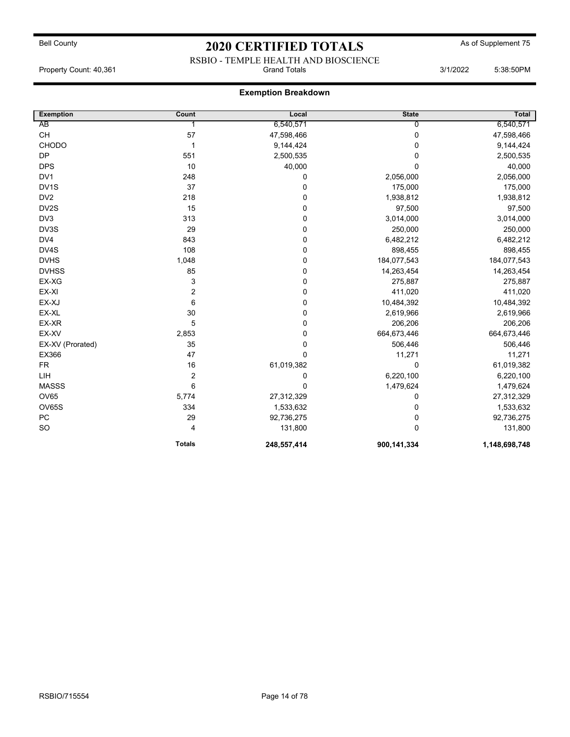Bell County

# 2020 CERTIFIED TOTALS

As of Supplement 75

RSBIO - TEMPLE HEALTH AND BIOSCIENCE

Property Count: 40,361 | Grand Totals | 3/1/2022 5:38:50PM

## Exemption Breakdown

| Exemption | Count | Local | State | Total |
|---|---|---|---|---|
| AB | 1 | 6,540,571 | 0 | 6,540,571 |
| CH | 57 | 47,598,466 | 0 | 47,598,466 |
| CHODO | 1 | 9,144,424 | 0 | 9,144,424 |
| DP | 551 | 2,500,535 | 0 | 2,500,535 |
| DPS | 10 | 40,000 | 0 | 40,000 |
| DV1 | 248 | 0 | 2,056,000 | 2,056,000 |
| DV1S | 37 | 0 | 175,000 | 175,000 |
| DV2 | 218 | 0 | 1,938,812 | 1,938,812 |
| DV2S | 15 | 0 | 97,500 | 97,500 |
| DV3 | 313 | 0 | 3,014,000 | 3,014,000 |
| DV3S | 29 | 0 | 250,000 | 250,000 |
| DV4 | 843 | 0 | 6,482,212 | 6,482,212 |
| DV4S | 108 | 0 | 898,455 | 898,455 |
| DVHS | 1,048 | 0 | 184,077,543 | 184,077,543 |
| DVHSS | 85 | 0 | 14,263,454 | 14,263,454 |
| EX-XG | 3 | 0 | 275,887 | 275,887 |
| EX-XI | 2 | 0 | 411,020 | 411,020 |
| EX-XJ | 6 | 0 | 10,484,392 | 10,484,392 |
| EX-XL | 30 | 0 | 2,619,966 | 2,619,966 |
| EX-XR | 5 | 0 | 206,206 | 206,206 |
| EX-XV | 2,853 | 0 | 664,673,446 | 664,673,446 |
| EX-XV (Prorated) | 35 | 0 | 506,446 | 506,446 |
| EX366 | 47 | 0 | 11,271 | 11,271 |
| FR | 16 | 61,019,382 | 0 | 61,019,382 |
| LIH | 2 | 0 | 6,220,100 | 6,220,100 |
| MASSS | 6 | 0 | 1,479,624 | 1,479,624 |
| OV65 | 5,774 | 27,312,329 | 0 | 27,312,329 |
| OV65S | 334 | 1,533,632 | 0 | 1,533,632 |
| PC | 29 | 92,736,275 | 0 | 92,736,275 |
| SO | 4 | 131,800 | 0 | 131,800 |
| | **Totals** | **248,557,414** | **900,141,334** | **1,148,698,748** |

RSBIO/715554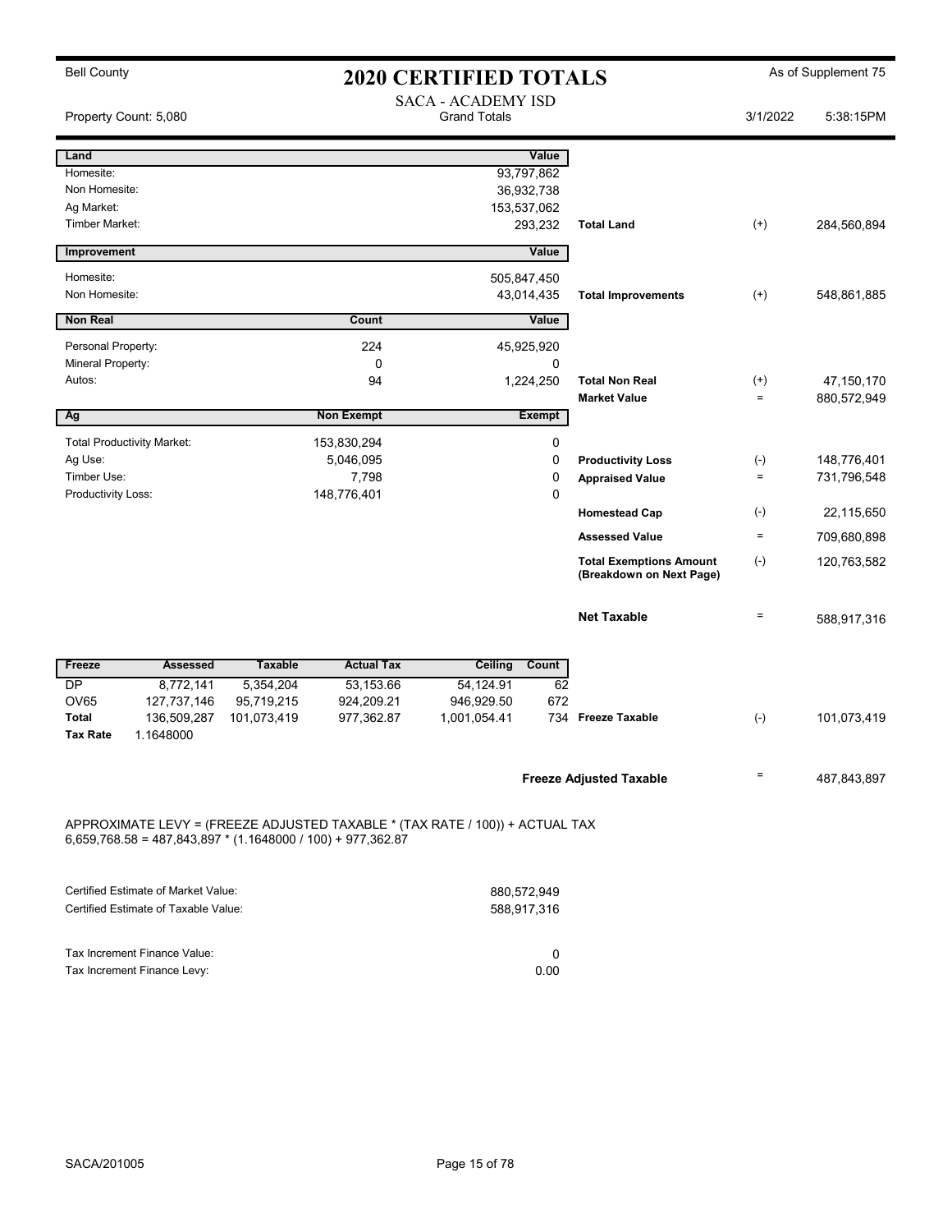Bell County

# 2020 CERTIFIED TOTALS

As of Supplement 75

SACA - ACADEMY ISD
Grand Totals

Property Count: 5,080

3/1/2022 5:38:15PM

| Land | | Value | | | |
|---|---|---|---|---|---|
| Homesite: | | 93,797,862 | | | |
| Non Homesite: | | 36,932,738 | | | |
| Ag Market: | | 153,537,062 | | | |
| Timber Market: | | 293,232 | **Total Land** | (+) | 284,560,894 |

| Improvement | | Value | | | |
|---|---|---|---|---|---|
| Homesite: | | 505,847,450 | | | |
| Non Homesite: | | 43,014,435 | **Total Improvements** | (+) | 548,861,885 |

| Non Real | Count | Value | | | |
|---|---|---|---|---|---|
| Personal Property: | 224 | 45,925,920 | | | |
| Mineral Property: | 0 | 0 | | | |
| Autos: | 94 | 1,224,250 | **Total Non Real** | (+) | 47,150,170 |
| | | | **Market Value** | = | 880,572,949 |

| Ag | Non Exempt | Exempt | | | |
|---|---|---|---|---|---|
| Total Productivity Market: | 153,830,294 | 0 | | | |
| Ag Use: | 5,046,095 | 0 | **Productivity Loss** | (-) | 148,776,401 |
| Timber Use: | 7,798 | 0 | **Appraised Value** | = | 731,796,548 |
| Productivity Loss: | 148,776,401 | 0 | | | |
| | | | **Homestead Cap** | (-) | 22,115,650 |
| | | | **Assessed Value** | = | 709,680,898 |
| | | | **Total Exemptions Amount (Breakdown on Next Page)** | (-) | 120,763,582 |
| | | | **Net Taxable** | = | 588,917,316 |

| Freeze | Assessed | Taxable | Actual Tax | Ceiling | Count | | | |
|---|---|---|---|---|---|---|---|---|
| DP | 8,772,141 | 5,354,204 | 53,153.66 | 54,124.91 | 62 | | | |
| OV65 | 127,737,146 | 95,719,215 | 924,209.21 | 946,929.50 | 672 | | | |
| **Total** | 136,509,287 | 101,073,419 | 977,362.87 | 1,001,054.41 | 734 | **Freeze Taxable** | (-) | 101,073,419 |
| **Tax Rate** | 1.1648000 | | | | | | | |

**Freeze Adjusted Taxable** = 487,843,897

APPROXIMATE LEVY = (FREEZE ADJUSTED TAXABLE * (TAX RATE / 100)) + ACTUAL TAX
6,659,768.58 = 487,843,897 * (1.1648000 / 100) + 977,362.87

| | |
|---|---|
| Certified Estimate of Market Value: | 880,572,949 |
| Certified Estimate of Taxable Value: | 588,917,316 |

| | |
|---|---|
| Tax Increment Finance Value: | 0 |
| Tax Increment Finance Levy: | 0.00 |

SACA/201005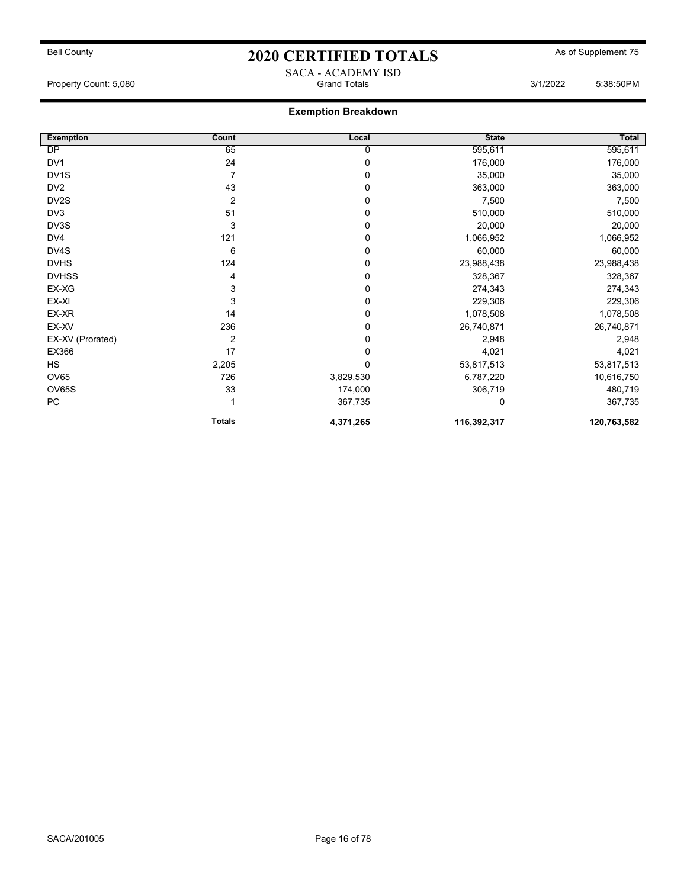Bell County

# 2020 CERTIFIED TOTALS

As of Supplement 75

SACA - ACADEMY ISD

Property Count: 5,080 | Grand Totals | 3/1/2022 5:38:50PM

## Exemption Breakdown

| Exemption | Count | Local | State | Total |
|---|---|---|---|---|
| DP | 65 | 0 | 595,611 | 595,611 |
| DV1 | 24 | 0 | 176,000 | 176,000 |
| DV1S | 7 | 0 | 35,000 | 35,000 |
| DV2 | 43 | 0 | 363,000 | 363,000 |
| DV2S | 2 | 0 | 7,500 | 7,500 |
| DV3 | 51 | 0 | 510,000 | 510,000 |
| DV3S | 3 | 0 | 20,000 | 20,000 |
| DV4 | 121 | 0 | 1,066,952 | 1,066,952 |
| DV4S | 6 | 0 | 60,000 | 60,000 |
| DVHS | 124 | 0 | 23,988,438 | 23,988,438 |
| DVHSS | 4 | 0 | 328,367 | 328,367 |
| EX-XG | 3 | 0 | 274,343 | 274,343 |
| EX-XI | 3 | 0 | 229,306 | 229,306 |
| EX-XR | 14 | 0 | 1,078,508 | 1,078,508 |
| EX-XV | 236 | 0 | 26,740,871 | 26,740,871 |
| EX-XV (Prorated) | 2 | 0 | 2,948 | 2,948 |
| EX366 | 17 | 0 | 4,021 | 4,021 |
| HS | 2,205 | 0 | 53,817,513 | 53,817,513 |
| OV65 | 726 | 3,829,530 | 6,787,220 | 10,616,750 |
| OV65S | 33 | 174,000 | 306,719 | 480,719 |
| PC | 1 | 367,735 | 0 | 367,735 |
| | **Totals** | **4,371,265** | **116,392,317** | **120,763,582** |

SACA/201005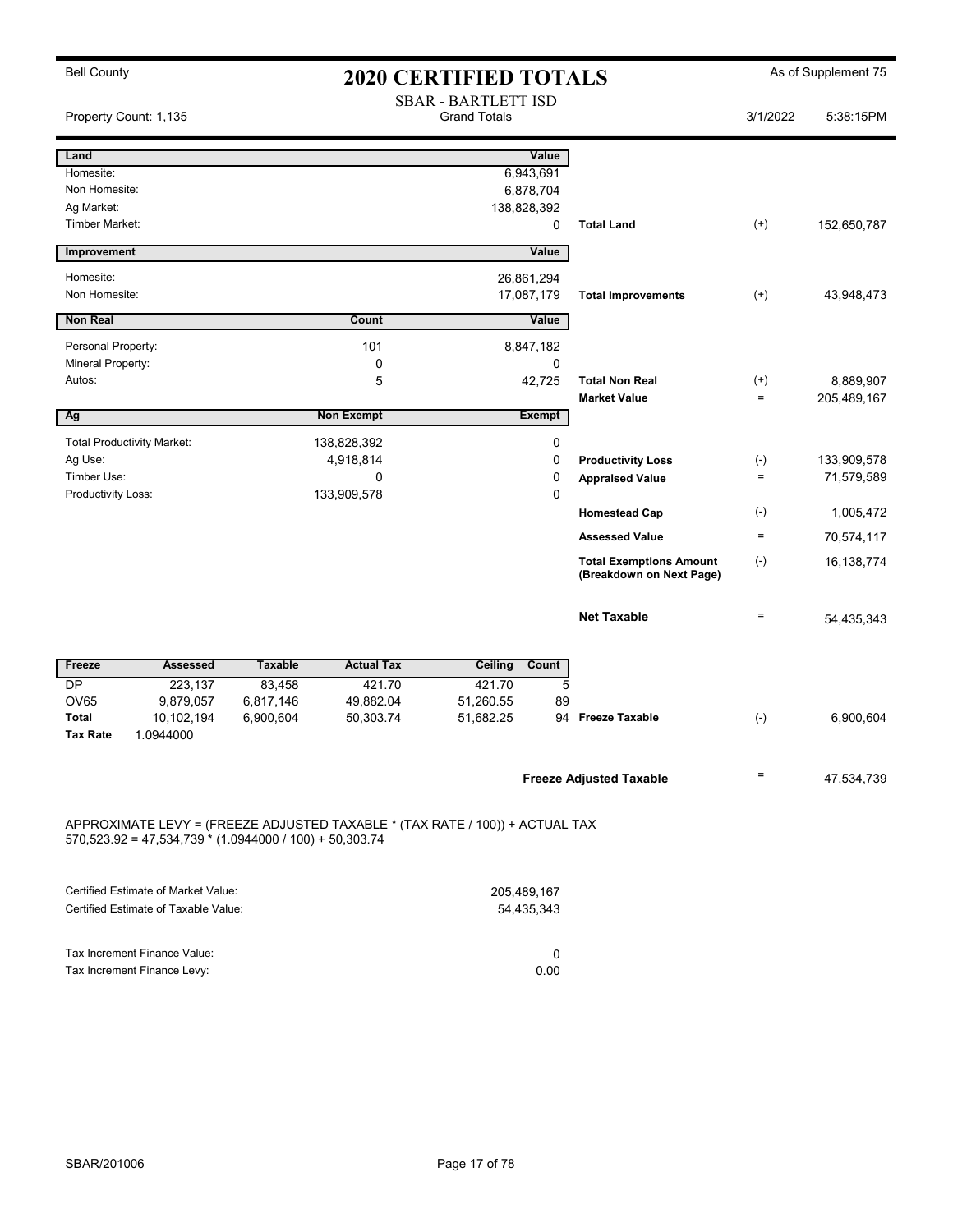Bell County

# 2020 CERTIFIED TOTALS

As of Supplement 75

SBAR - BARTLETT ISD
Grand Totals

Property Count: 1,135

3/1/2022 5:38:15PM

| Land | | Value | | | |
|---|---|---|---|---|---|
| Homesite: | | 6,943,691 | | | |
| Non Homesite: | | 6,878,704 | | | |
| Ag Market: | | 138,828,392 | | | |
| Timber Market: | | 0 | **Total Land** | (+) | 152,650,787 |

| Improvement | | Value | | | |
|---|---|---|---|---|---|
| Homesite: | | 26,861,294 | | | |
| Non Homesite: | | 17,087,179 | **Total Improvements** | (+) | 43,948,473 |

| Non Real | Count | Value | | | |
|---|---|---|---|---|---|
| Personal Property: | 101 | 8,847,182 | | | |
| Mineral Property: | 0 | 0 | | | |
| Autos: | 5 | 42,725 | **Total Non Real** | (+) | 8,889,907 |
| | | | **Market Value** | = | 205,489,167 |

| Ag | Non Exempt | Exempt | | | |
|---|---|---|---|---|---|
| Total Productivity Market: | 138,828,392 | 0 | | | |
| Ag Use: | 4,918,814 | 0 | **Productivity Loss** | (-) | 133,909,578 |
| Timber Use: | 0 | 0 | **Appraised Value** | = | 71,579,589 |
| Productivity Loss: | 133,909,578 | 0 | | | |
| | | | **Homestead Cap** | (-) | 1,005,472 |
| | | | **Assessed Value** | = | 70,574,117 |
| | | | **Total Exemptions Amount (Breakdown on Next Page)** | (-) | 16,138,774 |
| | | | **Net Taxable** | = | 54,435,343 |

| Freeze | Assessed | Taxable | Actual Tax | Ceiling | Count | | | |
|---|---|---|---|---|---|---|---|---|
| DP | 223,137 | 83,458 | 421.70 | 421.70 | 5 | | | |
| OV65 | 9,879,057 | 6,817,146 | 49,882.04 | 51,260.55 | 89 | | | |
| **Total** | 10,102,194 | 6,900,604 | 50,303.74 | 51,682.25 | 94 | **Freeze Taxable** | (-) | 6,900,604 |
| **Tax Rate** | 1.0944000 | | | | | | | |

**Freeze Adjusted Taxable** = 47,534,739

APPROXIMATE LEVY = (FREEZE ADJUSTED TAXABLE * (TAX RATE / 100)) + ACTUAL TAX
570,523.92 = 47,534,739 * (1.0944000 / 100) + 50,303.74

| | |
|---|---|
| Certified Estimate of Market Value: | 205,489,167 |
| Certified Estimate of Taxable Value: | 54,435,343 |

| | |
|---|---|
| Tax Increment Finance Value: | 0 |
| Tax Increment Finance Levy: | 0.00 |

SBAR/201006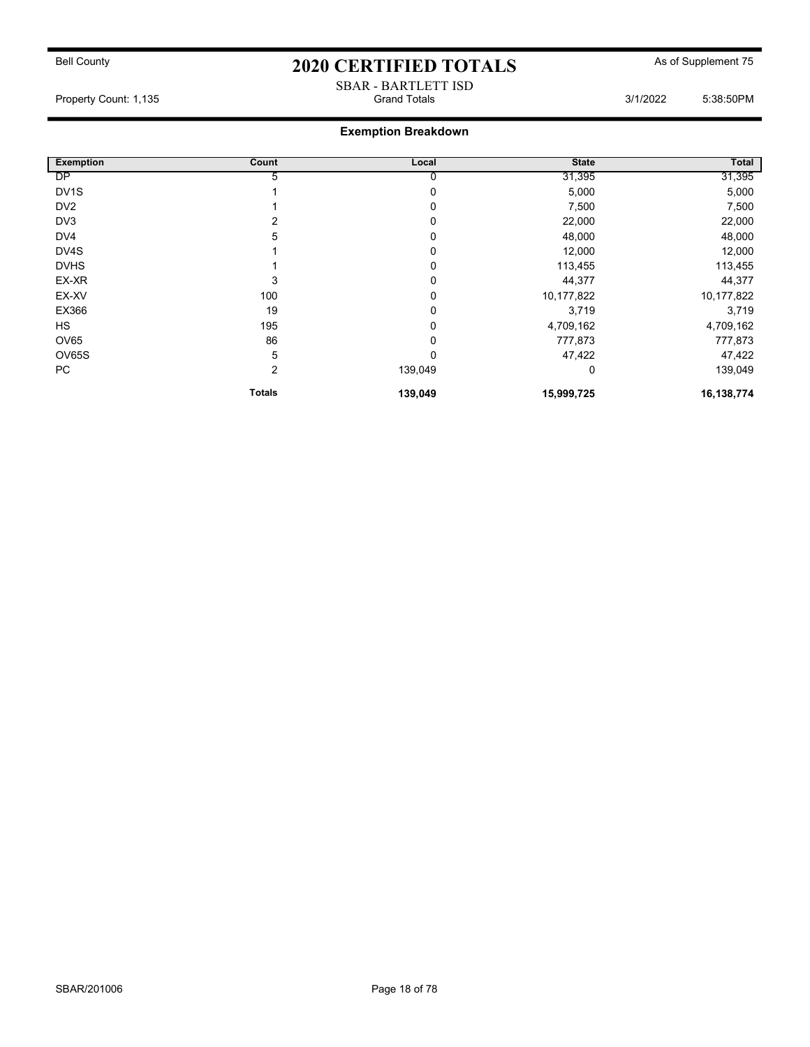Bell County

# 2020 CERTIFIED TOTALS

As of Supplement 75

SBAR - BARTLETT ISD

Property Count: 1,135 | Grand Totals | 3/1/2022 5:38:50PM

## Exemption Breakdown

| Exemption | Count | Local | State | Total |
|---|---|---|---|---|
| DP | 5 | 0 | 31,395 | 31,395 |
| DV1S | 1 | 0 | 5,000 | 5,000 |
| DV2 | 1 | 0 | 7,500 | 7,500 |
| DV3 | 2 | 0 | 22,000 | 22,000 |
| DV4 | 5 | 0 | 48,000 | 48,000 |
| DV4S | 1 | 0 | 12,000 | 12,000 |
| DVHS | 1 | 0 | 113,455 | 113,455 |
| EX-XR | 3 | 0 | 44,377 | 44,377 |
| EX-XV | 100 | 0 | 10,177,822 | 10,177,822 |
| EX366 | 19 | 0 | 3,719 | 3,719 |
| HS | 195 | 0 | 4,709,162 | 4,709,162 |
| OV65 | 86 | 0 | 777,873 | 777,873 |
| OV65S | 5 | 0 | 47,422 | 47,422 |
| PC | 2 | 139,049 | 0 | 139,049 |
| | **Totals** | **139,049** | **15,999,725** | **16,138,774** |

SBAR/201006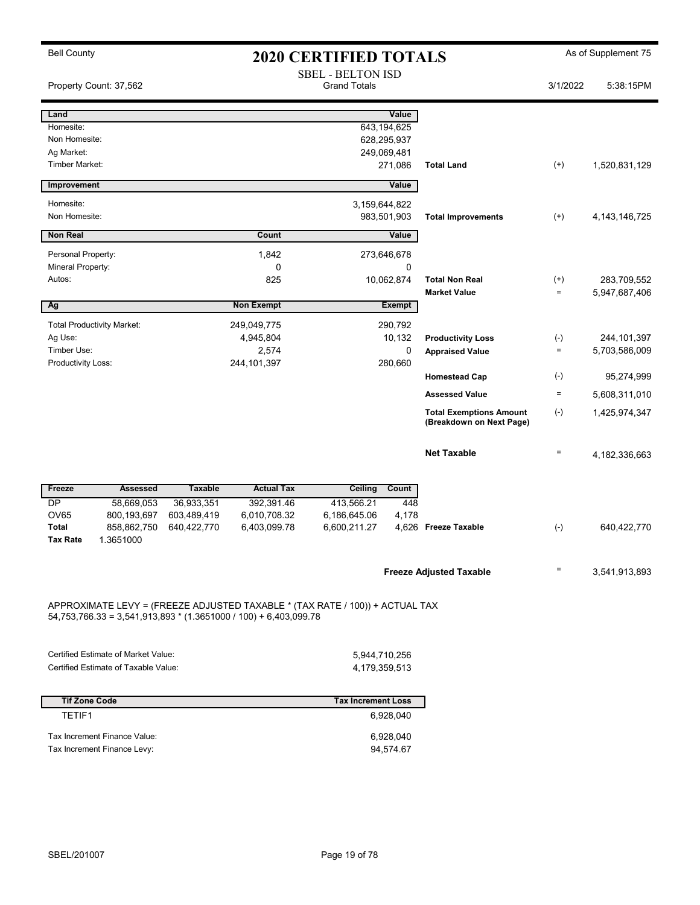Bell County

# 2020 CERTIFIED TOTALS

As of Supplement 75

Property Count: 37,562

SBEL - BELTON ISD
Grand Totals

3/1/2022 5:38:15PM

| Land | Value | | | |
|---|---|---|---|---|
| Homesite: | 643,194,625 | | | |
| Non Homesite: | 628,295,937 | | | |
| Ag Market: | 249,069,481 | | | |
| Timber Market: | 271,086 | Total Land | (+) | 1,520,831,129 |

| Improvement | Value | | | |
|---|---|---|---|---|
| Homesite: | 3,159,644,822 | | | |
| Non Homesite: | 983,501,903 | Total Improvements | (+) | 4,143,146,725 |

| Non Real | Count | Value | | | |
|---|---|---|---|---|---|
| Personal Property: | 1,842 | 273,646,678 | | | |
| Mineral Property: | 0 | 0 | | | |
| Autos: | 825 | 10,062,874 | Total Non Real | (+) | 283,709,552 |
| | | | Market Value | = | 5,947,687,406 |

| Ag | Non Exempt | Exempt | | | |
|---|---|---|---|---|---|
| Total Productivity Market: | 249,049,775 | 290,792 | | | |
| Ag Use: | 4,945,804 | 10,132 | Productivity Loss | (-) | 244,101,397 |
| Timber Use: | 2,574 | 0 | Appraised Value | = | 5,703,586,009 |
| Productivity Loss: | 244,101,397 | 280,660 | | | |
| | | | Homestead Cap | (-) | 95,274,999 |
| | | | Assessed Value | = | 5,608,311,010 |
| | | | Total Exemptions Amount (Breakdown on Next Page) | (-) | 1,425,974,347 |
| | | | Net Taxable | = | 4,182,336,663 |

| Freeze | Assessed | Taxable | Actual Tax | Ceiling | Count | | | |
|---|---|---|---|---|---|---|---|---|
| DP | 58,669,053 | 36,933,351 | 392,391.46 | 413,566.21 | 448 | | | |
| OV65 | 800,193,697 | 603,489,419 | 6,010,708.32 | 6,186,645.06 | 4,178 | | | |
| Total | 858,862,750 | 640,422,770 | 6,403,099.78 | 6,600,211.27 | 4,626 | Freeze Taxable | (-) | 640,422,770 |
| Tax Rate | 1.3651000 | | | | | | | |

| | | |
|---|---|---|
| Freeze Adjusted Taxable | = | 3,541,913,893 |

APPROXIMATE LEVY = (FREEZE ADJUSTED TAXABLE * (TAX RATE / 100)) + ACTUAL TAX
54,753,766.33 = 3,541,913,893 * (1.3651000 / 100) + 6,403,099.78

| | |
|---|---|
| Certified Estimate of Market Value: | 5,944,710,256 |
| Certified Estimate of Taxable Value: | 4,179,359,513 |

| Tif Zone Code | Tax Increment Loss |
|---|---|
| TETIF1 | 6,928,040 |

| | |
|---|---|
| Tax Increment Finance Value: | 6,928,040 |
| Tax Increment Finance Levy: | 94,574.67 |

SBEL/201007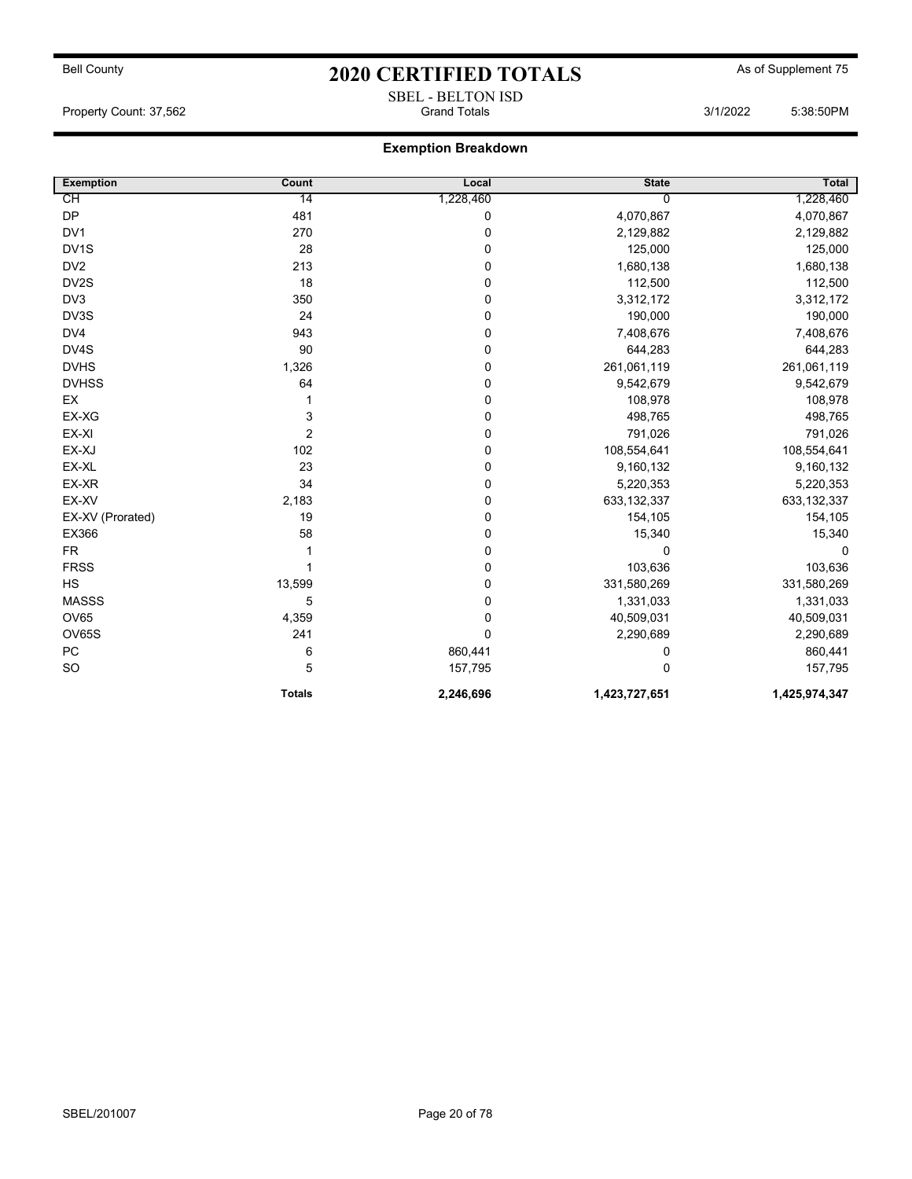Bell County

# 2020 CERTIFIED TOTALS

As of Supplement 75

SBEL - BELTON ISD

Property Count: 37,562 — Grand Totals — 3/1/2022 5:38:50PM

## Exemption Breakdown

| Exemption | Count | Local | State | Total |
|---|---|---|---|---|
| CH | 14 | 1,228,460 | 0 | 1,228,460 |
| DP | 481 | 0 | 4,070,867 | 4,070,867 |
| DV1 | 270 | 0 | 2,129,882 | 2,129,882 |
| DV1S | 28 | 0 | 125,000 | 125,000 |
| DV2 | 213 | 0 | 1,680,138 | 1,680,138 |
| DV2S | 18 | 0 | 112,500 | 112,500 |
| DV3 | 350 | 0 | 3,312,172 | 3,312,172 |
| DV3S | 24 | 0 | 190,000 | 190,000 |
| DV4 | 943 | 0 | 7,408,676 | 7,408,676 |
| DV4S | 90 | 0 | 644,283 | 644,283 |
| DVHS | 1,326 | 0 | 261,061,119 | 261,061,119 |
| DVHSS | 64 | 0 | 9,542,679 | 9,542,679 |
| EX | 1 | 0 | 108,978 | 108,978 |
| EX-XG | 3 | 0 | 498,765 | 498,765 |
| EX-XI | 2 | 0 | 791,026 | 791,026 |
| EX-XJ | 102 | 0 | 108,554,641 | 108,554,641 |
| EX-XL | 23 | 0 | 9,160,132 | 9,160,132 |
| EX-XR | 34 | 0 | 5,220,353 | 5,220,353 |
| EX-XV | 2,183 | 0 | 633,132,337 | 633,132,337 |
| EX-XV (Prorated) | 19 | 0 | 154,105 | 154,105 |
| EX366 | 58 | 0 | 15,340 | 15,340 |
| FR | 1 | 0 | 0 | 0 |
| FRSS | 1 | 0 | 103,636 | 103,636 |
| HS | 13,599 | 0 | 331,580,269 | 331,580,269 |
| MASSS | 5 | 0 | 1,331,033 | 1,331,033 |
| OV65 | 4,359 | 0 | 40,509,031 | 40,509,031 |
| OV65S | 241 | 0 | 2,290,689 | 2,290,689 |
| PC | 6 | 860,441 | 0 | 860,441 |
| SO | 5 | 157,795 | 0 | 157,795 |
| | **Totals** | **2,246,696** | **1,423,727,651** | **1,425,974,347** |

SBEL/201007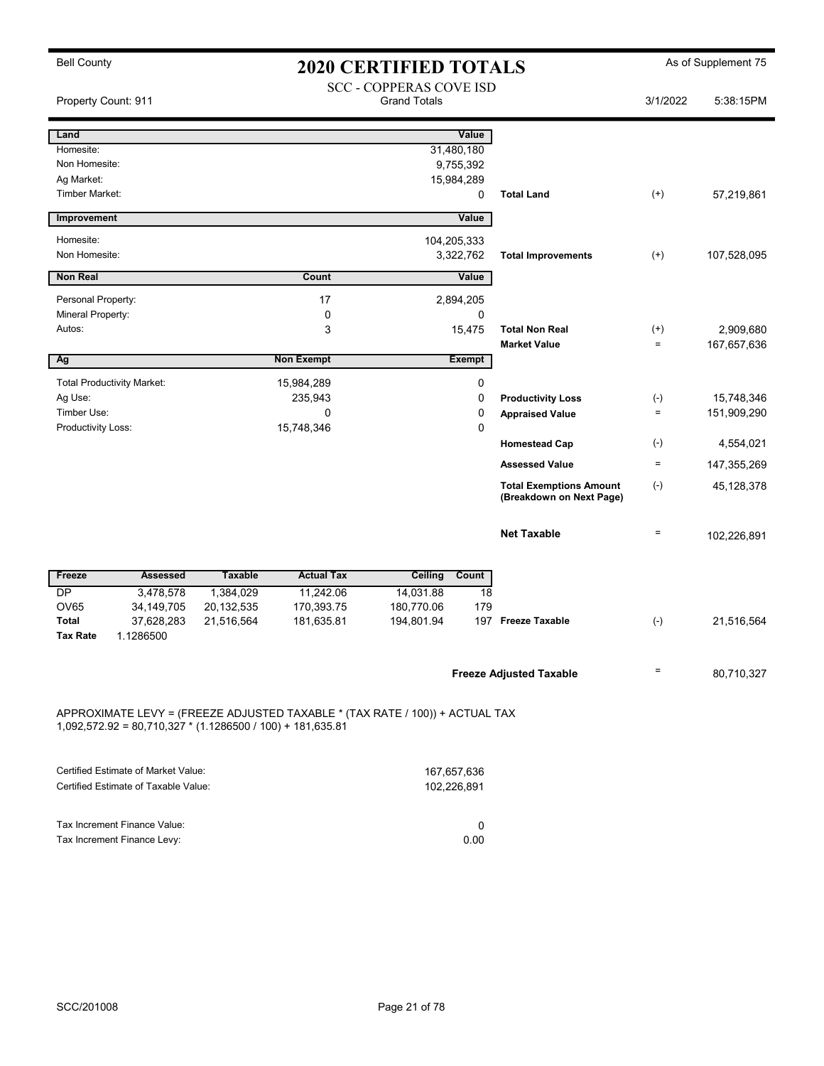Bell County

# 2020 CERTIFIED TOTALS

As of Supplement 75

SCC - COPPERAS COVE ISD
Grand Totals

Property Count: 911 | 3/1/2022 | 5:38:15PM

| Land | | Value | | | |
|---|---|---|---|---|---|
| Homesite: | | 31,480,180 | | | |
| Non Homesite: | | 9,755,392 | | | |
| Ag Market: | | 15,984,289 | | | |
| Timber Market: | | 0 | **Total Land** | (+) | 57,219,861 |

| Improvement | | Value | | | |
|---|---|---|---|---|---|
| Homesite: | | 104,205,333 | | | |
| Non Homesite: | | 3,322,762 | **Total Improvements** | (+) | 107,528,095 |

| Non Real | Count | Value | | | |
|---|---|---|---|---|---|
| Personal Property: | 17 | 2,894,205 | | | |
| Mineral Property: | 0 | 0 | | | |
| Autos: | 3 | 15,475 | **Total Non Real** | (+) | 2,909,680 |
| | | | **Market Value** | = | 167,657,636 |

| Ag | Non Exempt | Exempt | | | |
|---|---|---|---|---|---|
| Total Productivity Market: | 15,984,289 | 0 | | | |
| Ag Use: | 235,943 | 0 | **Productivity Loss** | (-) | 15,748,346 |
| Timber Use: | 0 | 0 | **Appraised Value** | = | 151,909,290 |
| Productivity Loss: | 15,748,346 | 0 | | | |
| | | | **Homestead Cap** | (-) | 4,554,021 |
| | | | **Assessed Value** | = | 147,355,269 |
| | | | **Total Exemptions Amount (Breakdown on Next Page)** | (-) | 45,128,378 |
| | | | **Net Taxable** | = | 102,226,891 |

| Freeze | Assessed | Taxable | Actual Tax | Ceiling | Count | | | |
|---|---|---|---|---|---|---|---|---|
| DP | 3,478,578 | 1,384,029 | 11,242.06 | 14,031.88 | 18 | | | |
| OV65 | 34,149,705 | 20,132,535 | 170,393.75 | 180,770.06 | 179 | | | |
| **Total** | 37,628,283 | 21,516,564 | 181,635.81 | 194,801.94 | 197 | **Freeze Taxable** | (-) | 21,516,564 |
| **Tax Rate** | 1.1286500 | | | | | | | |

**Freeze Adjusted Taxable** = 80,710,327

APPROXIMATE LEVY = (FREEZE ADJUSTED TAXABLE * (TAX RATE / 100)) + ACTUAL TAX
1,092,572.92 = 80,710,327 * (1.1286500 / 100) + 181,635.81

| | |
|---|---|
| Certified Estimate of Market Value: | 167,657,636 |
| Certified Estimate of Taxable Value: | 102,226,891 |

| | |
|---|---|
| Tax Increment Finance Value: | 0 |
| Tax Increment Finance Levy: | 0.00 |

SCC/201008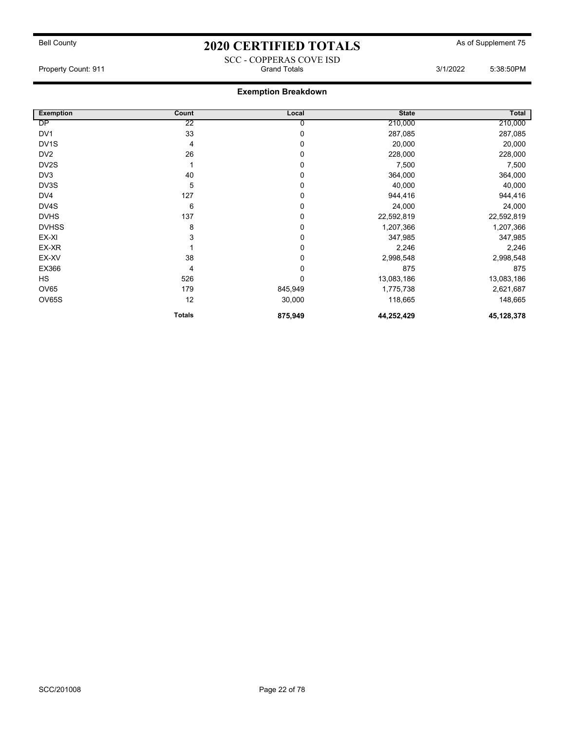Bell County

# 2020 CERTIFIED TOTALS

As of Supplement 75

SCC - COPPERAS COVE ISD

Property Count: 911 | Grand Totals | 3/1/2022 5:38:50PM

## Exemption Breakdown

| Exemption | Count | Local | State | Total |
|---|---|---|---|---|
| DP | 22 | 0 | 210,000 | 210,000 |
| DV1 | 33 | 0 | 287,085 | 287,085 |
| DV1S | 4 | 0 | 20,000 | 20,000 |
| DV2 | 26 | 0 | 228,000 | 228,000 |
| DV2S | 1 | 0 | 7,500 | 7,500 |
| DV3 | 40 | 0 | 364,000 | 364,000 |
| DV3S | 5 | 0 | 40,000 | 40,000 |
| DV4 | 127 | 0 | 944,416 | 944,416 |
| DV4S | 6 | 0 | 24,000 | 24,000 |
| DVHS | 137 | 0 | 22,592,819 | 22,592,819 |
| DVHSS | 8 | 0 | 1,207,366 | 1,207,366 |
| EX-XI | 3 | 0 | 347,985 | 347,985 |
| EX-XR | 1 | 0 | 2,246 | 2,246 |
| EX-XV | 38 | 0 | 2,998,548 | 2,998,548 |
| EX366 | 4 | 0 | 875 | 875 |
| HS | 526 | 0 | 13,083,186 | 13,083,186 |
| OV65 | 179 | 845,949 | 1,775,738 | 2,621,687 |
| OV65S | 12 | 30,000 | 118,665 | 148,665 |
| | **Totals** | **875,949** | **44,252,429** | **45,128,378** |

SCC/201008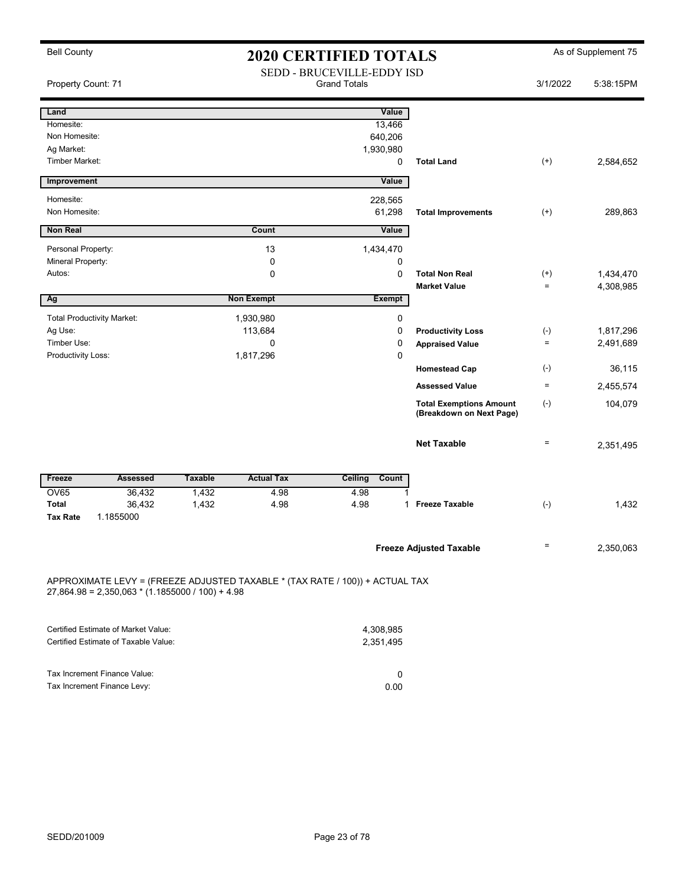Bell County

# 2020 CERTIFIED TOTALS

As of Supplement 75

## SEDD - BRUCEVILLE-EDDY ISD

Property Count: 71 — Grand Totals — 3/1/2022 5:38:15PM

| Land | | Value | | | |
|---|---|---|---|---|---|
| Homesite: | | 13,466 | | | |
| Non Homesite: | | 640,206 | | | |
| Ag Market: | | 1,930,980 | | | |
| Timber Market: | | 0 | **Total Land** | (+) | 2,584,652 |

| Improvement | | Value | | | |
|---|---|---|---|---|---|
| Homesite: | | 228,565 | | | |
| Non Homesite: | | 61,298 | **Total Improvements** | (+) | 289,863 |

| Non Real | Count | Value | | | |
|---|---|---|---|---|---|
| Personal Property: | 13 | 1,434,470 | | | |
| Mineral Property: | 0 | 0 | | | |
| Autos: | 0 | 0 | **Total Non Real** | (+) | 1,434,470 |
| | | | **Market Value** | = | 4,308,985 |

| Ag | Non Exempt | Exempt | | | |
|---|---|---|---|---|---|
| Total Productivity Market: | 1,930,980 | 0 | | | |
| Ag Use: | 113,684 | 0 | **Productivity Loss** | (-) | 1,817,296 |
| Timber Use: | 0 | 0 | **Appraised Value** | = | 2,491,689 |
| Productivity Loss: | 1,817,296 | 0 | | | |
| | | | **Homestead Cap** | (-) | 36,115 |
| | | | **Assessed Value** | = | 2,455,574 |
| | | | **Total Exemptions Amount (Breakdown on Next Page)** | (-) | 104,079 |
| | | | **Net Taxable** | = | 2,351,495 |

| Freeze | Assessed | Taxable | Actual Tax | Ceiling | Count | | | |
|---|---|---|---|---|---|---|---|---|
| OV65 | 36,432 | 1,432 | 4.98 | 4.98 | 1 | | | |
| **Total** | 36,432 | 1,432 | 4.98 | 4.98 | 1 | **Freeze Taxable** | (-) | 1,432 |
| **Tax Rate** | 1.1855000 | | | | | | | |

| | | |
|---|---|---|
| **Freeze Adjusted Taxable** | = | 2,350,063 |

APPROXIMATE LEVY = (FREEZE ADJUSTED TAXABLE * (TAX RATE / 100)) + ACTUAL TAX
27,864.98 = 2,350,063 * (1.1855000 / 100) + 4.98

| | |
|---|---|
| Certified Estimate of Market Value: | 4,308,985 |
| Certified Estimate of Taxable Value: | 2,351,495 |

| | |
|---|---|
| Tax Increment Finance Value: | 0 |
| Tax Increment Finance Levy: | 0.00 |

SEDD/201009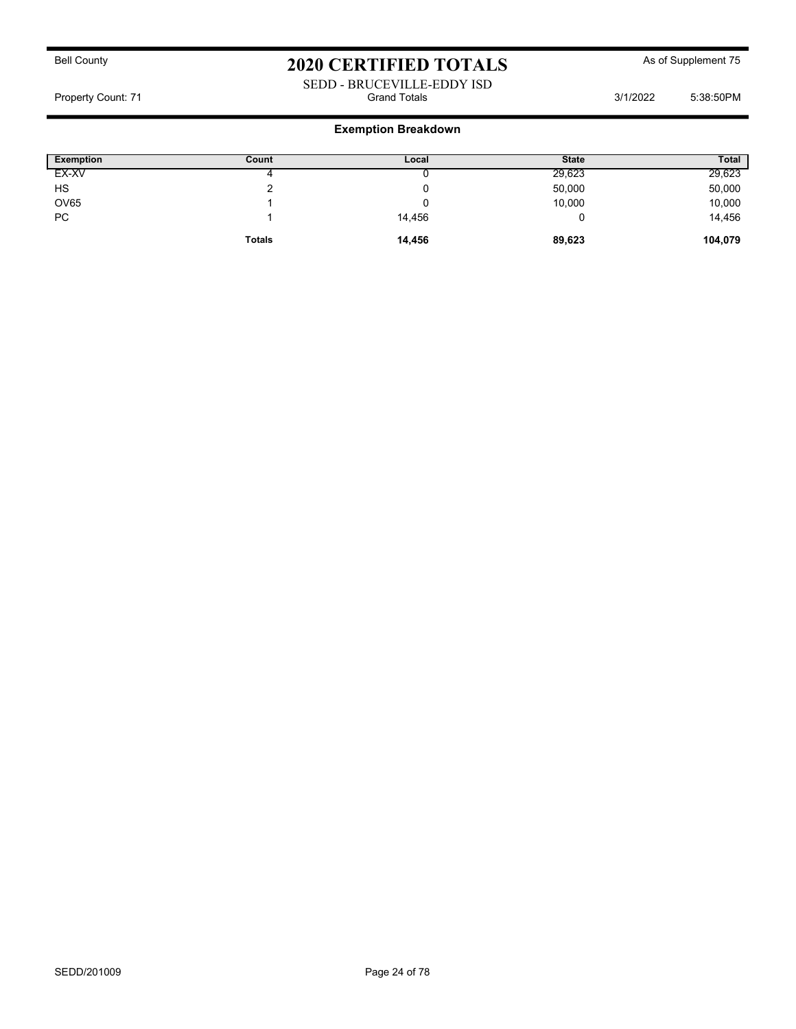Bell County

# 2020 CERTIFIED TOTALS

As of Supplement 75

SEDD - BRUCEVILLE-EDDY ISD

Property Count: 71 | Grand Totals | 3/1/2022 5:38:50PM

## Exemption Breakdown

| Exemption | Count | Local | State | Total |
|---|---|---|---|---|
| EX-XV | 4 | 0 | 29,623 | 29,623 |
| HS | 2 | 0 | 50,000 | 50,000 |
| OV65 | 1 | 0 | 10,000 | 10,000 |
| PC | 1 | 14,456 | 0 | 14,456 |
| | **Totals** | **14,456** | **89,623** | **104,079** |

SEDD/201009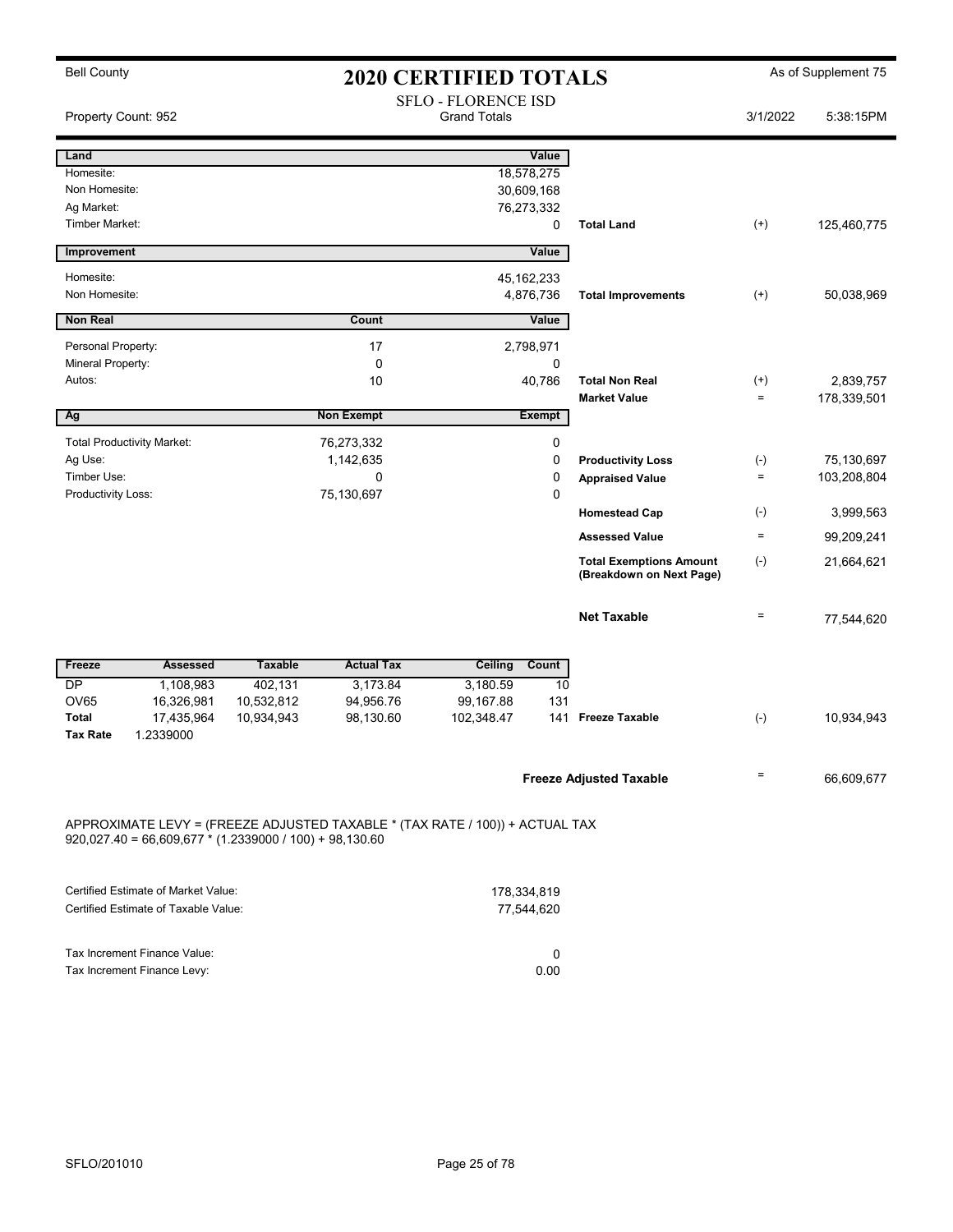Bell County

# 2020 CERTIFIED TOTALS

As of Supplement 75

SFLO - FLORENCE ISD
Grand Totals

Property Count: 952 | 3/1/2022 | 5:38:15PM

| Land | | Value | | | |
|---|---|---|---|---|---|
| Homesite: | | 18,578,275 | | | |
| Non Homesite: | | 30,609,168 | | | |
| Ag Market: | | 76,273,332 | | | |
| Timber Market: | | 0 | Total Land | (+) | 125,460,775 |

| Improvement | | Value | | | |
|---|---|---|---|---|---|
| Homesite: | | 45,162,233 | | | |
| Non Homesite: | | 4,876,736 | Total Improvements | (+) | 50,038,969 |

| Non Real | Count | Value | | | |
|---|---|---|---|---|---|
| Personal Property: | 17 | 2,798,971 | | | |
| Mineral Property: | 0 | 0 | | | |
| Autos: | 10 | 40,786 | Total Non Real | (+) | 2,839,757 |
| | | | Market Value | = | 178,339,501 |

| Ag | Non Exempt | Exempt | | | |
|---|---|---|---|---|---|
| Total Productivity Market: | 76,273,332 | 0 | | | |
| Ag Use: | 1,142,635 | 0 | Productivity Loss | (-) | 75,130,697 |
| Timber Use: | 0 | 0 | Appraised Value | = | 103,208,804 |
| Productivity Loss: | 75,130,697 | 0 | | | |
| | | | Homestead Cap | (-) | 3,999,563 |
| | | | Assessed Value | = | 99,209,241 |
| | | | Total Exemptions Amount (Breakdown on Next Page) | (-) | 21,664,621 |
| | | | Net Taxable | = | 77,544,620 |

| Freeze | Assessed | Taxable | Actual Tax | Ceiling | Count | | | |
|---|---|---|---|---|---|---|---|---|
| DP | 1,108,983 | 402,131 | 3,173.84 | 3,180.59 | 10 | | | |
| OV65 | 16,326,981 | 10,532,812 | 94,956.76 | 99,167.88 | 131 | | | |
| Total | 17,435,964 | 10,934,943 | 98,130.60 | 102,348.47 | 141 | Freeze Taxable | (-) | 10,934,943 |
| Tax Rate | 1.2339000 | | | | | | | |

| | | |
|---|---|---|
| Freeze Adjusted Taxable | = | 66,609,677 |

APPROXIMATE LEVY = (FREEZE ADJUSTED TAXABLE * (TAX RATE / 100)) + ACTUAL TAX
920,027.40 = 66,609,677 * (1.2339000 / 100) + 98,130.60

| | |
|---|---|
| Certified Estimate of Market Value: | 178,334,819 |
| Certified Estimate of Taxable Value: | 77,544,620 |

| | |
|---|---|
| Tax Increment Finance Value: | 0 |
| Tax Increment Finance Levy: | 0.00 |

SFLO/201010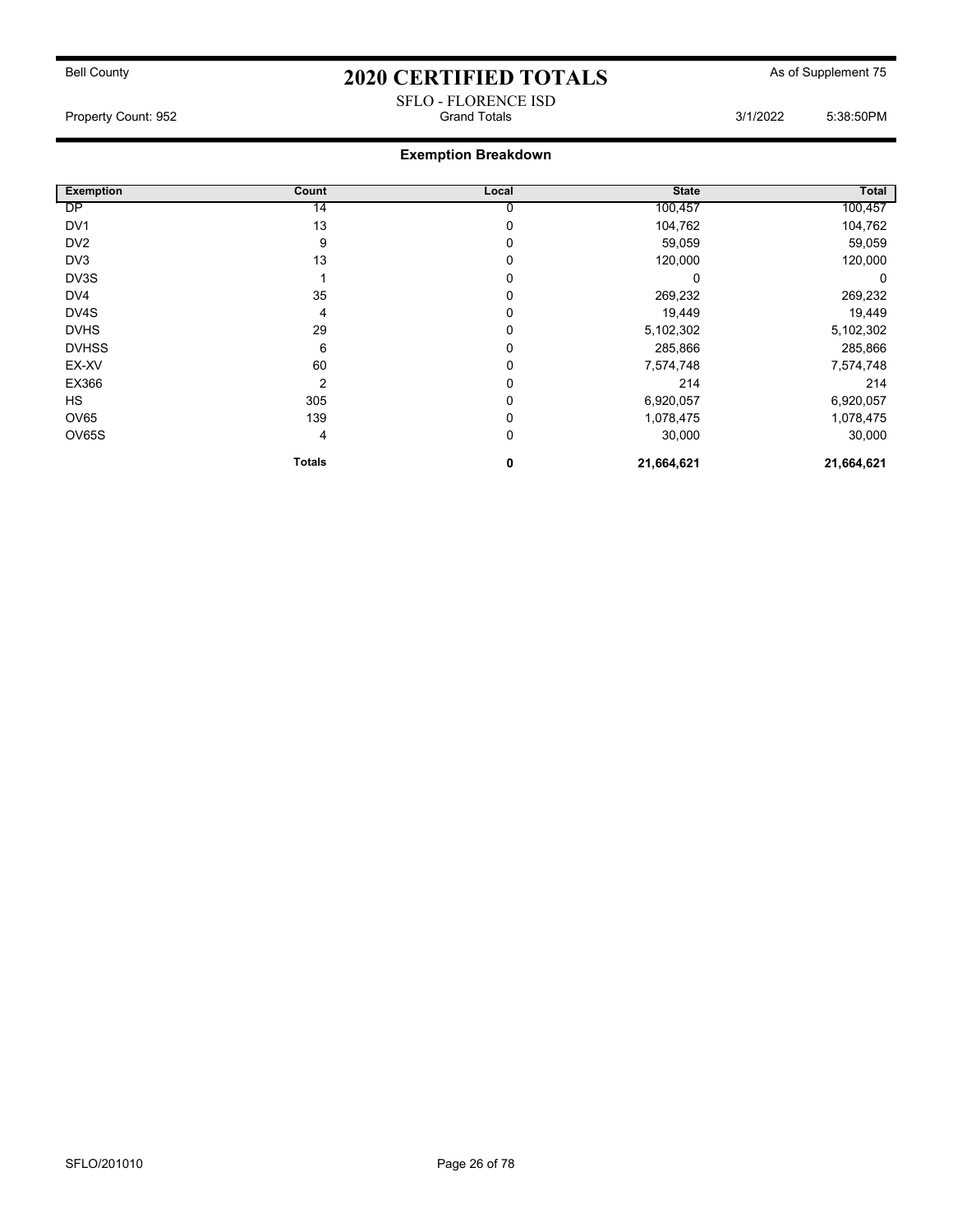Bell County

# 2020 CERTIFIED TOTALS

As of Supplement 75

SFLO - FLORENCE ISD

Property Count: 952 | Grand Totals | 3/1/2022 5:38:50PM

## Exemption Breakdown

| Exemption | Count | Local | State | Total |
|---|---|---|---|---|
| DP | 14 | 0 | 100,457 | 100,457 |
| DV1 | 13 | 0 | 104,762 | 104,762 |
| DV2 | 9 | 0 | 59,059 | 59,059 |
| DV3 | 13 | 0 | 120,000 | 120,000 |
| DV3S | 1 | 0 | 0 | 0 |
| DV4 | 35 | 0 | 269,232 | 269,232 |
| DV4S | 4 | 0 | 19,449 | 19,449 |
| DVHS | 29 | 0 | 5,102,302 | 5,102,302 |
| DVHSS | 6 | 0 | 285,866 | 285,866 |
| EX-XV | 60 | 0 | 7,574,748 | 7,574,748 |
| EX366 | 2 | 0 | 214 | 214 |
| HS | 305 | 0 | 6,920,057 | 6,920,057 |
| OV65 | 139 | 0 | 1,078,475 | 1,078,475 |
| OV65S | 4 | 0 | 30,000 | 30,000 |
| | **Totals** | **0** | **21,664,621** | **21,664,621** |

SFLO/201010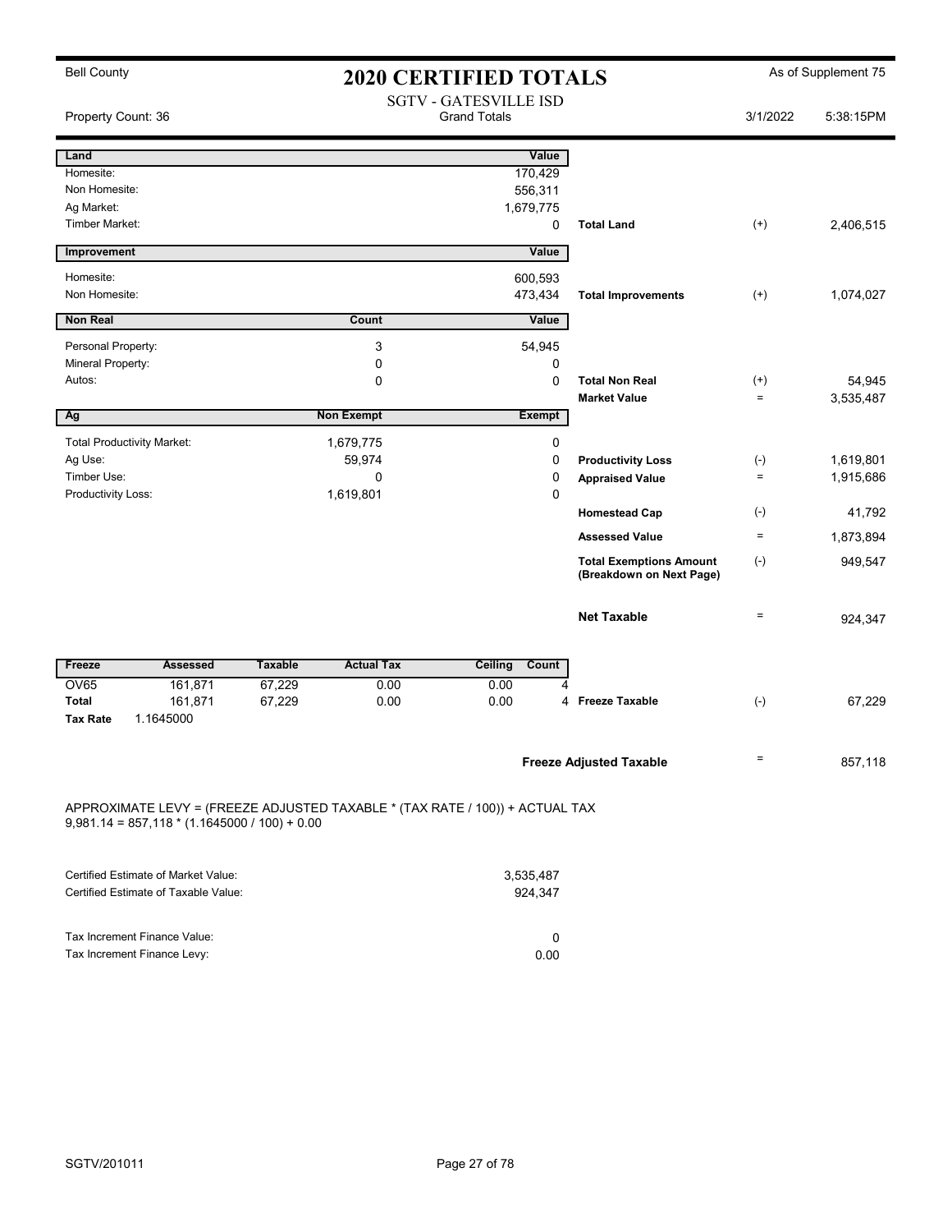Bell County

# 2020 CERTIFIED TOTALS

As of Supplement 75

SGTV - GATESVILLE ISD
Grand Totals

Property Count: 36

3/1/2022 5:38:15PM

| Land | | Value | | | |
|---|---|---|---|---|---|
| Homesite: | | 170,429 | | | |
| Non Homesite: | | 556,311 | | | |
| Ag Market: | | 1,679,775 | | | |
| Timber Market: | | 0 | **Total Land** | (+) | 2,406,515 |

| Improvement | | Value | | | |
|---|---|---|---|---|---|
| Homesite: | | 600,593 | | | |
| Non Homesite: | | 473,434 | **Total Improvements** | (+) | 1,074,027 |

| Non Real | Count | Value | | | |
|---|---|---|---|---|---|
| Personal Property: | 3 | 54,945 | | | |
| Mineral Property: | 0 | 0 | | | |
| Autos: | 0 | 0 | **Total Non Real** | (+) | 54,945 |
| | | | **Market Value** | = | 3,535,487 |

| Ag | Non Exempt | Exempt | | | |
|---|---|---|---|---|---|
| Total Productivity Market: | 1,679,775 | 0 | | | |
| Ag Use: | 59,974 | 0 | **Productivity Loss** | (-) | 1,619,801 |
| Timber Use: | 0 | 0 | **Appraised Value** | = | 1,915,686 |
| Productivity Loss: | 1,619,801 | 0 | | | |
| | | | **Homestead Cap** | (-) | 41,792 |
| | | | **Assessed Value** | = | 1,873,894 |
| | | | **Total Exemptions Amount (Breakdown on Next Page)** | (-) | 949,547 |
| | | | **Net Taxable** | = | 924,347 |

| Freeze | Assessed | Taxable | Actual Tax | Ceiling | Count | | | |
|---|---|---|---|---|---|---|---|---|
| OV65 | 161,871 | 67,229 | 0.00 | 0.00 | 4 | | | |
| **Total** | 161,871 | 67,229 | 0.00 | 0.00 | 4 | **Freeze Taxable** | (-) | 67,229 |
| **Tax Rate** | 1.1645000 | | | | | | | |

**Freeze Adjusted Taxable** = 857,118

APPROXIMATE LEVY = (FREEZE ADJUSTED TAXABLE * (TAX RATE / 100)) + ACTUAL TAX
9,981.14 = 857,118 * (1.1645000 / 100) + 0.00

| | |
|---|---|
| Certified Estimate of Market Value: | 3,535,487 |
| Certified Estimate of Taxable Value: | 924,347 |

| | |
|---|---|
| Tax Increment Finance Value: | 0 |
| Tax Increment Finance Levy: | 0.00 |

SGTV/201011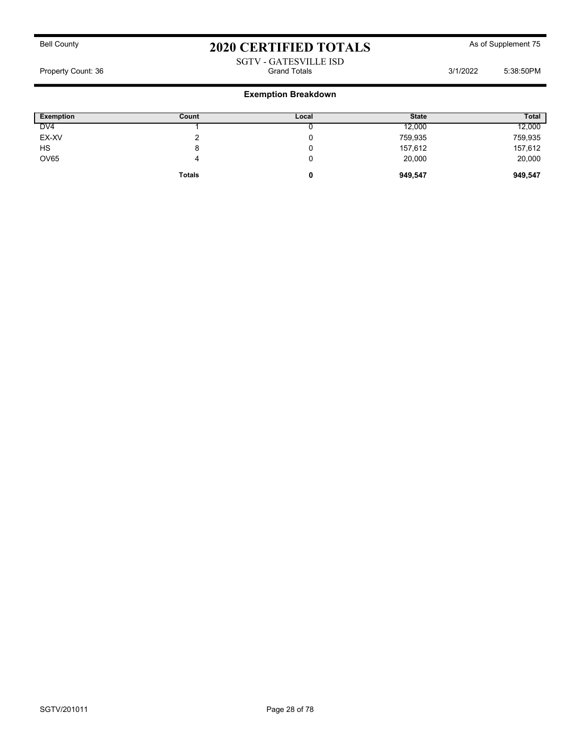Bell County

# 2020 CERTIFIED TOTALS

As of Supplement 75

SGTV - GATESVILLE ISD

Property Count: 36 | Grand Totals | 3/1/2022 5:38:50PM

## Exemption Breakdown

| Exemption | Count | Local | State | Total |
|---|---|---|---|---|
| DV4 | 1 | 0 | 12,000 | 12,000 |
| EX-XV | 2 | 0 | 759,935 | 759,935 |
| HS | 8 | 0 | 157,612 | 157,612 |
| OV65 | 4 | 0 | 20,000 | 20,000 |
| | **Totals** | **0** | **949,547** | **949,547** |

SGTV/201011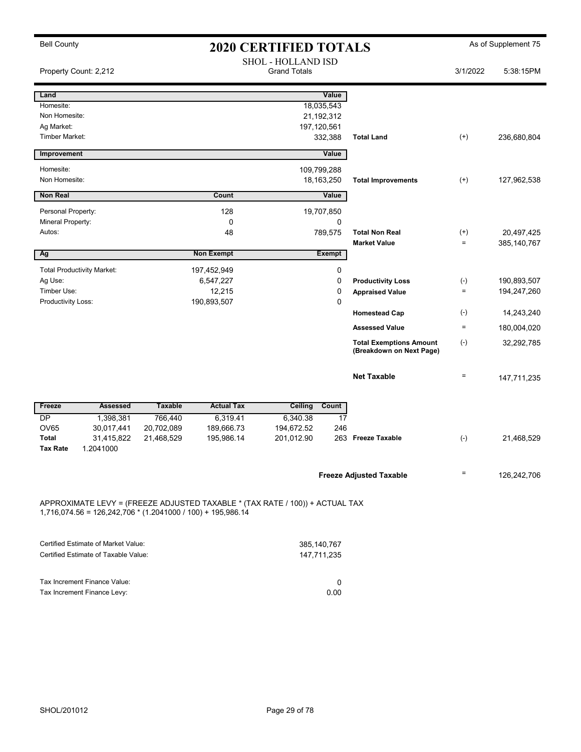Bell County

# 2020 CERTIFIED TOTALS

As of Supplement 75

SHOL - HOLLAND ISD
Grand Totals

Property Count: 2,212 | 3/1/2022 | 5:38:15PM

| Land | | Value | | | |
|---|---|---|---|---|---|
| Homesite: | | 18,035,543 | | | |
| Non Homesite: | | 21,192,312 | | | |
| Ag Market: | | 197,120,561 | | | |
| Timber Market: | | 332,388 | Total Land | (+) | 236,680,804 |

| Improvement | | Value | | | |
|---|---|---|---|---|---|
| Homesite: | | 109,799,288 | | | |
| Non Homesite: | | 18,163,250 | Total Improvements | (+) | 127,962,538 |

| Non Real | Count | Value | | | |
|---|---|---|---|---|---|
| Personal Property: | 128 | 19,707,850 | | | |
| Mineral Property: | 0 | 0 | | | |
| Autos: | 48 | 789,575 | Total Non Real | (+) | 20,497,425 |
| | | | Market Value | = | 385,140,767 |

| Ag | Non Exempt | Exempt | | | |
|---|---|---|---|---|---|
| Total Productivity Market: | 197,452,949 | 0 | | | |
| Ag Use: | 6,547,227 | 0 | Productivity Loss | (-) | 190,893,507 |
| Timber Use: | 12,215 | 0 | Appraised Value | = | 194,247,260 |
| Productivity Loss: | 190,893,507 | 0 | | | |
| | | | Homestead Cap | (-) | 14,243,240 |
| | | | Assessed Value | = | 180,004,020 |
| | | | Total Exemptions Amount (Breakdown on Next Page) | (-) | 32,292,785 |
| | | | Net Taxable | = | 147,711,235 |

| Freeze | Assessed | Taxable | Actual Tax | Ceiling | Count | | | |
|---|---|---|---|---|---|---|---|---|
| DP | 1,398,381 | 766,440 | 6,319.41 | 6,340.38 | 17 | | | |
| OV65 | 30,017,441 | 20,702,089 | 189,666.73 | 194,672.52 | 246 | | | |
| Total | 31,415,822 | 21,468,529 | 195,986.14 | 201,012.90 | 263 | Freeze Taxable | (-) | 21,468,529 |
| Tax Rate | 1.2041000 | | | | | | | |

**Freeze Adjusted Taxable** = 126,242,706

APPROXIMATE LEVY = (FREEZE ADJUSTED TAXABLE * (TAX RATE / 100)) + ACTUAL TAX
1,716,074.56 = 126,242,706 * (1.2041000 / 100) + 195,986.14

| | |
|---|---|
| Certified Estimate of Market Value: | 385,140,767 |
| Certified Estimate of Taxable Value: | 147,711,235 |

| | |
|---|---|
| Tax Increment Finance Value: | 0 |
| Tax Increment Finance Levy: | 0.00 |

SHOL/201012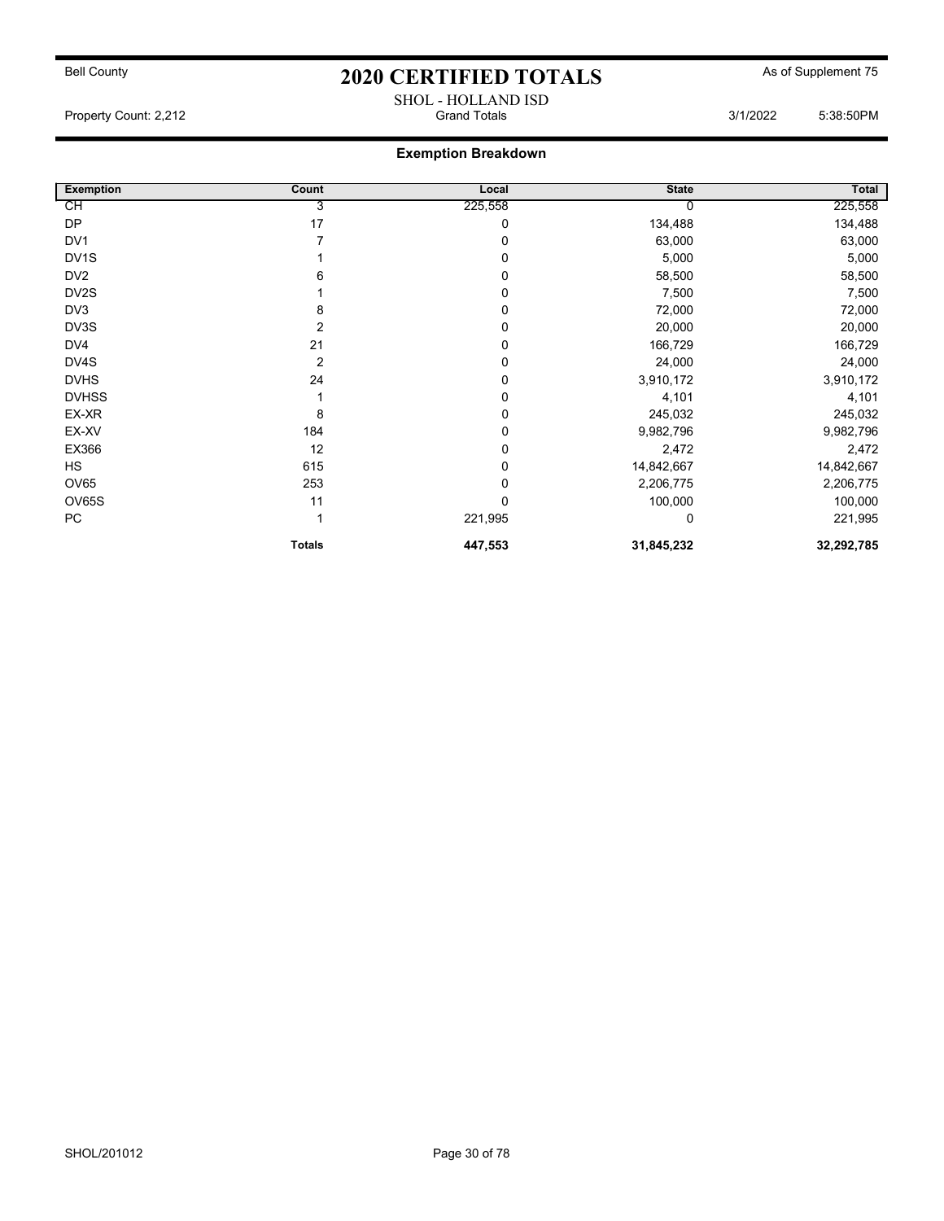Bell County

# 2020 CERTIFIED TOTALS

As of Supplement 75

SHOL - HOLLAND ISD

Property Count: 2,212 | Grand Totals | 3/1/2022 5:38:50PM

## Exemption Breakdown

| Exemption | Count | Local | State | Total |
|---|---|---|---|---|
| CH | 3 | 225,558 | 0 | 225,558 |
| DP | 17 | 0 | 134,488 | 134,488 |
| DV1 | 7 | 0 | 63,000 | 63,000 |
| DV1S | 1 | 0 | 5,000 | 5,000 |
| DV2 | 6 | 0 | 58,500 | 58,500 |
| DV2S | 1 | 0 | 7,500 | 7,500 |
| DV3 | 8 | 0 | 72,000 | 72,000 |
| DV3S | 2 | 0 | 20,000 | 20,000 |
| DV4 | 21 | 0 | 166,729 | 166,729 |
| DV4S | 2 | 0 | 24,000 | 24,000 |
| DVHS | 24 | 0 | 3,910,172 | 3,910,172 |
| DVHSS | 1 | 0 | 4,101 | 4,101 |
| EX-XR | 8 | 0 | 245,032 | 245,032 |
| EX-XV | 184 | 0 | 9,982,796 | 9,982,796 |
| EX366 | 12 | 0 | 2,472 | 2,472 |
| HS | 615 | 0 | 14,842,667 | 14,842,667 |
| OV65 | 253 | 0 | 2,206,775 | 2,206,775 |
| OV65S | 11 | 0 | 100,000 | 100,000 |
| PC | 1 | 221,995 | 0 | 221,995 |
| | **Totals** | **447,553** | **31,845,232** | **32,292,785** |

SHOL/201012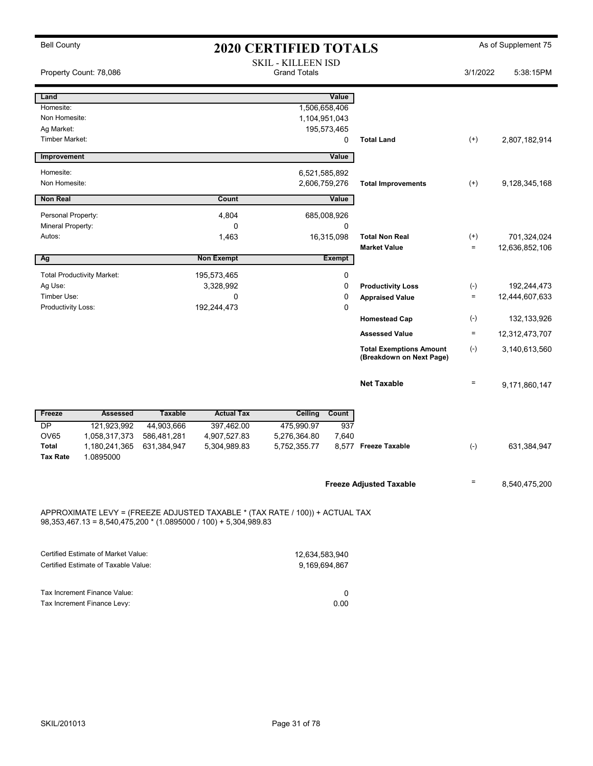Bell County

# 2020 CERTIFIED TOTALS

As of Supplement 75

SKIL - KILLEEN ISD
Grand Totals

Property Count: 78,086

3/1/2022 5:38:15PM

| Land | | Value | | | |
|---|---|---|---|---|---|
| Homesite: | | 1,506,658,406 | | | |
| Non Homesite: | | 1,104,951,043 | | | |
| Ag Market: | | 195,573,465 | | | |
| Timber Market: | | 0 | **Total Land** | (+) | 2,807,182,914 |

| Improvement | | Value | | | |
|---|---|---|---|---|---|
| Homesite: | | 6,521,585,892 | | | |
| Non Homesite: | | 2,606,759,276 | **Total Improvements** | (+) | 9,128,345,168 |

| Non Real | Count | Value | | | |
|---|---|---|---|---|---|
| Personal Property: | 4,804 | 685,008,926 | | | |
| Mineral Property: | 0 | 0 | | | |
| Autos: | 1,463 | 16,315,098 | **Total Non Real** | (+) | 701,324,024 |
| | | | **Market Value** | = | 12,636,852,106 |

| Ag | Non Exempt | Exempt | | | |
|---|---|---|---|---|---|
| Total Productivity Market: | 195,573,465 | 0 | | | |
| Ag Use: | 3,328,992 | 0 | **Productivity Loss** | (-) | 192,244,473 |
| Timber Use: | 0 | 0 | **Appraised Value** | = | 12,444,607,633 |
| Productivity Loss: | 192,244,473 | 0 | | | |
| | | | **Homestead Cap** | (-) | 132,133,926 |
| | | | **Assessed Value** | = | 12,312,473,707 |
| | | | **Total Exemptions Amount (Breakdown on Next Page)** | (-) | 3,140,613,560 |
| | | | **Net Taxable** | = | 9,171,860,147 |

| Freeze | Assessed | Taxable | Actual Tax | Ceiling | Count | | | |
|---|---|---|---|---|---|---|---|---|
| DP | 121,923,992 | 44,903,666 | 397,462.00 | 475,990.97 | 937 | | | |
| OV65 | 1,058,317,373 | 586,481,281 | 4,907,527.83 | 5,276,364.80 | 7,640 | | | |
| **Total** | 1,180,241,365 | 631,384,947 | 5,304,989.83 | 5,752,355.77 | 8,577 | **Freeze Taxable** | (-) | 631,384,947 |
| **Tax Rate** | 1.0895000 | | | | | | | |

**Freeze Adjusted Taxable** = 8,540,475,200

APPROXIMATE LEVY = (FREEZE ADJUSTED TAXABLE * (TAX RATE / 100)) + ACTUAL TAX
98,353,467.13 = 8,540,475,200 * (1.0895000 / 100) + 5,304,989.83

| | |
|---|---|
| Certified Estimate of Market Value: | 12,634,583,940 |
| Certified Estimate of Taxable Value: | 9,169,694,867 |

| | |
|---|---|
| Tax Increment Finance Value: | 0 |
| Tax Increment Finance Levy: | 0.00 |

SKIL/201013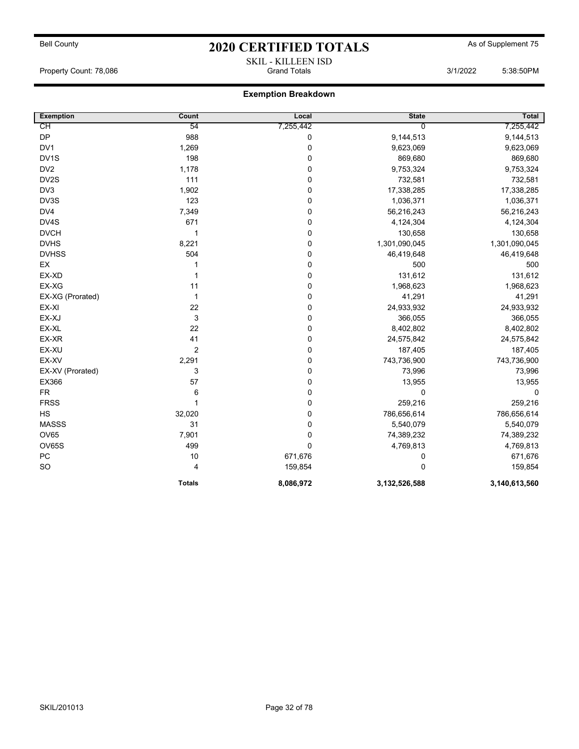Bell County

# 2020 CERTIFIED TOTALS

As of Supplement 75

SKIL - KILLEEN ISD

Property Count: 78,086 — Grand Totals — 3/1/2022 5:38:50PM

## Exemption Breakdown

| Exemption | Count | Local | State | Total |
|---|---|---|---|---|
| CH | 54 | 7,255,442 | 0 | 7,255,442 |
| DP | 988 | 0 | 9,144,513 | 9,144,513 |
| DV1 | 1,269 | 0 | 9,623,069 | 9,623,069 |
| DV1S | 198 | 0 | 869,680 | 869,680 |
| DV2 | 1,178 | 0 | 9,753,324 | 9,753,324 |
| DV2S | 111 | 0 | 732,581 | 732,581 |
| DV3 | 1,902 | 0 | 17,338,285 | 17,338,285 |
| DV3S | 123 | 0 | 1,036,371 | 1,036,371 |
| DV4 | 7,349 | 0 | 56,216,243 | 56,216,243 |
| DV4S | 671 | 0 | 4,124,304 | 4,124,304 |
| DVCH | 1 | 0 | 130,658 | 130,658 |
| DVHS | 8,221 | 0 | 1,301,090,045 | 1,301,090,045 |
| DVHSS | 504 | 0 | 46,419,648 | 46,419,648 |
| EX | 1 | 0 | 500 | 500 |
| EX-XD | 1 | 0 | 131,612 | 131,612 |
| EX-XG | 11 | 0 | 1,968,623 | 1,968,623 |
| EX-XG (Prorated) | 1 | 0 | 41,291 | 41,291 |
| EX-XI | 22 | 0 | 24,933,932 | 24,933,932 |
| EX-XJ | 3 | 0 | 366,055 | 366,055 |
| EX-XL | 22 | 0 | 8,402,802 | 8,402,802 |
| EX-XR | 41 | 0 | 24,575,842 | 24,575,842 |
| EX-XU | 2 | 0 | 187,405 | 187,405 |
| EX-XV | 2,291 | 0 | 743,736,900 | 743,736,900 |
| EX-XV (Prorated) | 3 | 0 | 73,996 | 73,996 |
| EX366 | 57 | 0 | 13,955 | 13,955 |
| FR | 6 | 0 | 0 | 0 |
| FRSS | 1 | 0 | 259,216 | 259,216 |
| HS | 32,020 | 0 | 786,656,614 | 786,656,614 |
| MASSS | 31 | 0 | 5,540,079 | 5,540,079 |
| OV65 | 7,901 | 0 | 74,389,232 | 74,389,232 |
| OV65S | 499 | 0 | 4,769,813 | 4,769,813 |
| PC | 10 | 671,676 | 0 | 671,676 |
| SO | 4 | 159,854 | 0 | 159,854 |
| | **Totals** | **8,086,972** | **3,132,526,588** | **3,140,613,560** |

SKIL/201013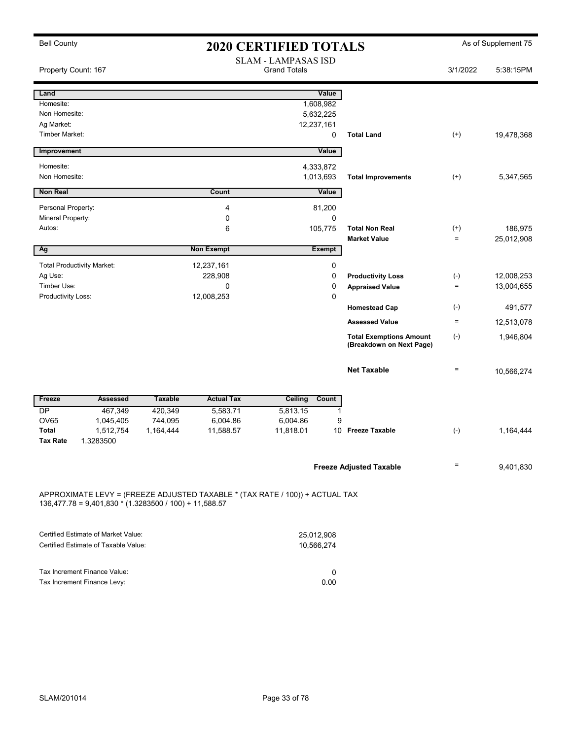Bell County

# 2020 CERTIFIED TOTALS

As of Supplement 75

SLAM - LAMPASAS ISD
Grand Totals

Property Count: 167

3/1/2022 5:38:15PM

| Land | | Value | | | |
|---|---|---|---|---|---|
| Homesite: | | 1,608,982 | | | |
| Non Homesite: | | 5,632,225 | | | |
| Ag Market: | | 12,237,161 | | | |
| Timber Market: | | 0 | **Total Land** | (+) | 19,478,368 |
| **Improvement** | | **Value** | | | |
| Homesite: | | 4,333,872 | | | |
| Non Homesite: | | 1,013,693 | **Total Improvements** | (+) | 5,347,565 |
| **Non Real** | **Count** | **Value** | | | |
| Personal Property: | 4 | 81,200 | | | |
| Mineral Property: | 0 | 0 | | | |
| Autos: | 6 | 105,775 | **Total Non Real** | (+) | 186,975 |
| | | | **Market Value** | = | 25,012,908 |
| **Ag** | **Non Exempt** | **Exempt** | | | |
| Total Productivity Market: | 12,237,161 | 0 | | | |
| Ag Use: | 228,908 | 0 | **Productivity Loss** | (-) | 12,008,253 |
| Timber Use: | 0 | 0 | **Appraised Value** | = | 13,004,655 |
| Productivity Loss: | 12,008,253 | 0 | | | |
| | | | **Homestead Cap** | (-) | 491,577 |
| | | | **Assessed Value** | = | 12,513,078 |
| | | | **Total Exemptions Amount (Breakdown on Next Page)** | (-) | 1,946,804 |
| | | | **Net Taxable** | = | 10,566,274 |

| Freeze | Assessed | Taxable | Actual Tax | Ceiling | Count | | | |
|---|---|---|---|---|---|---|---|---|
| DP | 467,349 | 420,349 | 5,583.71 | 5,813.15 | 1 | | | |
| OV65 | 1,045,405 | 744,095 | 6,004.86 | 6,004.86 | 9 | | | |
| **Total** | 1,512,754 | 1,164,444 | 11,588.57 | 11,818.01 | 10 | **Freeze Taxable** | (-) | 1,164,444 |
| **Tax Rate** | 1.3283500 | | | | | | | |
| | | | | | | **Freeze Adjusted Taxable** | = | 9,401,830 |

APPROXIMATE LEVY = (FREEZE ADJUSTED TAXABLE * (TAX RATE / 100)) + ACTUAL TAX
136,477.78 = 9,401,830 * (1.3283500 / 100) + 11,588.57

| | |
|---|---|
| Certified Estimate of Market Value: | 25,012,908 |
| Certified Estimate of Taxable Value: | 10,566,274 |
| Tax Increment Finance Value: | 0 |
| Tax Increment Finance Levy: | 0.00 |

SLAM/201014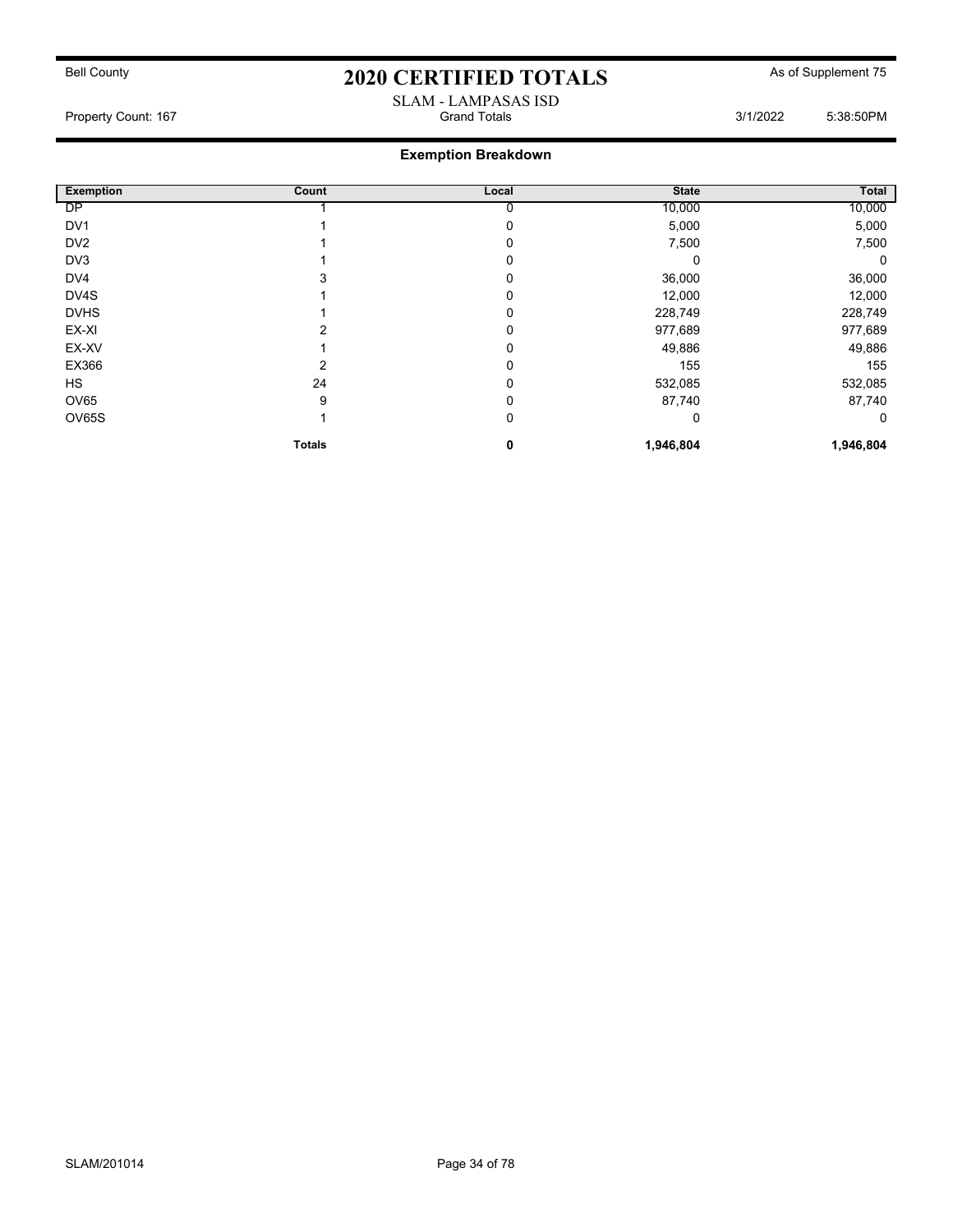Bell County

# 2020 CERTIFIED TOTALS

As of Supplement 75

SLAM - LAMPASAS ISD

Property Count: 167 | Grand Totals | 3/1/2022 5:38:50PM

## Exemption Breakdown

| Exemption | Count | Local | State | Total |
|---|---|---|---|---|
| DP | 1 | 0 | 10,000 | 10,000 |
| DV1 | 1 | 0 | 5,000 | 5,000 |
| DV2 | 1 | 0 | 7,500 | 7,500 |
| DV3 | 1 | 0 | 0 | 0 |
| DV4 | 3 | 0 | 36,000 | 36,000 |
| DV4S | 1 | 0 | 12,000 | 12,000 |
| DVHS | 1 | 0 | 228,749 | 228,749 |
| EX-XI | 2 | 0 | 977,689 | 977,689 |
| EX-XV | 1 | 0 | 49,886 | 49,886 |
| EX366 | 2 | 0 | 155 | 155 |
| HS | 24 | 0 | 532,085 | 532,085 |
| OV65 | 9 | 0 | 87,740 | 87,740 |
| OV65S | 1 | 0 | 0 | 0 |
| | **Totals** | **0** | **1,946,804** | **1,946,804** |

SLAM/201014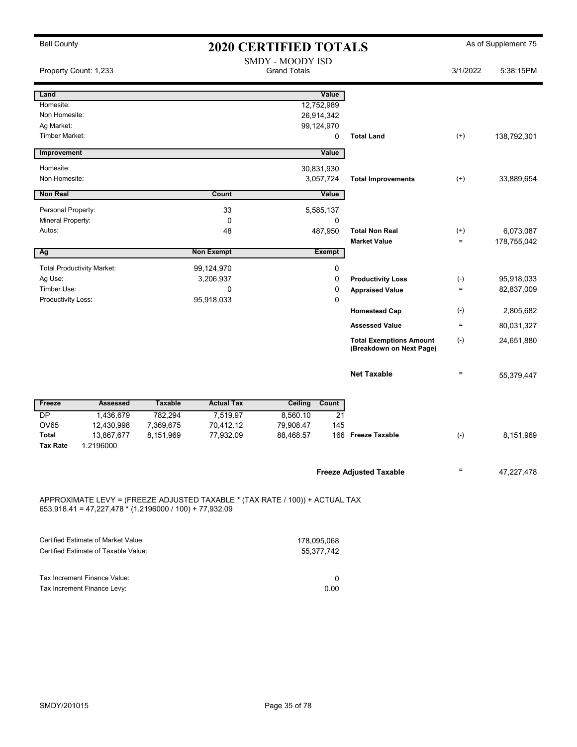Bell County

# 2020 CERTIFIED TOTALS

As of Supplement 75

SMDY - MOODY ISD

Property Count: 1,233 — Grand Totals — 3/1/2022 5:38:15PM

| Land | | Value | | | |
|---|---|---|---|---|---|
| Homesite: | | 12,752,989 | | | |
| Non Homesite: | | 26,914,342 | | | |
| Ag Market: | | 99,124,970 | | | |
| Timber Market: | | 0 | **Total Land** | (+) | 138,792,301 |

| Improvement | | Value | | | |
|---|---|---|---|---|---|
| Homesite: | | 30,831,930 | | | |
| Non Homesite: | | 3,057,724 | **Total Improvements** | (+) | 33,889,654 |

| Non Real | Count | Value | | | |
|---|---|---|---|---|---|
| Personal Property: | 33 | 5,585,137 | | | |
| Mineral Property: | 0 | 0 | | | |
| Autos: | 48 | 487,950 | **Total Non Real** | (+) | 6,073,087 |
| | | | **Market Value** | = | 178,755,042 |

| Ag | Non Exempt | Exempt | | | |
|---|---|---|---|---|---|
| Total Productivity Market: | 99,124,970 | 0 | | | |
| Ag Use: | 3,206,937 | 0 | **Productivity Loss** | (-) | 95,918,033 |
| Timber Use: | 0 | 0 | **Appraised Value** | = | 82,837,009 |
| Productivity Loss: | 95,918,033 | 0 | | | |
| | | | **Homestead Cap** | (-) | 2,805,682 |
| | | | **Assessed Value** | = | 80,031,327 |
| | | | **Total Exemptions Amount (Breakdown on Next Page)** | (-) | 24,651,880 |
| | | | **Net Taxable** | = | 55,379,447 |

| Freeze | Assessed | Taxable | Actual Tax | Ceiling | Count | | | |
|---|---|---|---|---|---|---|---|---|
| DP | 1,436,679 | 782,294 | 7,519.97 | 8,560.10 | 21 | | | |
| OV65 | 12,430,998 | 7,369,675 | 70,412.12 | 79,908.47 | 145 | | | |
| **Total** | 13,867,677 | 8,151,969 | 77,932.09 | 88,468.57 | 166 | **Freeze Taxable** | (-) | 8,151,969 |
| **Tax Rate** | 1.2196000 | | | | | | | |

**Freeze Adjusted Taxable** = 47,227,478

APPROXIMATE LEVY = (FREEZE ADJUSTED TAXABLE * (TAX RATE / 100)) + ACTUAL TAX
653,918.41 = 47,227,478 * (1.2196000 / 100) + 77,932.09

| | |
|---|---|
| Certified Estimate of Market Value: | 178,095,068 |
| Certified Estimate of Taxable Value: | 55,377,742 |

| | |
|---|---|
| Tax Increment Finance Value: | 0 |
| Tax Increment Finance Levy: | 0.00 |

SMDY/201015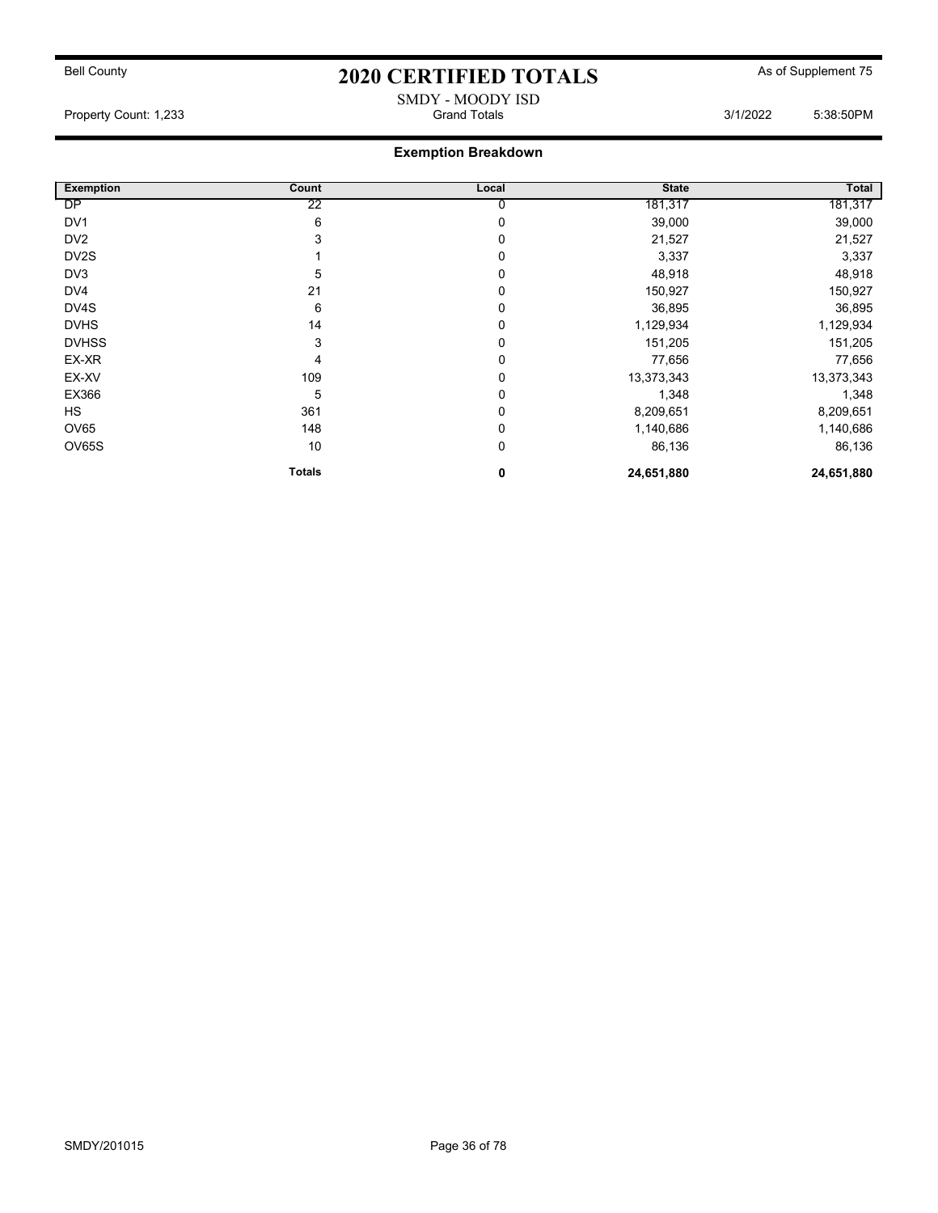Bell County

# 2020 CERTIFIED TOTALS

As of Supplement 75

SMDY - MOODY ISD

Property Count: 1,233 | Grand Totals | 3/1/2022 5:38:50PM

## Exemption Breakdown

| Exemption | Count | Local | State | Total |
|---|---|---|---|---|
| DP | 22 | 0 | 181,317 | 181,317 |
| DV1 | 6 | 0 | 39,000 | 39,000 |
| DV2 | 3 | 0 | 21,527 | 21,527 |
| DV2S | 1 | 0 | 3,337 | 3,337 |
| DV3 | 5 | 0 | 48,918 | 48,918 |
| DV4 | 21 | 0 | 150,927 | 150,927 |
| DV4S | 6 | 0 | 36,895 | 36,895 |
| DVHS | 14 | 0 | 1,129,934 | 1,129,934 |
| DVHSS | 3 | 0 | 151,205 | 151,205 |
| EX-XR | 4 | 0 | 77,656 | 77,656 |
| EX-XV | 109 | 0 | 13,373,343 | 13,373,343 |
| EX366 | 5 | 0 | 1,348 | 1,348 |
| HS | 361 | 0 | 8,209,651 | 8,209,651 |
| OV65 | 148 | 0 | 1,140,686 | 1,140,686 |
| OV65S | 10 | 0 | 86,136 | 86,136 |
| | **Totals** | **0** | **24,651,880** | **24,651,880** |

SMDY/201015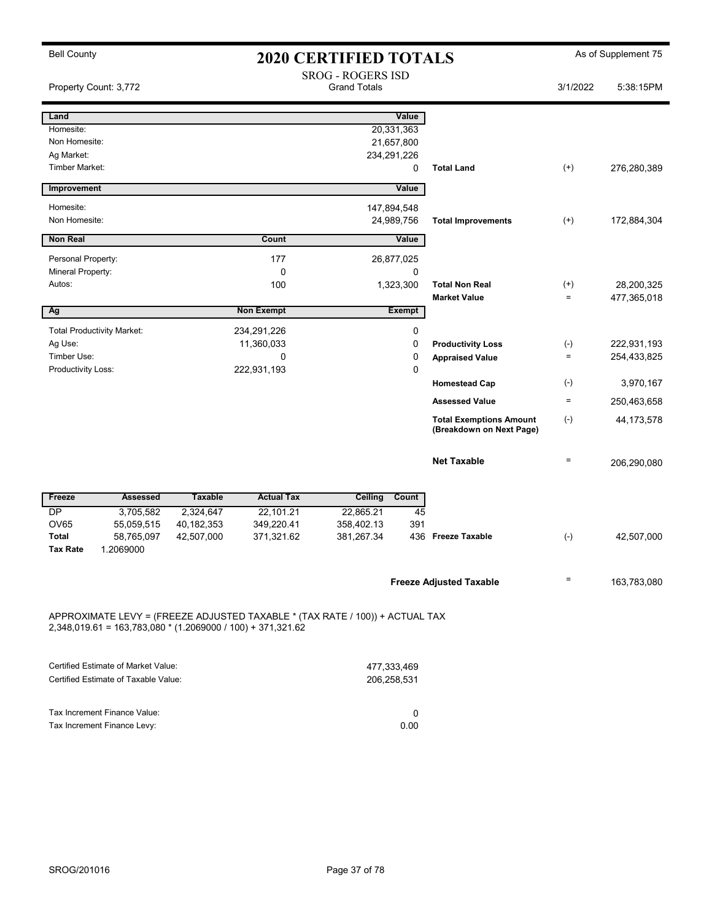Bell County

# 2020 CERTIFIED TOTALS

As of Supplement 75

SROG - ROGERS ISD
Grand Totals

Property Count: 3,772

3/1/2022 5:38:15PM

| Land | | Value | | | |
|---|---|---|---|---|---|
| Homesite: | | 20,331,363 | | | |
| Non Homesite: | | 21,657,800 | | | |
| Ag Market: | | 234,291,226 | | | |
| Timber Market: | | 0 | Total Land | (+) | 276,280,389 |

| Improvement | | Value | | | |
|---|---|---|---|---|---|
| Homesite: | | 147,894,548 | | | |
| Non Homesite: | | 24,989,756 | Total Improvements | (+) | 172,884,304 |

| Non Real | Count | Value | | | |
|---|---|---|---|---|---|
| Personal Property: | 177 | 26,877,025 | | | |
| Mineral Property: | 0 | 0 | | | |
| Autos: | 100 | 1,323,300 | Total Non Real | (+) | 28,200,325 |
| | | | Market Value | = | 477,365,018 |

| Ag | Non Exempt | Exempt | | | |
|---|---|---|---|---|---|
| Total Productivity Market: | 234,291,226 | 0 | | | |
| Ag Use: | 11,360,033 | 0 | Productivity Loss | (-) | 222,931,193 |
| Timber Use: | 0 | 0 | Appraised Value | = | 254,433,825 |
| Productivity Loss: | 222,931,193 | 0 | | | |
| | | | Homestead Cap | (-) | 3,970,167 |
| | | | Assessed Value | = | 250,463,658 |
| | | | Total Exemptions Amount (Breakdown on Next Page) | (-) | 44,173,578 |
| | | | Net Taxable | = | 206,290,080 |

| Freeze | Assessed | Taxable | Actual Tax | Ceiling | Count | | | |
|---|---|---|---|---|---|---|---|---|
| DP | 3,705,582 | 2,324,647 | 22,101.21 | 22,865.21 | 45 | | | |
| OV65 | 55,059,515 | 40,182,353 | 349,220.41 | 358,402.13 | 391 | | | |
| Total | 58,765,097 | 42,507,000 | 371,321.62 | 381,267.34 | 436 | Freeze Taxable | (-) | 42,507,000 |
| Tax Rate | 1.2069000 | | | | | | | |
| | | | | | | Freeze Adjusted Taxable | = | 163,783,080 |

APPROXIMATE LEVY = (FREEZE ADJUSTED TAXABLE * (TAX RATE / 100)) + ACTUAL TAX
2,348,019.61 = 163,783,080 * (1.2069000 / 100) + 371,321.62

| | |
|---|---|
| Certified Estimate of Market Value: | 477,333,469 |
| Certified Estimate of Taxable Value: | 206,258,531 |
| Tax Increment Finance Value: | 0 |
| Tax Increment Finance Levy: | 0.00 |

SROG/201016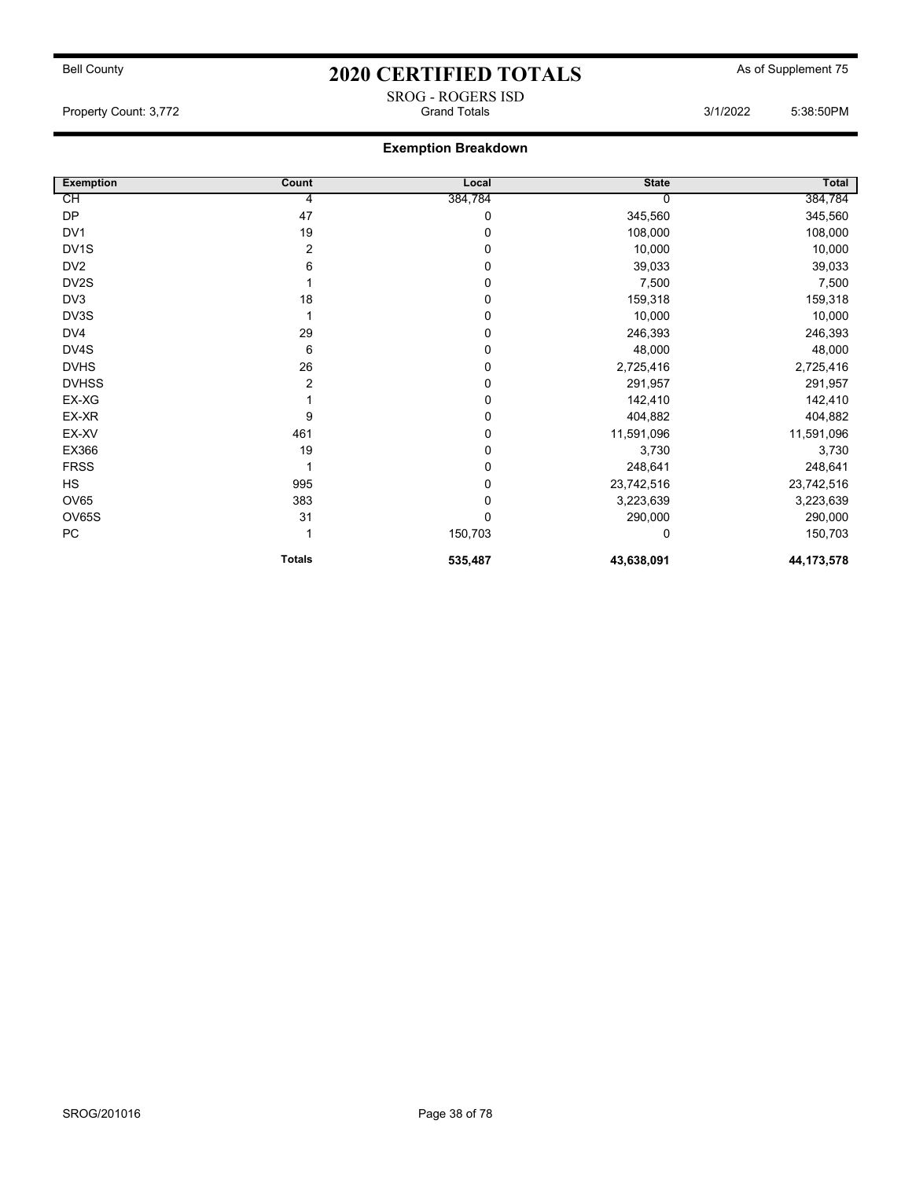Bell County

# 2020 CERTIFIED TOTALS

As of Supplement 75

SROG - ROGERS ISD

Property Count: 3,772 — Grand Totals — 3/1/2022 5:38:50PM

## Exemption Breakdown

| Exemption | Count | Local | State | Total |
|---|---|---|---|---|
| CH | 4 | 384,784 | 0 | 384,784 |
| DP | 47 | 0 | 345,560 | 345,560 |
| DV1 | 19 | 0 | 108,000 | 108,000 |
| DV1S | 2 | 0 | 10,000 | 10,000 |
| DV2 | 6 | 0 | 39,033 | 39,033 |
| DV2S | 1 | 0 | 7,500 | 7,500 |
| DV3 | 18 | 0 | 159,318 | 159,318 |
| DV3S | 1 | 0 | 10,000 | 10,000 |
| DV4 | 29 | 0 | 246,393 | 246,393 |
| DV4S | 6 | 0 | 48,000 | 48,000 |
| DVHS | 26 | 0 | 2,725,416 | 2,725,416 |
| DVHSS | 2 | 0 | 291,957 | 291,957 |
| EX-XG | 1 | 0 | 142,410 | 142,410 |
| EX-XR | 9 | 0 | 404,882 | 404,882 |
| EX-XV | 461 | 0 | 11,591,096 | 11,591,096 |
| EX366 | 19 | 0 | 3,730 | 3,730 |
| FRSS | 1 | 0 | 248,641 | 248,641 |
| HS | 995 | 0 | 23,742,516 | 23,742,516 |
| OV65 | 383 | 0 | 3,223,639 | 3,223,639 |
| OV65S | 31 | 0 | 290,000 | 290,000 |
| PC | 1 | 150,703 | 0 | 150,703 |
| | **Totals** | **535,487** | **43,638,091** | **44,173,578** |

SROG/201016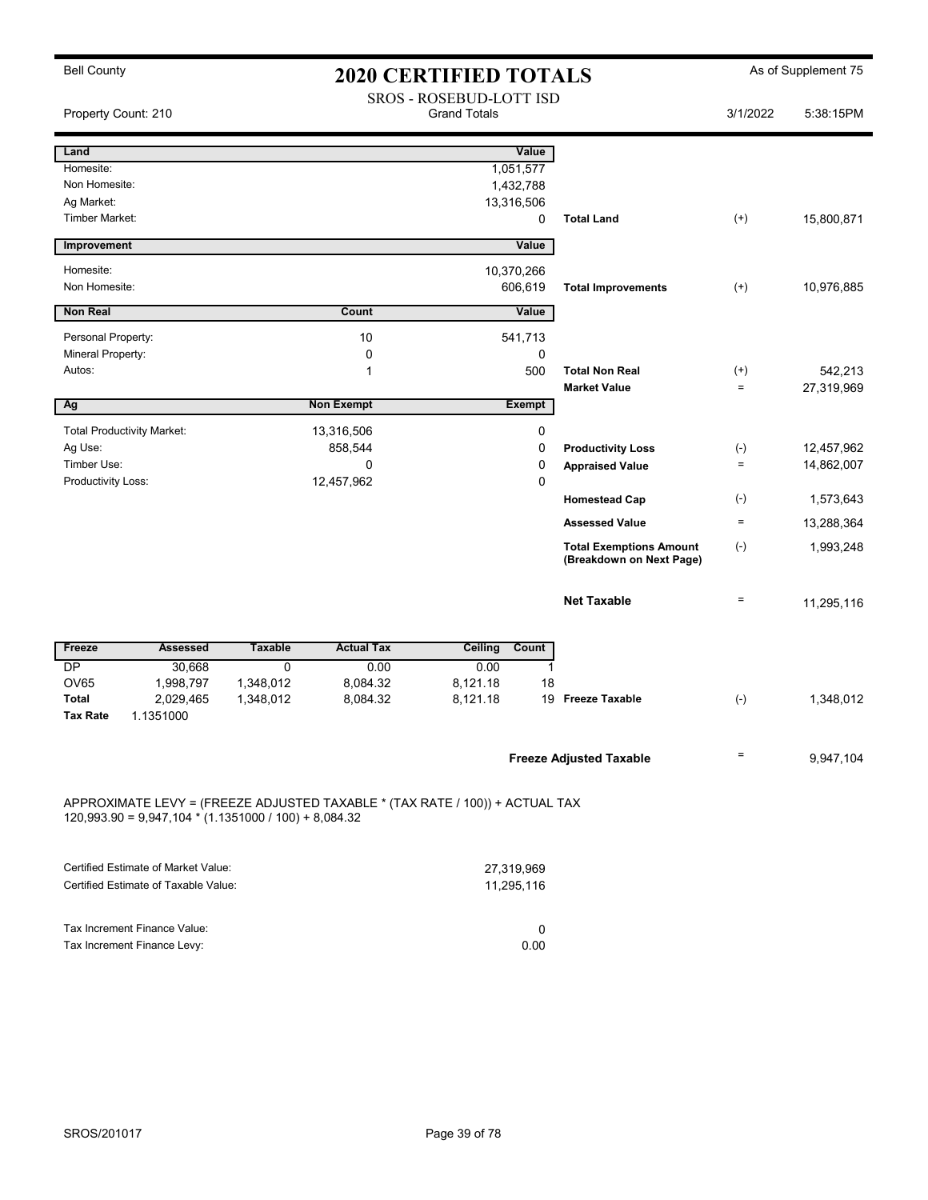Bell County

# 2020 CERTIFIED TOTALS

As of Supplement 75

SROS - ROSEBUD-LOTT ISD
Grand Totals

Property Count: 210

3/1/2022 5:38:15PM

| Land | | Value | | | |
|---|---|---|---|---|---|
| Homesite: | | 1,051,577 | | | |
| Non Homesite: | | 1,432,788 | | | |
| Ag Market: | | 13,316,506 | | | |
| Timber Market: | | 0 | Total Land | (+) | 15,800,871 |

| Improvement | Value | | | |
|---|---|---|---|---|
| Homesite: | 10,370,266 | | | |
| Non Homesite: | 606,619 | Total Improvements | (+) | 10,976,885 |

| Non Real | Count | Value | | | |
|---|---|---|---|---|---|
| Personal Property: | 10 | 541,713 | | | |
| Mineral Property: | 0 | 0 | | | |
| Autos: | 1 | 500 | Total Non Real | (+) | 542,213 |
| | | | Market Value | = | 27,319,969 |

| Ag | Non Exempt | Exempt | | | |
|---|---|---|---|---|---|
| Total Productivity Market: | 13,316,506 | 0 | | | |
| Ag Use: | 858,544 | 0 | Productivity Loss | (-) | 12,457,962 |
| Timber Use: | 0 | 0 | Appraised Value | = | 14,862,007 |
| Productivity Loss: | 12,457,962 | 0 | | | |
| | | | Homestead Cap | (-) | 1,573,643 |
| | | | Assessed Value | = | 13,288,364 |
| | | | Total Exemptions Amount (Breakdown on Next Page) | (-) | 1,993,248 |
| | | | Net Taxable | = | 11,295,116 |

| Freeze | Assessed | Taxable | Actual Tax | Ceiling | Count | | | |
|---|---|---|---|---|---|---|---|---|
| DP | 30,668 | 0 | 0.00 | 0.00 | 1 | | | |
| OV65 | 1,998,797 | 1,348,012 | 8,084.32 | 8,121.18 | 18 | | | |
| Total | 2,029,465 | 1,348,012 | 8,084.32 | 8,121.18 | 19 | Freeze Taxable | (-) | 1,348,012 |
| Tax Rate | 1.1351000 | | | | | | | |

**Freeze Adjusted Taxable** = 9,947,104

APPROXIMATE LEVY = (FREEZE ADJUSTED TAXABLE * (TAX RATE / 100)) + ACTUAL TAX
120,993.90 = 9,947,104 * (1.1351000 / 100) + 8,084.32

| | |
|---|---|
| Certified Estimate of Market Value: | 27,319,969 |
| Certified Estimate of Taxable Value: | 11,295,116 |

| | |
|---|---|
| Tax Increment Finance Value: | 0 |
| Tax Increment Finance Levy: | 0.00 |

SROS/201017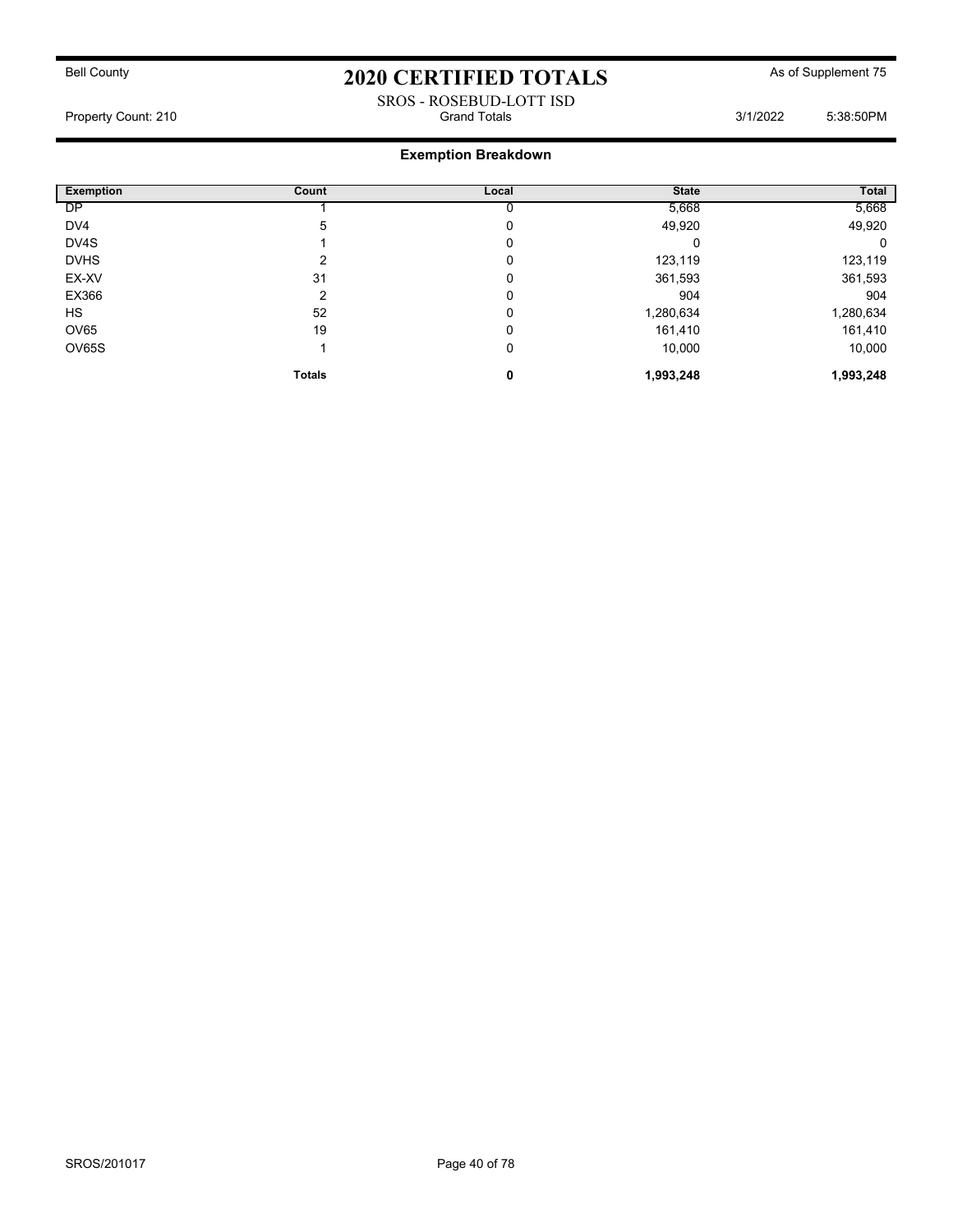Bell County

# 2020 CERTIFIED TOTALS

As of Supplement 75

SROS - ROSEBUD-LOTT ISD

Property Count: 210 | Grand Totals | 3/1/2022 5:38:50PM

## Exemption Breakdown

| Exemption | Count | Local | State | Total |
|---|---|---|---|---|
| DP | 1 | 0 | 5,668 | 5,668 |
| DV4 | 5 | 0 | 49,920 | 49,920 |
| DV4S | 1 | 0 | 0 | 0 |
| DVHS | 2 | 0 | 123,119 | 123,119 |
| EX-XV | 31 | 0 | 361,593 | 361,593 |
| EX366 | 2 | 0 | 904 | 904 |
| HS | 52 | 0 | 1,280,634 | 1,280,634 |
| OV65 | 19 | 0 | 161,410 | 161,410 |
| OV65S | 1 | 0 | 10,000 | 10,000 |
| | **Totals** | **0** | **1,993,248** | **1,993,248** |

SROS/201017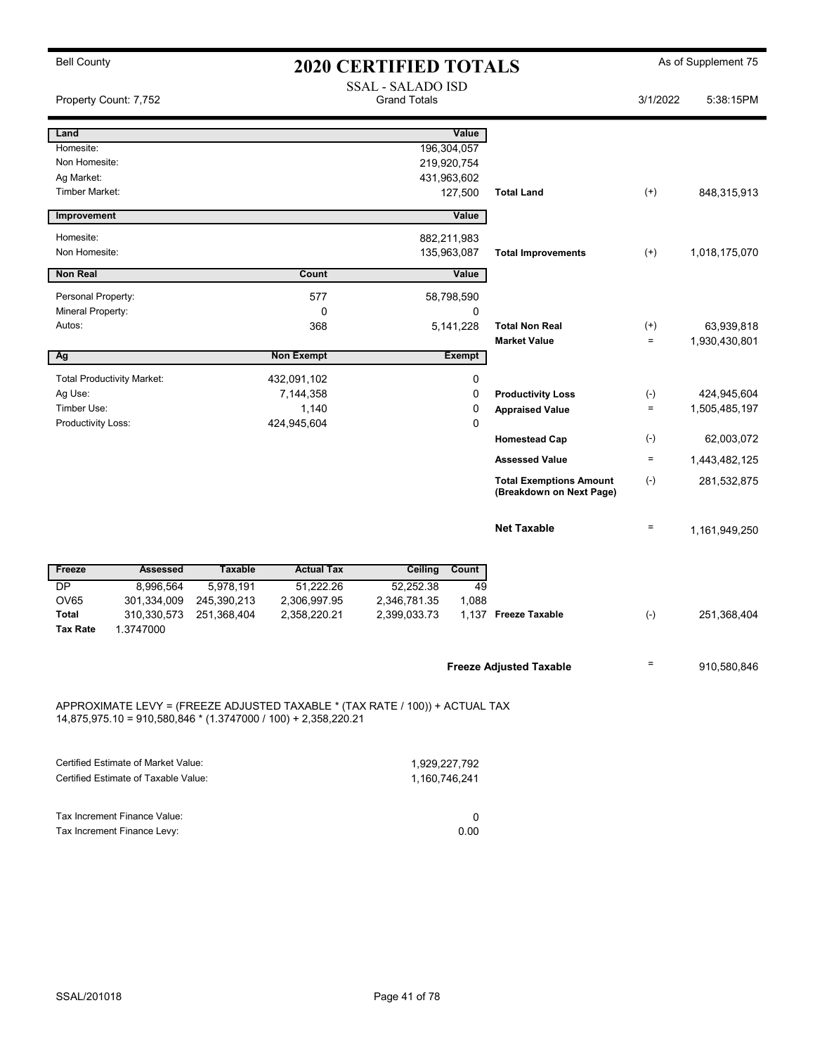Bell County

# 2020 CERTIFIED TOTALS

As of Supplement 75

Property Count: 7,752

SSAL - SALADO ISD
Grand Totals

3/1/2022 5:38:15PM

| Land | Value | | | |
|---|---|---|---|---|
| Homesite: | 196,304,057 | | | |
| Non Homesite: | 219,920,754 | | | |
| Ag Market: | 431,963,602 | | | |
| Timber Market: | 127,500 | Total Land | (+) | 848,315,913 |

| Improvement | Value | | | |
|---|---|---|---|---|
| Homesite: | 882,211,983 | | | |
| Non Homesite: | 135,963,087 | Total Improvements | (+) | 1,018,175,070 |

| Non Real | Count | Value | | | |
|---|---|---|---|---|---|
| Personal Property: | 577 | 58,798,590 | | | |
| Mineral Property: | 0 | 0 | | | |
| Autos: | 368 | 5,141,228 | Total Non Real | (+) | 63,939,818 |
| | | | Market Value | = | 1,930,430,801 |

| Ag | Non Exempt | Exempt | | | |
|---|---|---|---|---|---|
| Total Productivity Market: | 432,091,102 | 0 | | | |
| Ag Use: | 7,144,358 | 0 | Productivity Loss | (-) | 424,945,604 |
| Timber Use: | 1,140 | 0 | Appraised Value | = | 1,505,485,197 |
| Productivity Loss: | 424,945,604 | 0 | | | |
| | | | Homestead Cap | (-) | 62,003,072 |
| | | | Assessed Value | = | 1,443,482,125 |
| | | | Total Exemptions Amount (Breakdown on Next Page) | (-) | 281,532,875 |
| | | | Net Taxable | = | 1,161,949,250 |

| Freeze | Assessed | Taxable | Actual Tax | Ceiling | Count | | | |
|---|---|---|---|---|---|---|---|---|
| DP | 8,996,564 | 5,978,191 | 51,222.26 | 52,252.38 | 49 | | | |
| OV65 | 301,334,009 | 245,390,213 | 2,306,997.95 | 2,346,781.35 | 1,088 | | | |
| Total | 310,330,573 | 251,368,404 | 2,358,220.21 | 2,399,033.73 | 1,137 | Freeze Taxable | (-) | 251,368,404 |
| Tax Rate | 1.3747000 | | | | | | | |

**Freeze Adjusted Taxable** = 910,580,846

APPROXIMATE LEVY = (FREEZE ADJUSTED TAXABLE * (TAX RATE / 100)) + ACTUAL TAX
14,875,975.10 = 910,580,846 * (1.3747000 / 100) + 2,358,220.21

| | |
|---|---|
| Certified Estimate of Market Value: | 1,929,227,792 |
| Certified Estimate of Taxable Value: | 1,160,746,241 |

| | |
|---|---|
| Tax Increment Finance Value: | 0 |
| Tax Increment Finance Levy: | 0.00 |

SSAL/201018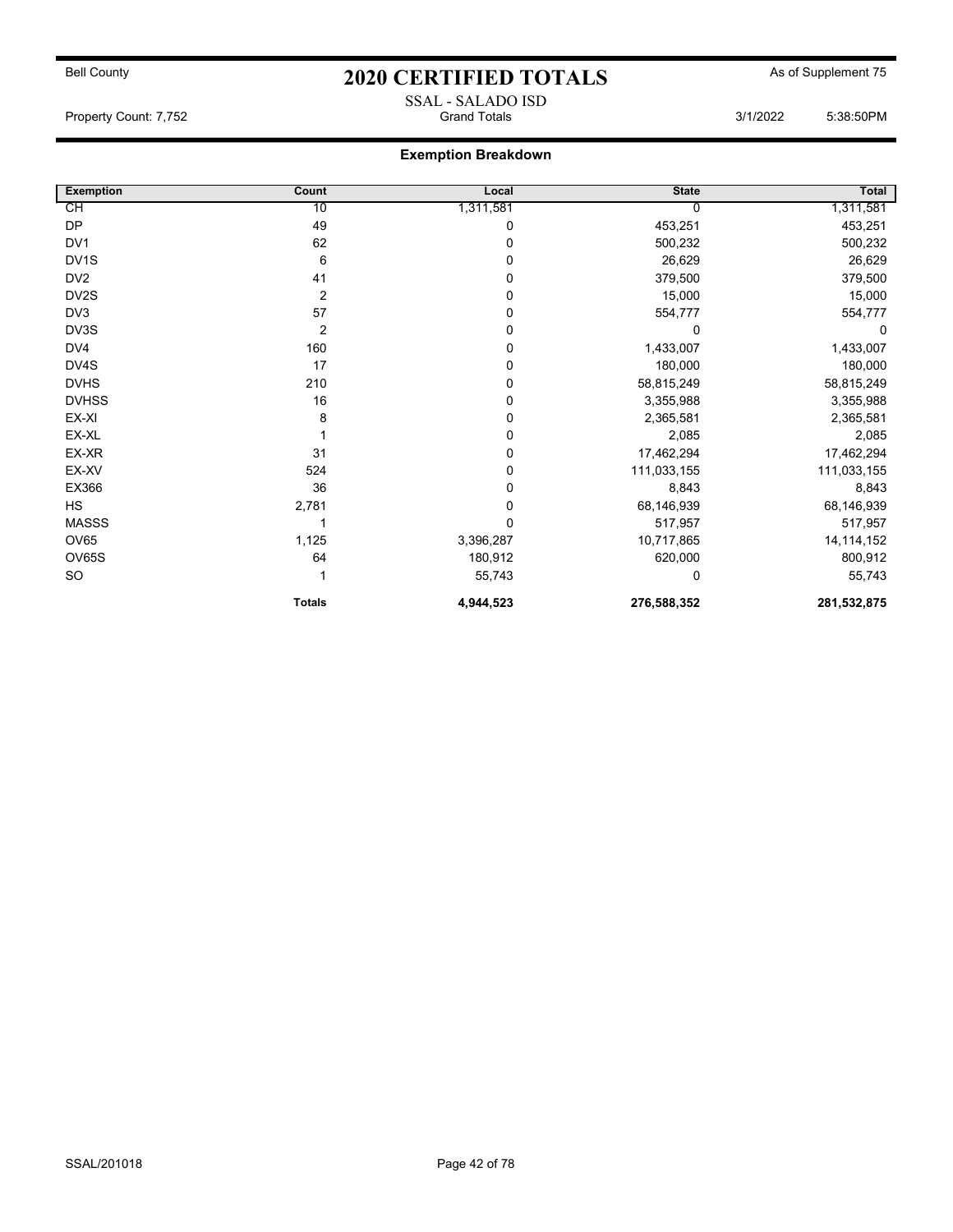Bell County

# 2020 CERTIFIED TOTALS

As of Supplement 75

SSAL - SALADO ISD

Property Count: 7,752 Grand Totals 3/1/2022 5:38:50PM

## Exemption Breakdown

| Exemption | Count | Local | State | Total |
|---|---|---|---|---|
| CH | 10 | 1,311,581 | 0 | 1,311,581 |
| DP | 49 | 0 | 453,251 | 453,251 |
| DV1 | 62 | 0 | 500,232 | 500,232 |
| DV1S | 6 | 0 | 26,629 | 26,629 |
| DV2 | 41 | 0 | 379,500 | 379,500 |
| DV2S | 2 | 0 | 15,000 | 15,000 |
| DV3 | 57 | 0 | 554,777 | 554,777 |
| DV3S | 2 | 0 | 0 | 0 |
| DV4 | 160 | 0 | 1,433,007 | 1,433,007 |
| DV4S | 17 | 0 | 180,000 | 180,000 |
| DVHS | 210 | 0 | 58,815,249 | 58,815,249 |
| DVHSS | 16 | 0 | 3,355,988 | 3,355,988 |
| EX-XI | 8 | 0 | 2,365,581 | 2,365,581 |
| EX-XL | 1 | 0 | 2,085 | 2,085 |
| EX-XR | 31 | 0 | 17,462,294 | 17,462,294 |
| EX-XV | 524 | 0 | 111,033,155 | 111,033,155 |
| EX366 | 36 | 0 | 8,843 | 8,843 |
| HS | 2,781 | 0 | 68,146,939 | 68,146,939 |
| MASSS | 1 | 0 | 517,957 | 517,957 |
| OV65 | 1,125 | 3,396,287 | 10,717,865 | 14,114,152 |
| OV65S | 64 | 180,912 | 620,000 | 800,912 |
| SO | 1 | 55,743 | 0 | 55,743 |
| | **Totals** | **4,944,523** | **276,588,352** | **281,532,875** |

SSAL/201018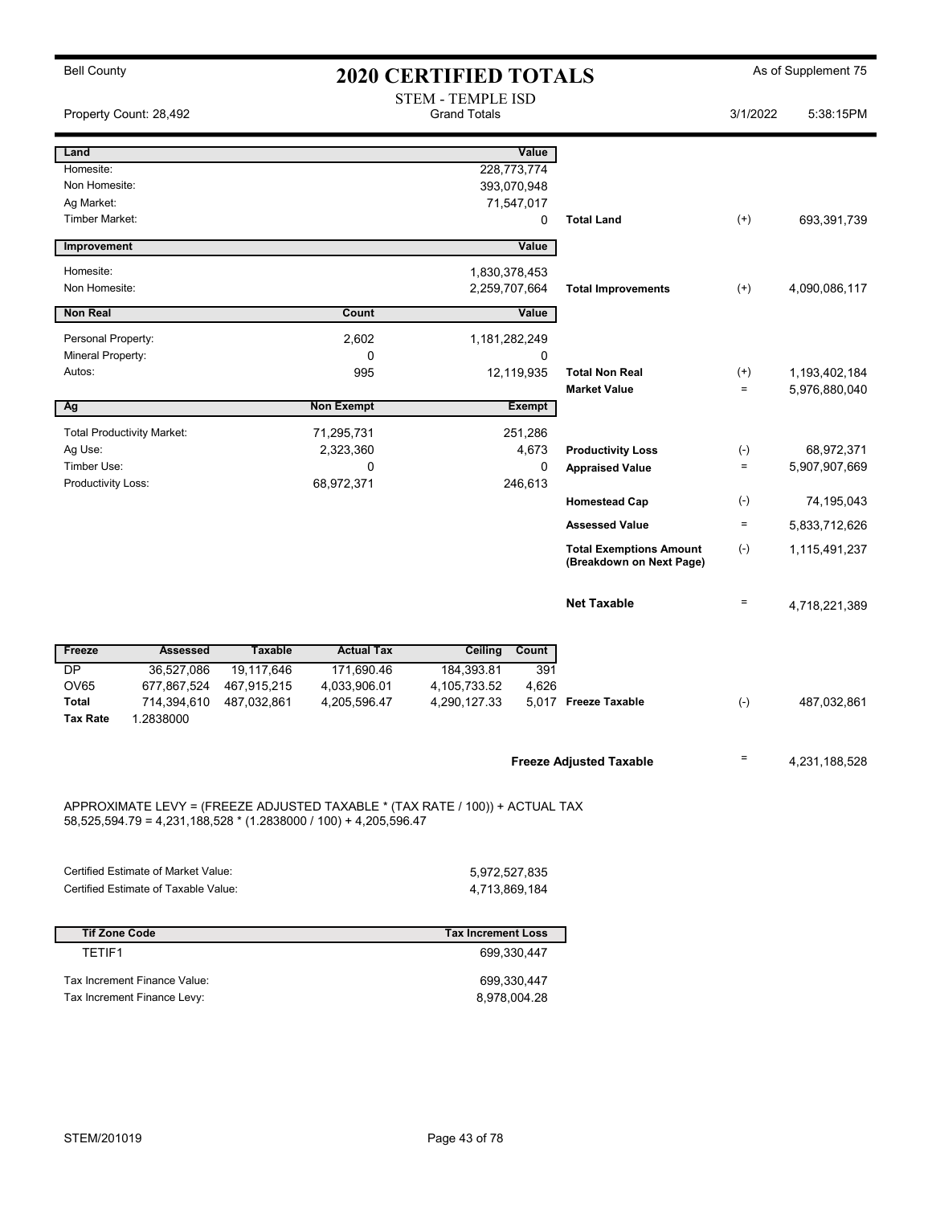Bell County

# 2020 CERTIFIED TOTALS

As of Supplement 75

STEM - TEMPLE ISD
Grand Totals

Property Count: 28,492

3/1/2022 5:38:15PM

| Land | | Value | | | |
|---|---|---|---|---|---|
| Homesite: | | 228,773,774 | | | |
| Non Homesite: | | 393,070,948 | | | |
| Ag Market: | | 71,547,017 | | | |
| Timber Market: | | 0 | Total Land | (+) | 693,391,739 |

| Improvement | Value | | | |
|---|---|---|---|---|
| Homesite: | 1,830,378,453 | | | |
| Non Homesite: | 2,259,707,664 | Total Improvements | (+) | 4,090,086,117 |

| Non Real | Count | Value | | | |
|---|---|---|---|---|---|
| Personal Property: | 2,602 | 1,181,282,249 | | | |
| Mineral Property: | 0 | 0 | | | |
| Autos: | 995 | 12,119,935 | Total Non Real | (+) | 1,193,402,184 |
| | | | Market Value | = | 5,976,880,040 |

| Ag | Non Exempt | Exempt | | | |
|---|---|---|---|---|---|
| Total Productivity Market: | 71,295,731 | 251,286 | | | |
| Ag Use: | 2,323,360 | 4,673 | Productivity Loss | (-) | 68,972,371 |
| Timber Use: | 0 | 0 | Appraised Value | = | 5,907,907,669 |
| Productivity Loss: | 68,972,371 | 246,613 | | | |
| | | | Homestead Cap | (-) | 74,195,043 |
| | | | Assessed Value | = | 5,833,712,626 |
| | | | Total Exemptions Amount (Breakdown on Next Page) | (-) | 1,115,491,237 |
| | | | Net Taxable | = | 4,718,221,389 |

| Freeze | Assessed | Taxable | Actual Tax | Ceiling | Count | | | |
|---|---|---|---|---|---|---|---|---|
| DP | 36,527,086 | 19,117,646 | 171,690.46 | 184,393.81 | 391 | | | |
| OV65 | 677,867,524 | 467,915,215 | 4,033,906.01 | 4,105,733.52 | 4,626 | | | |
| Total | 714,394,610 | 487,032,861 | 4,205,596.47 | 4,290,127.33 | 5,017 | Freeze Taxable | (-) | 487,032,861 |
| Tax Rate | 1.2838000 | | | | | | | |

**Freeze Adjusted Taxable** = 4,231,188,528

APPROXIMATE LEVY = (FREEZE ADJUSTED TAXABLE * (TAX RATE / 100)) + ACTUAL TAX
58,525,594.79 = 4,231,188,528 * (1.2838000 / 100) + 4,205,596.47

| | |
|---|---|
| Certified Estimate of Market Value: | 5,972,527,835 |
| Certified Estimate of Taxable Value: | 4,713,869,184 |

| Tif Zone Code | Tax Increment Loss |
|---|---|
| TETIF1 | 699,330,447 |
| Tax Increment Finance Value: | 699,330,447 |
| Tax Increment Finance Levy: | 8,978,004.28 |

STEM/201019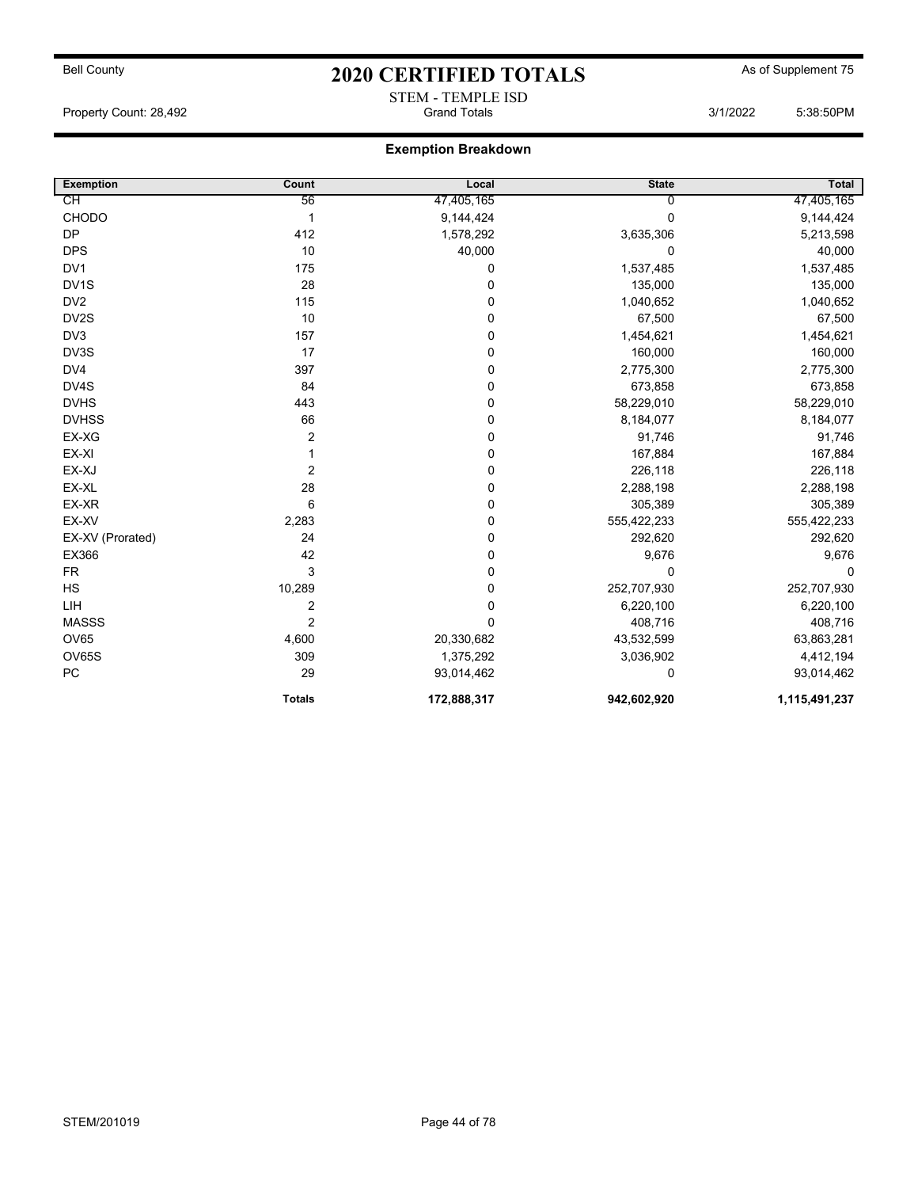Bell County

# 2020 CERTIFIED TOTALS

As of Supplement 75

STEM - TEMPLE ISD

Property Count: 28,492 — Grand Totals — 3/1/2022 5:38:50PM

## Exemption Breakdown

| Exemption | Count | Local | State | Total |
|---|---|---|---|---|
| CH | 56 | 47,405,165 | 0 | 47,405,165 |
| CHODO | 1 | 9,144,424 | 0 | 9,144,424 |
| DP | 412 | 1,578,292 | 3,635,306 | 5,213,598 |
| DPS | 10 | 40,000 | 0 | 40,000 |
| DV1 | 175 | 0 | 1,537,485 | 1,537,485 |
| DV1S | 28 | 0 | 135,000 | 135,000 |
| DV2 | 115 | 0 | 1,040,652 | 1,040,652 |
| DV2S | 10 | 0 | 67,500 | 67,500 |
| DV3 | 157 | 0 | 1,454,621 | 1,454,621 |
| DV3S | 17 | 0 | 160,000 | 160,000 |
| DV4 | 397 | 0 | 2,775,300 | 2,775,300 |
| DV4S | 84 | 0 | 673,858 | 673,858 |
| DVHS | 443 | 0 | 58,229,010 | 58,229,010 |
| DVHSS | 66 | 0 | 8,184,077 | 8,184,077 |
| EX-XG | 2 | 0 | 91,746 | 91,746 |
| EX-XI | 1 | 0 | 167,884 | 167,884 |
| EX-XJ | 2 | 0 | 226,118 | 226,118 |
| EX-XL | 28 | 0 | 2,288,198 | 2,288,198 |
| EX-XR | 6 | 0 | 305,389 | 305,389 |
| EX-XV | 2,283 | 0 | 555,422,233 | 555,422,233 |
| EX-XV (Prorated) | 24 | 0 | 292,620 | 292,620 |
| EX366 | 42 | 0 | 9,676 | 9,676 |
| FR | 3 | 0 | 0 | 0 |
| HS | 10,289 | 0 | 252,707,930 | 252,707,930 |
| LIH | 2 | 0 | 6,220,100 | 6,220,100 |
| MASSS | 2 | 0 | 408,716 | 408,716 |
| OV65 | 4,600 | 20,330,682 | 43,532,599 | 63,863,281 |
| OV65S | 309 | 1,375,292 | 3,036,902 | 4,412,194 |
| PC | 29 | 93,014,462 | 0 | 93,014,462 |
| | **Totals** | **172,888,317** | **942,602,920** | **1,115,491,237** |

STEM/201019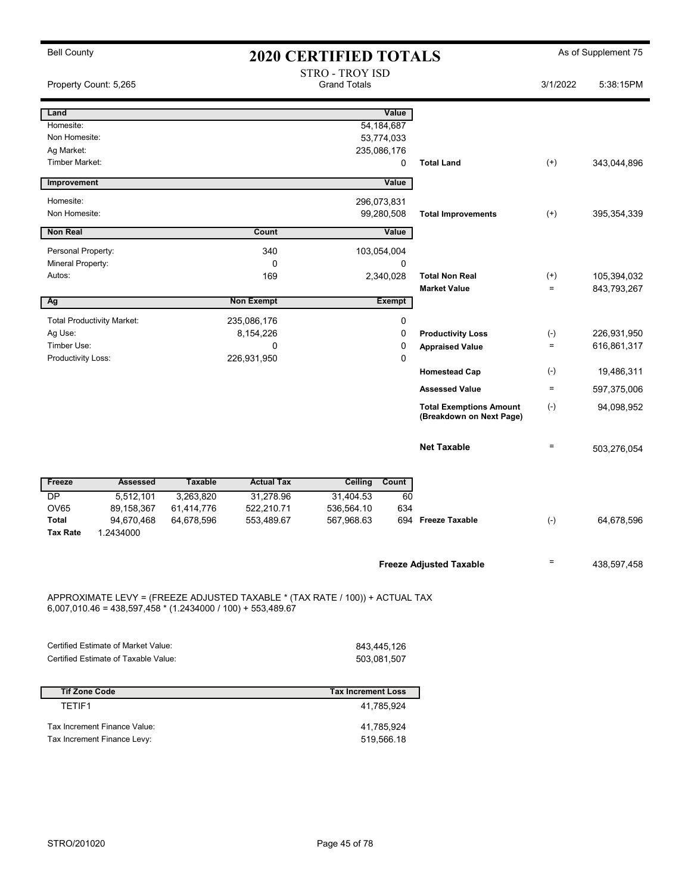Bell County

# 2020 CERTIFIED TOTALS

As of Supplement 75

STRO - TROY ISD
Grand Totals

Property Count: 5,265

3/1/2022 5:38:15PM

| Land | | Value | | | |
|---|---|---|---|---|---|
| Homesite: | | 54,184,687 | | | |
| Non Homesite: | | 53,774,033 | | | |
| Ag Market: | | 235,086,176 | | | |
| Timber Market: | | 0 | Total Land | (+) | 343,044,896 |

| Improvement | Value | | | |
|---|---|---|---|---|
| Homesite: | 296,073,831 | | | |
| Non Homesite: | 99,280,508 | Total Improvements | (+) | 395,354,339 |

| Non Real | Count | Value | | | |
|---|---|---|---|---|---|
| Personal Property: | 340 | 103,054,004 | | | |
| Mineral Property: | 0 | 0 | | | |
| Autos: | 169 | 2,340,028 | Total Non Real | (+) | 105,394,032 |
| | | | Market Value | = | 843,793,267 |

| Ag | Non Exempt | Exempt | | | |
|---|---|---|---|---|---|
| Total Productivity Market: | 235,086,176 | 0 | | | |
| Ag Use: | 8,154,226 | 0 | Productivity Loss | (-) | 226,931,950 |
| Timber Use: | 0 | 0 | Appraised Value | = | 616,861,317 |
| Productivity Loss: | 226,931,950 | 0 | | | |
| | | | Homestead Cap | (-) | 19,486,311 |
| | | | Assessed Value | = | 597,375,006 |
| | | | Total Exemptions Amount (Breakdown on Next Page) | (-) | 94,098,952 |
| | | | Net Taxable | = | 503,276,054 |

| Freeze | Assessed | Taxable | Actual Tax | Ceiling | Count | | | |
|---|---|---|---|---|---|---|---|---|
| DP | 5,512,101 | 3,263,820 | 31,278.96 | 31,404.53 | 60 | | | |
| OV65 | 89,158,367 | 61,414,776 | 522,210.71 | 536,564.10 | 634 | | | |
| Total | 94,670,468 | 64,678,596 | 553,489.67 | 567,968.63 | 694 | Freeze Taxable | (-) | 64,678,596 |
| Tax Rate | 1.2434000 | | | | | | | |

**Freeze Adjusted Taxable** = 438,597,458

APPROXIMATE LEVY = (FREEZE ADJUSTED TAXABLE * (TAX RATE / 100)) + ACTUAL TAX
6,007,010.46 = 438,597,458 * (1.2434000 / 100) + 553,489.67

| | |
|---|---|
| Certified Estimate of Market Value: | 843,445,126 |
| Certified Estimate of Taxable Value: | 503,081,507 |

| Tif Zone Code | Tax Increment Loss |
|---|---|
| TETIF1 | 41,785,924 |
| Tax Increment Finance Value: | 41,785,924 |
| Tax Increment Finance Levy: | 519,566.18 |

STRO/201020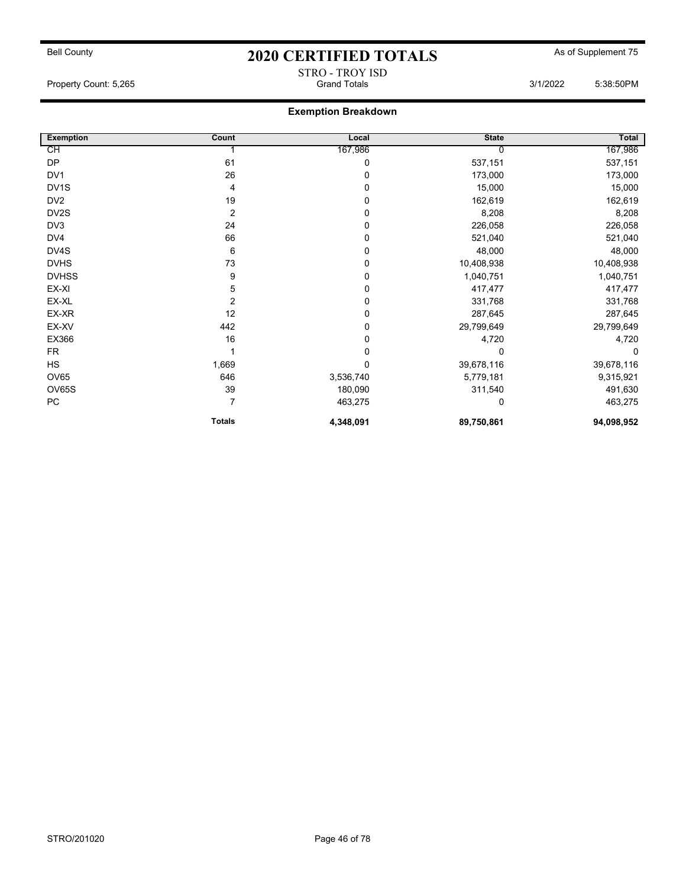Bell County

# 2020 CERTIFIED TOTALS

As of Supplement 75

STRO - TROY ISD

Property Count: 5,265 — Grand Totals — 3/1/2022 5:38:50PM

## Exemption Breakdown

| Exemption | Count | Local | State | Total |
|---|---|---|---|---|
| CH | 1 | 167,986 | 0 | 167,986 |
| DP | 61 | 0 | 537,151 | 537,151 |
| DV1 | 26 | 0 | 173,000 | 173,000 |
| DV1S | 4 | 0 | 15,000 | 15,000 |
| DV2 | 19 | 0 | 162,619 | 162,619 |
| DV2S | 2 | 0 | 8,208 | 8,208 |
| DV3 | 24 | 0 | 226,058 | 226,058 |
| DV4 | 66 | 0 | 521,040 | 521,040 |
| DV4S | 6 | 0 | 48,000 | 48,000 |
| DVHS | 73 | 0 | 10,408,938 | 10,408,938 |
| DVHSS | 9 | 0 | 1,040,751 | 1,040,751 |
| EX-XI | 5 | 0 | 417,477 | 417,477 |
| EX-XL | 2 | 0 | 331,768 | 331,768 |
| EX-XR | 12 | 0 | 287,645 | 287,645 |
| EX-XV | 442 | 0 | 29,799,649 | 29,799,649 |
| EX366 | 16 | 0 | 4,720 | 4,720 |
| FR | 1 | 0 | 0 | 0 |
| HS | 1,669 | 0 | 39,678,116 | 39,678,116 |
| OV65 | 646 | 3,536,740 | 5,779,181 | 9,315,921 |
| OV65S | 39 | 180,090 | 311,540 | 491,630 |
| PC | 7 | 463,275 | 0 | 463,275 |
| | **Totals** | **4,348,091** | **89,750,861** | **94,098,952** |

STRO/201020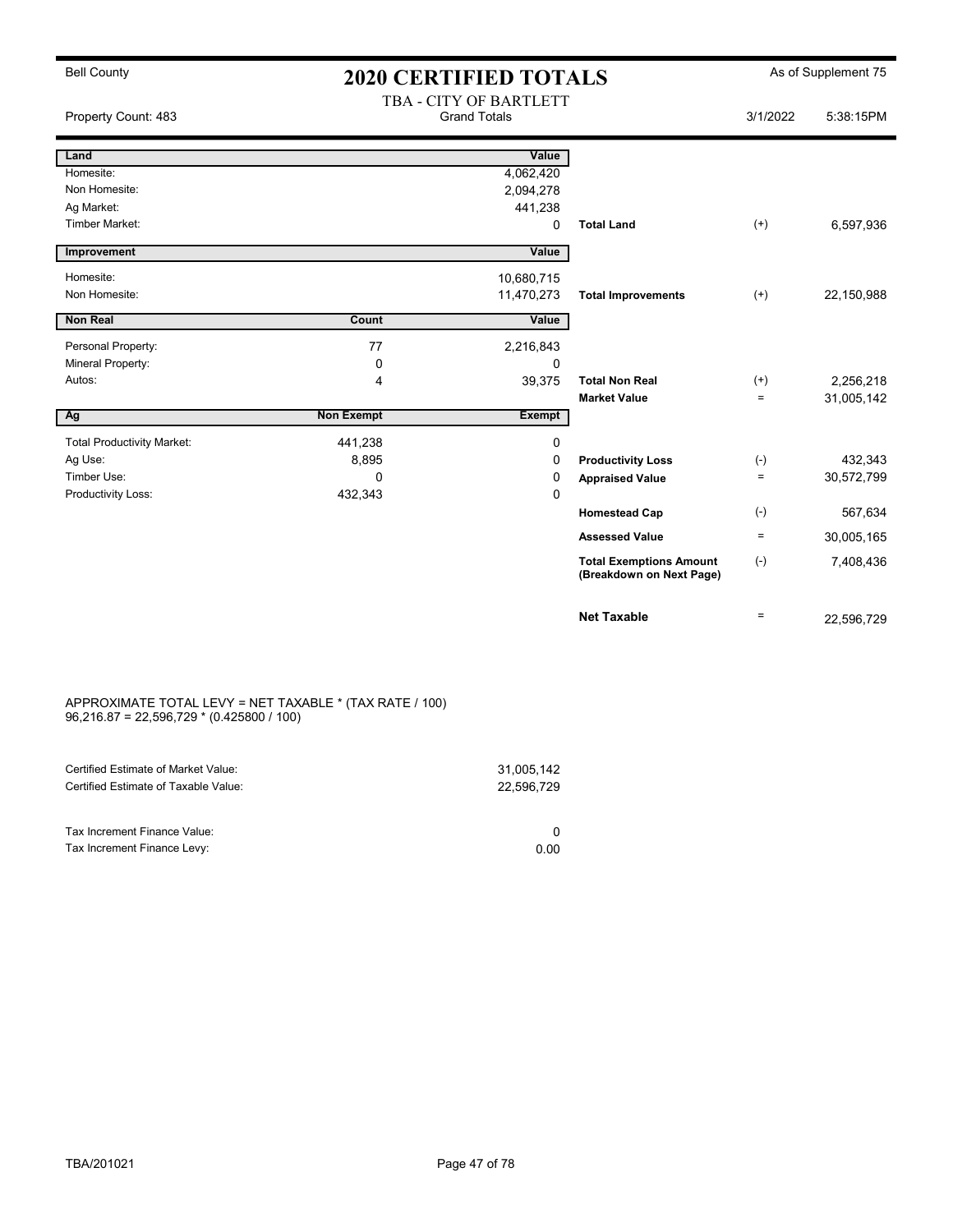Bell County

# 2020 CERTIFIED TOTALS

As of Supplement 75

Property Count: 483

TBA - CITY OF BARTLETT
Grand Totals

3/1/2022 5:38:15PM

| Land | | Value | | | |
|---|---|---|---|---|---|
| Homesite: | | 4,062,420 | | | |
| Non Homesite: | | 2,094,278 | | | |
| Ag Market: | | 441,238 | | | |
| Timber Market: | | 0 | **Total Land** | (+) | 6,597,936 |
| **Improvement** | | **Value** | | | |
| Homesite: | | 10,680,715 | | | |
| Non Homesite: | | 11,470,273 | **Total Improvements** | (+) | 22,150,988 |
| **Non Real** | **Count** | **Value** | | | |
| Personal Property: | 77 | 2,216,843 | | | |
| Mineral Property: | 0 | 0 | | | |
| Autos: | 4 | 39,375 | **Total Non Real** | (+) | 2,256,218 |
| | | | **Market Value** | = | 31,005,142 |
| **Ag** | **Non Exempt** | **Exempt** | | | |
| Total Productivity Market: | 441,238 | 0 | | | |
| Ag Use: | 8,895 | 0 | **Productivity Loss** | (-) | 432,343 |
| Timber Use: | 0 | 0 | **Appraised Value** | = | 30,572,799 |
| Productivity Loss: | 432,343 | 0 | | | |
| | | | **Homestead Cap** | (-) | 567,634 |
| | | | **Assessed Value** | = | 30,005,165 |
| | | | **Total Exemptions Amount (Breakdown on Next Page)** | (-) | 7,408,436 |
| | | | **Net Taxable** | = | 22,596,729 |

APPROXIMATE TOTAL LEVY = NET TAXABLE * (TAX RATE / 100)
96,216.87 = 22,596,729 * (0.425800 / 100)

| | |
|---|---|
| Certified Estimate of Market Value: | 31,005,142 |
| Certified Estimate of Taxable Value: | 22,596,729 |
| Tax Increment Finance Value: | 0 |
| Tax Increment Finance Levy: | 0.00 |

TBA/201021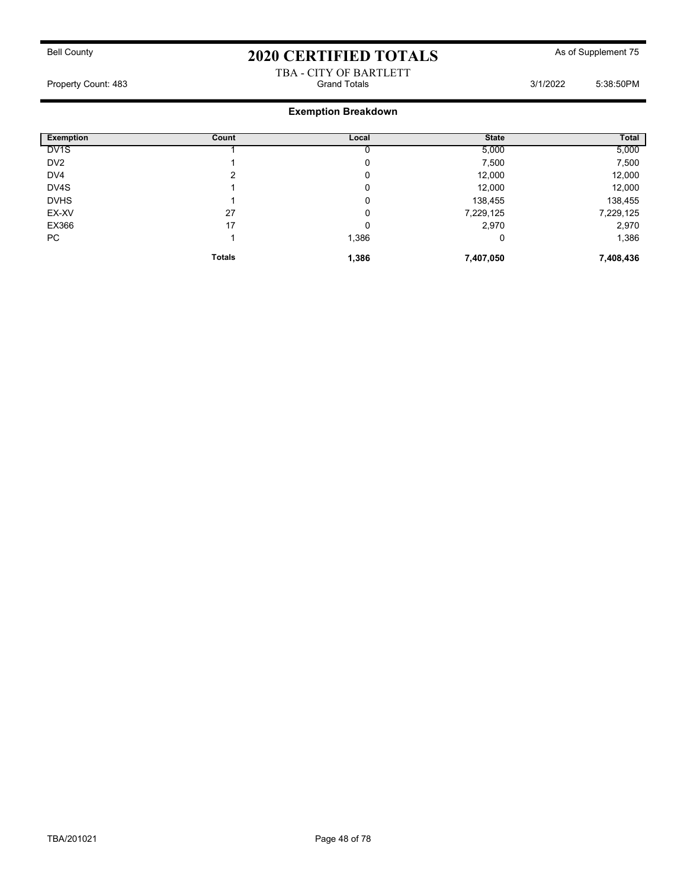Bell County

# 2020 CERTIFIED TOTALS

As of Supplement 75

TBA - CITY OF BARTLETT

Property Count: 483 | Grand Totals | 3/1/2022 5:38:50PM

## Exemption Breakdown

| Exemption | Count | Local | State | Total |
|---|---|---|---|---|
| DV1S | 1 | 0 | 5,000 | 5,000 |
| DV2 | 1 | 0 | 7,500 | 7,500 |
| DV4 | 2 | 0 | 12,000 | 12,000 |
| DV4S | 1 | 0 | 12,000 | 12,000 |
| DVHS | 1 | 0 | 138,455 | 138,455 |
| EX-XV | 27 | 0 | 7,229,125 | 7,229,125 |
| EX366 | 17 | 0 | 2,970 | 2,970 |
| PC | 1 | 1,386 | 0 | 1,386 |
| | **Totals** | **1,386** | **7,407,050** | **7,408,436** |

TBA/201021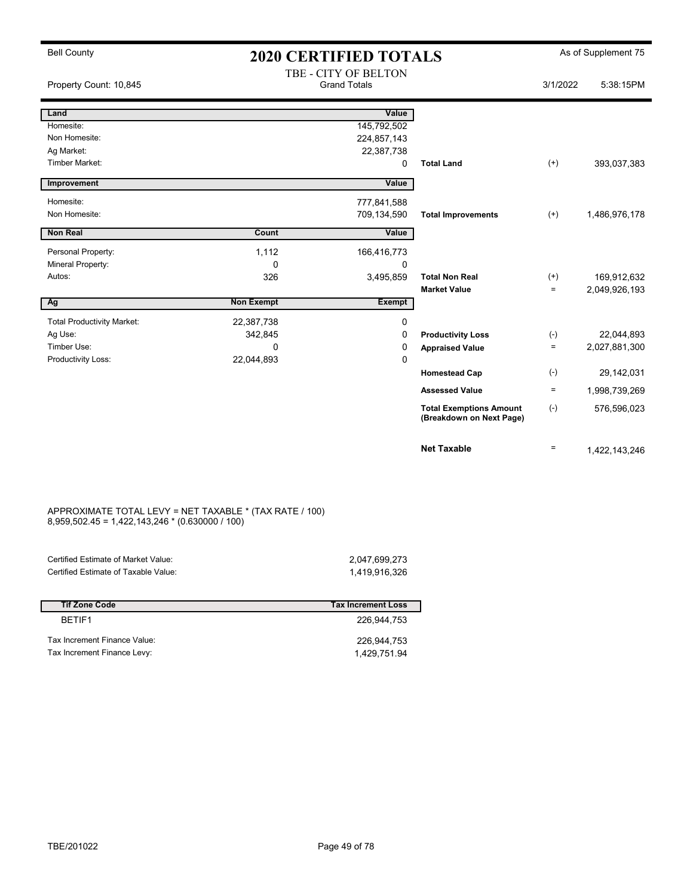Bell County

# 2020 CERTIFIED TOTALS

As of Supplement 75

## TBE - CITY OF BELTON
Grand Totals

Property Count: 10,845

3/1/2022 5:38:15PM

| Land | | Value | | | |
|---|---|---|---|---|---|
| Homesite: | | 145,792,502 | | | |
| Non Homesite: | | 224,857,143 | | | |
| Ag Market: | | 22,387,738 | | | |
| Timber Market: | | 0 | **Total Land** | (+) | 393,037,383 |

| Improvement | | Value | | | |
|---|---|---|---|---|---|
| Homesite: | | 777,841,588 | | | |
| Non Homesite: | | 709,134,590 | **Total Improvements** | (+) | 1,486,976,178 |

| Non Real | Count | Value | | | |
|---|---|---|---|---|---|
| Personal Property: | 1,112 | 166,416,773 | | | |
| Mineral Property: | 0 | 0 | | | |
| Autos: | 326 | 3,495,859 | **Total Non Real** | (+) | 169,912,632 |
| | | | **Market Value** | = | 2,049,926,193 |

| Ag | Non Exempt | Exempt | | | |
|---|---|---|---|---|---|
| Total Productivity Market: | 22,387,738 | 0 | | | |
| Ag Use: | 342,845 | 0 | **Productivity Loss** | (-) | 22,044,893 |
| Timber Use: | 0 | 0 | **Appraised Value** | = | 2,027,881,300 |
| Productivity Loss: | 22,044,893 | 0 | | | |
| | | | **Homestead Cap** | (-) | 29,142,031 |
| | | | **Assessed Value** | = | 1,998,739,269 |
| | | | **Total Exemptions Amount (Breakdown on Next Page)** | (-) | 576,596,023 |
| | | | **Net Taxable** | = | 1,422,143,246 |

APPROXIMATE TOTAL LEVY = NET TAXABLE * (TAX RATE / 100)
8,959,502.45 = 1,422,143,246 * (0.630000 / 100)

| | |
|---|---|
| Certified Estimate of Market Value: | 2,047,699,273 |
| Certified Estimate of Taxable Value: | 1,419,916,326 |

| Tif Zone Code | Tax Increment Loss |
|---|---|
| BETIF1 | 226,944,753 |

| | |
|---|---|
| Tax Increment Finance Value: | 226,944,753 |
| Tax Increment Finance Levy: | 1,429,751.94 |

TBE/201022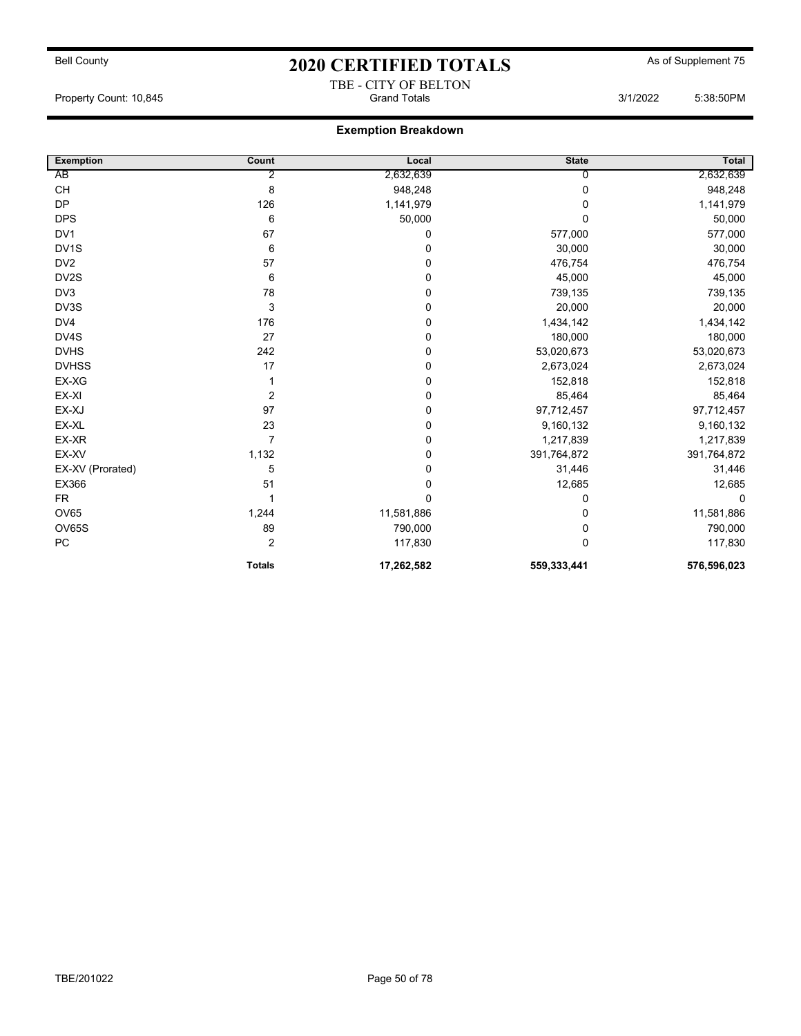Bell County

# 2020 CERTIFIED TOTALS

As of Supplement 75

TBE - CITY OF BELTON

Property Count: 10,845 | Grand Totals | 3/1/2022 5:38:50PM

## Exemption Breakdown

| Exemption | Count | Local | State | Total |
|---|---|---|---|---|
| AB | 2 | 2,632,639 | 0 | 2,632,639 |
| CH | 8 | 948,248 | 0 | 948,248 |
| DP | 126 | 1,141,979 | 0 | 1,141,979 |
| DPS | 6 | 50,000 | 0 | 50,000 |
| DV1 | 67 | 0 | 577,000 | 577,000 |
| DV1S | 6 | 0 | 30,000 | 30,000 |
| DV2 | 57 | 0 | 476,754 | 476,754 |
| DV2S | 6 | 0 | 45,000 | 45,000 |
| DV3 | 78 | 0 | 739,135 | 739,135 |
| DV3S | 3 | 0 | 20,000 | 20,000 |
| DV4 | 176 | 0 | 1,434,142 | 1,434,142 |
| DV4S | 27 | 0 | 180,000 | 180,000 |
| DVHS | 242 | 0 | 53,020,673 | 53,020,673 |
| DVHSS | 17 | 0 | 2,673,024 | 2,673,024 |
| EX-XG | 1 | 0 | 152,818 | 152,818 |
| EX-XI | 2 | 0 | 85,464 | 85,464 |
| EX-XJ | 97 | 0 | 97,712,457 | 97,712,457 |
| EX-XL | 23 | 0 | 9,160,132 | 9,160,132 |
| EX-XR | 7 | 0 | 1,217,839 | 1,217,839 |
| EX-XV | 1,132 | 0 | 391,764,872 | 391,764,872 |
| EX-XV (Prorated) | 5 | 0 | 31,446 | 31,446 |
| EX366 | 51 | 0 | 12,685 | 12,685 |
| FR | 1 | 0 | 0 | 0 |
| OV65 | 1,244 | 11,581,886 | 0 | 11,581,886 |
| OV65S | 89 | 790,000 | 0 | 790,000 |
| PC | 2 | 117,830 | 0 | 117,830 |
| | **Totals** | **17,262,582** | **559,333,441** | **576,596,023** |

TBE/201022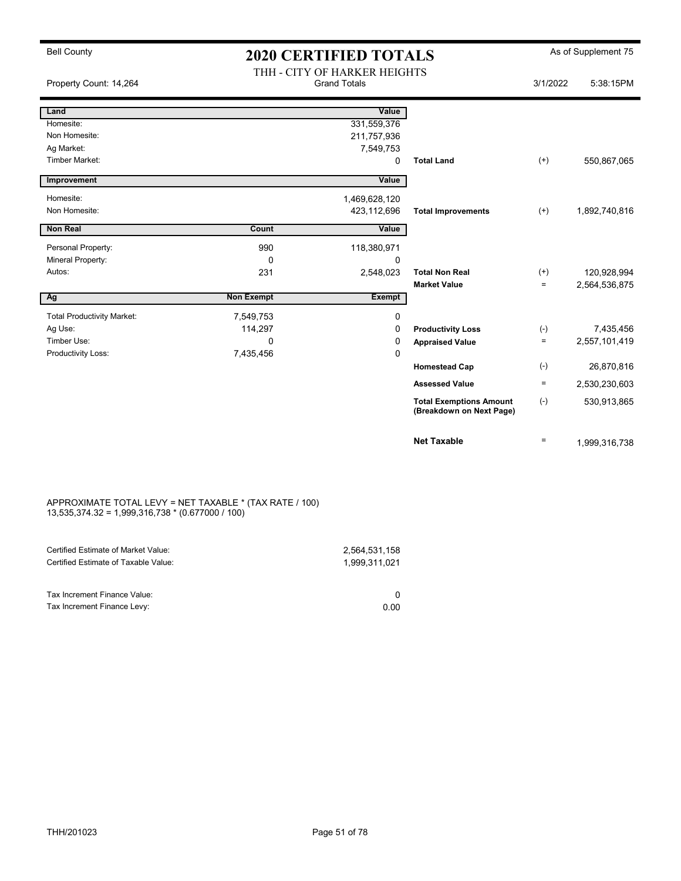Bell County

# 2020 CERTIFIED TOTALS

As of Supplement 75

## THH - CITY OF HARKER HEIGHTS

Grand Totals

Property Count: 14,264

3/1/2022 5:38:15PM

| Land | | Value | | | |
|---|---|---|---|---|---|
| Homesite: | | 331,559,376 | | | |
| Non Homesite: | | 211,757,936 | | | |
| Ag Market: | | 7,549,753 | | | |
| Timber Market: | | 0 | **Total Land** | (+) | 550,867,065 |

| Improvement | | Value | | | |
|---|---|---|---|---|---|
| Homesite: | | 1,469,628,120 | | | |
| Non Homesite: | | 423,112,696 | **Total Improvements** | (+) | 1,892,740,816 |

| Non Real | Count | Value | | | |
|---|---|---|---|---|---|
| Personal Property: | 990 | 118,380,971 | | | |
| Mineral Property: | 0 | 0 | | | |
| Autos: | 231 | 2,548,023 | **Total Non Real** | (+) | 120,928,994 |
| | | | **Market Value** | = | 2,564,536,875 |

| Ag | Non Exempt | Exempt | | | |
|---|---|---|---|---|---|
| Total Productivity Market: | 7,549,753 | 0 | | | |
| Ag Use: | 114,297 | 0 | **Productivity Loss** | (-) | 7,435,456 |
| Timber Use: | 0 | 0 | **Appraised Value** | = | 2,557,101,419 |
| Productivity Loss: | 7,435,456 | 0 | | | |
| | | | **Homestead Cap** | (-) | 26,870,816 |
| | | | **Assessed Value** | = | 2,530,230,603 |
| | | | **Total Exemptions Amount (Breakdown on Next Page)** | (-) | 530,913,865 |
| | | | **Net Taxable** | = | 1,999,316,738 |

APPROXIMATE TOTAL LEVY = NET TAXABLE * (TAX RATE / 100)
13,535,374.32 = 1,999,316,738 * (0.677000 / 100)

| | |
|---|---|
| Certified Estimate of Market Value: | 2,564,531,158 |
| Certified Estimate of Taxable Value: | 1,999,311,021 |
| Tax Increment Finance Value: | 0 |
| Tax Increment Finance Levy: | 0.00 |

THH/201023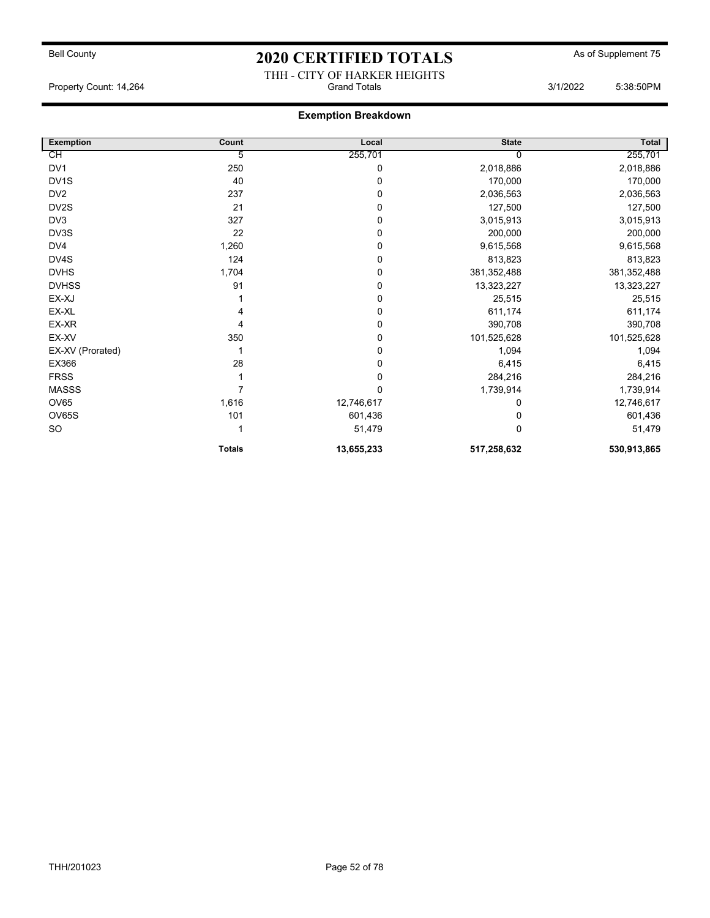Bell County

# 2020 CERTIFIED TOTALS

As of Supplement 75

THH - CITY OF HARKER HEIGHTS

Property Count: 14,264 — Grand Totals — 3/1/2022 5:38:50PM

## Exemption Breakdown

| Exemption | Count | Local | State | Total |
|---|---|---|---|---|
| CH | 5 | 255,701 | 0 | 255,701 |
| DV1 | 250 | 0 | 2,018,886 | 2,018,886 |
| DV1S | 40 | 0 | 170,000 | 170,000 |
| DV2 | 237 | 0 | 2,036,563 | 2,036,563 |
| DV2S | 21 | 0 | 127,500 | 127,500 |
| DV3 | 327 | 0 | 3,015,913 | 3,015,913 |
| DV3S | 22 | 0 | 200,000 | 200,000 |
| DV4 | 1,260 | 0 | 9,615,568 | 9,615,568 |
| DV4S | 124 | 0 | 813,823 | 813,823 |
| DVHS | 1,704 | 0 | 381,352,488 | 381,352,488 |
| DVHSS | 91 | 0 | 13,323,227 | 13,323,227 |
| EX-XJ | 1 | 0 | 25,515 | 25,515 |
| EX-XL | 4 | 0 | 611,174 | 611,174 |
| EX-XR | 4 | 0 | 390,708 | 390,708 |
| EX-XV | 350 | 0 | 101,525,628 | 101,525,628 |
| EX-XV (Prorated) | 1 | 0 | 1,094 | 1,094 |
| EX366 | 28 | 0 | 6,415 | 6,415 |
| FRSS | 1 | 0 | 284,216 | 284,216 |
| MASSS | 7 | 0 | 1,739,914 | 1,739,914 |
| OV65 | 1,616 | 12,746,617 | 0 | 12,746,617 |
| OV65S | 101 | 601,436 | 0 | 601,436 |
| SO | 1 | 51,479 | 0 | 51,479 |
| | **Totals** | **13,655,233** | **517,258,632** | **530,913,865** |

THH/201023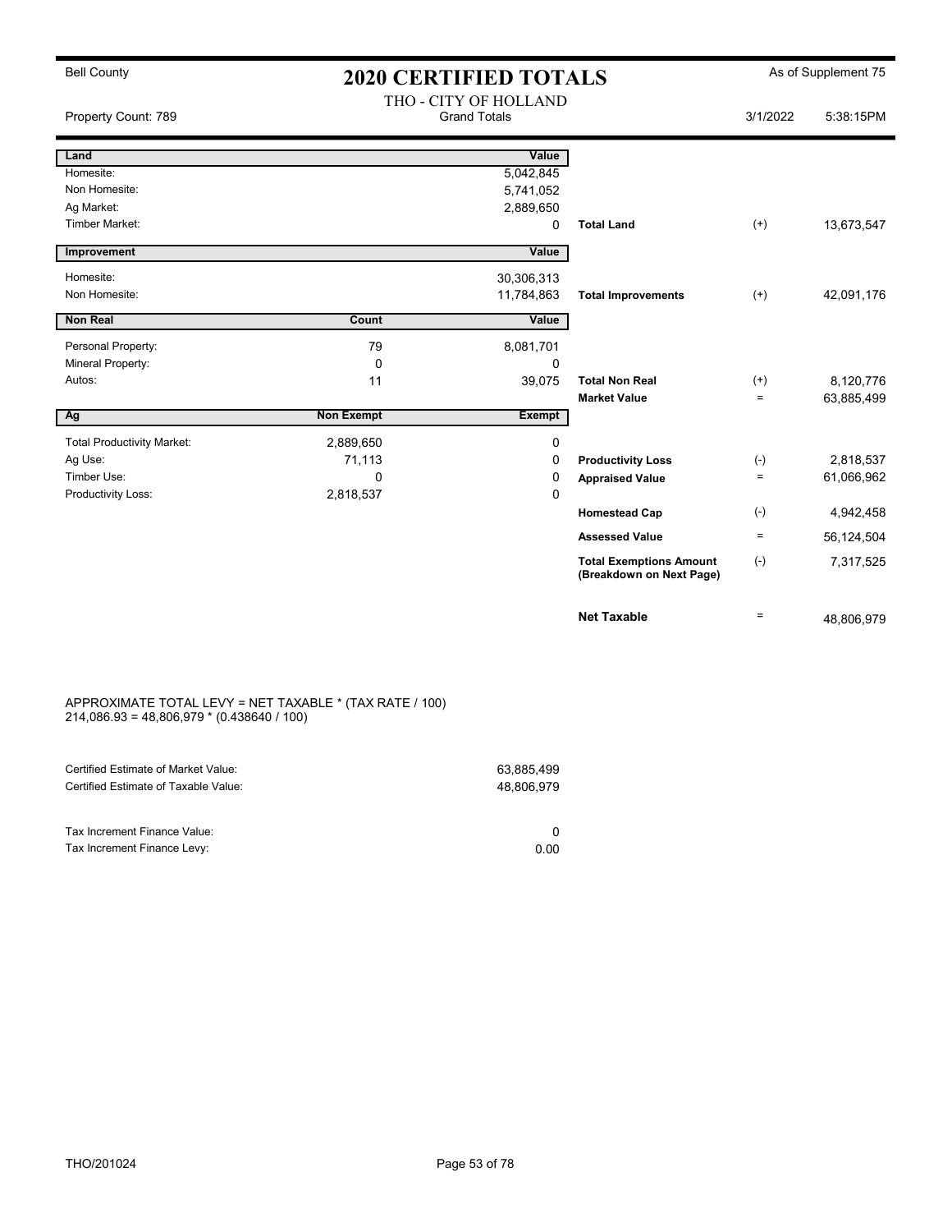Bell County

# 2020 CERTIFIED TOTALS

As of Supplement 75

THO - CITY OF HOLLAND

Property Count: 789 — Grand Totals — 3/1/2022 5:38:15PM

| Land | | Value | | | |
|---|---|---|---|---|---|
| Homesite: | | 5,042,845 | | | |
| Non Homesite: | | 5,741,052 | | | |
| Ag Market: | | 2,889,650 | | | |
| Timber Market: | | 0 | **Total Land** | (+) | 13,673,547 |
| **Improvement** | | **Value** | | | |
| Homesite: | | 30,306,313 | | | |
| Non Homesite: | | 11,784,863 | **Total Improvements** | (+) | 42,091,176 |
| **Non Real** | **Count** | **Value** | | | |
| Personal Property: | 79 | 8,081,701 | | | |
| Mineral Property: | 0 | 0 | | | |
| Autos: | 11 | 39,075 | **Total Non Real** | (+) | 8,120,776 |
| | | | **Market Value** | = | 63,885,499 |
| **Ag** | **Non Exempt** | **Exempt** | | | |
| Total Productivity Market: | 2,889,650 | 0 | | | |
| Ag Use: | 71,113 | 0 | **Productivity Loss** | (-) | 2,818,537 |
| Timber Use: | 0 | 0 | **Appraised Value** | = | 61,066,962 |
| Productivity Loss: | 2,818,537 | 0 | | | |
| | | | **Homestead Cap** | (-) | 4,942,458 |
| | | | **Assessed Value** | = | 56,124,504 |
| | | | **Total Exemptions Amount (Breakdown on Next Page)** | (-) | 7,317,525 |
| | | | **Net Taxable** | = | 48,806,979 |

APPROXIMATE TOTAL LEVY = NET TAXABLE * (TAX RATE / 100)
214,086.93 = 48,806,979 * (0.438640 / 100)

| | |
|---|---|
| Certified Estimate of Market Value: | 63,885,499 |
| Certified Estimate of Taxable Value: | 48,806,979 |
| Tax Increment Finance Value: | 0 |
| Tax Increment Finance Levy: | 0.00 |

THO/201024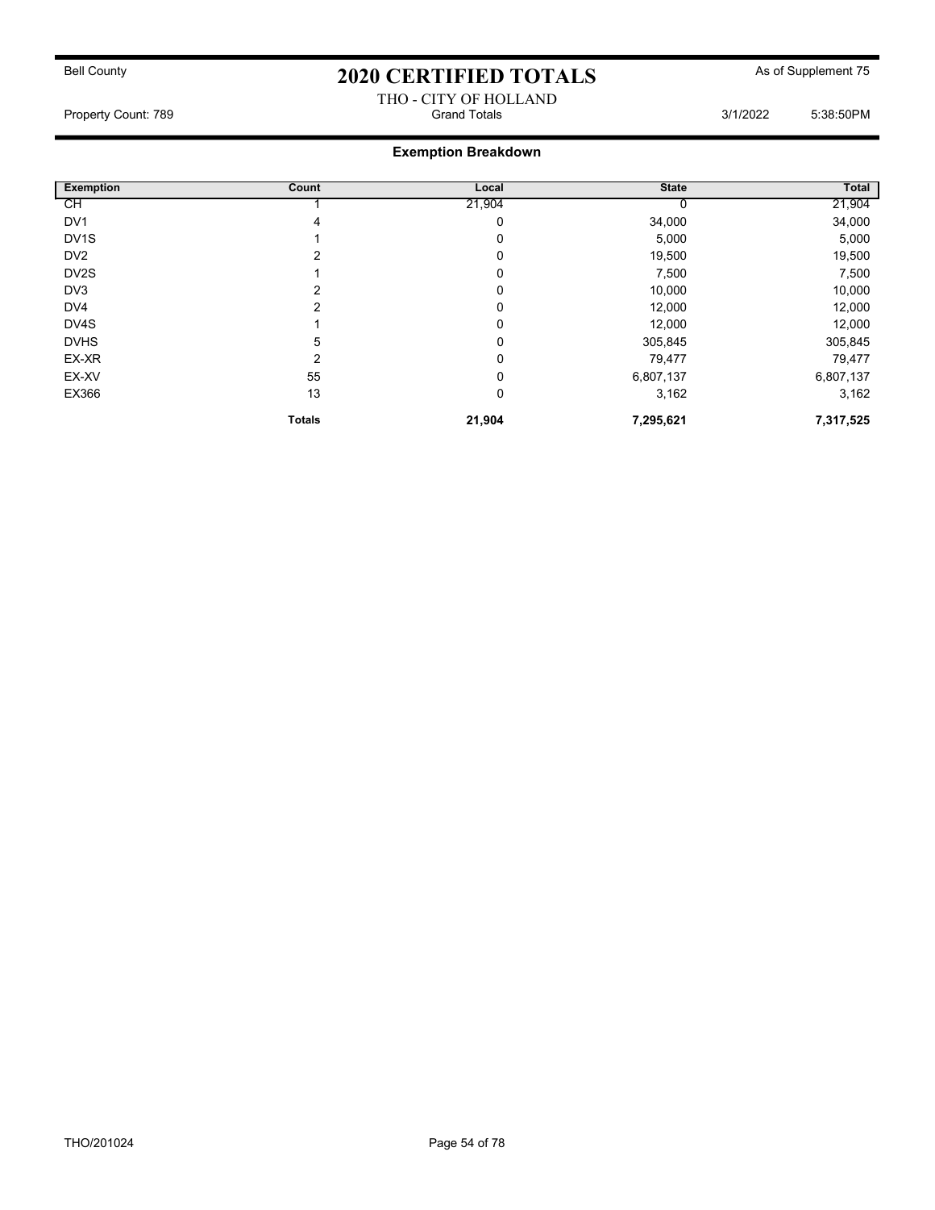Bell County

# 2020 CERTIFIED TOTALS

As of Supplement 75

THO - CITY OF HOLLAND

Property Count: 789 | Grand Totals | 3/1/2022 5:38:50PM

## Exemption Breakdown

| Exemption | Count | Local | State | Total |
|---|---|---|---|---|
| CH | 1 | 21,904 | 0 | 21,904 |
| DV1 | 4 | 0 | 34,000 | 34,000 |
| DV1S | 1 | 0 | 5,000 | 5,000 |
| DV2 | 2 | 0 | 19,500 | 19,500 |
| DV2S | 1 | 0 | 7,500 | 7,500 |
| DV3 | 2 | 0 | 10,000 | 10,000 |
| DV4 | 2 | 0 | 12,000 | 12,000 |
| DV4S | 1 | 0 | 12,000 | 12,000 |
| DVHS | 5 | 0 | 305,845 | 305,845 |
| EX-XR | 2 | 0 | 79,477 | 79,477 |
| EX-XV | 55 | 0 | 6,807,137 | 6,807,137 |
| EX366 | 13 | 0 | 3,162 | 3,162 |
| | **Totals** | **21,904** | **7,295,621** | **7,317,525** |

THO/201024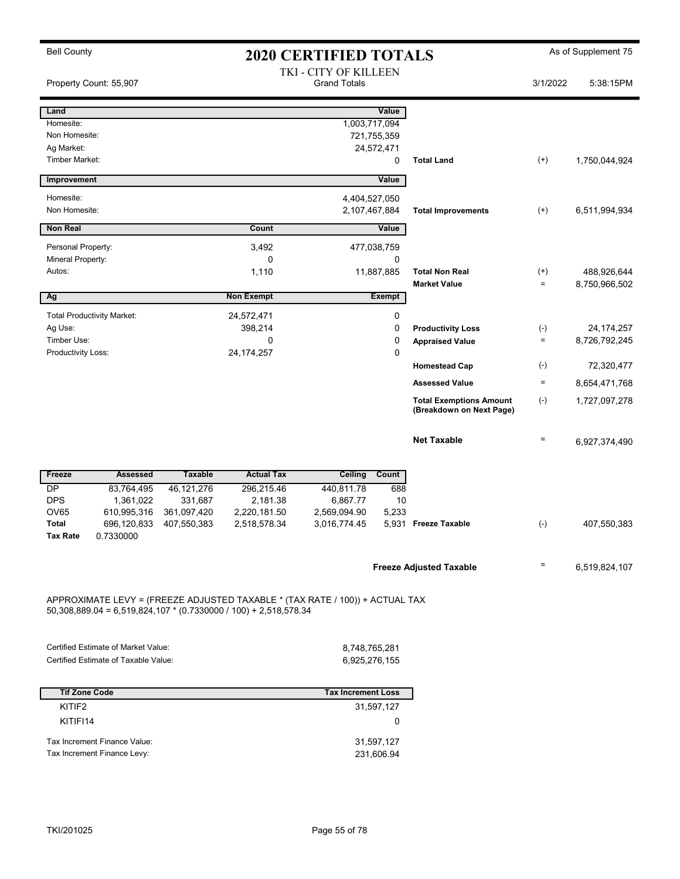Bell County

# 2020 CERTIFIED TOTALS

As of Supplement 75

TKI - CITY OF KILLEEN
Grand Totals

Property Count: 55,907

3/1/2022 5:38:15PM

| Land | | Value | | | |
|---|---|---|---|---|---|
| Homesite: | | 1,003,717,094 | | | |
| Non Homesite: | | 721,755,359 | | | |
| Ag Market: | | 24,572,471 | | | |
| Timber Market: | | 0 | Total Land | (+) | 1,750,044,924 |

| Improvement | | Value | | | |
|---|---|---|---|---|---|
| Homesite: | | 4,404,527,050 | | | |
| Non Homesite: | | 2,107,467,884 | Total Improvements | (+) | 6,511,994,934 |

| Non Real | Count | Value | | | |
|---|---|---|---|---|---|
| Personal Property: | 3,492 | 477,038,759 | | | |
| Mineral Property: | 0 | 0 | | | |
| Autos: | 1,110 | 11,887,885 | Total Non Real | (+) | 488,926,644 |
| | | | Market Value | = | 8,750,966,502 |

| Ag | Non Exempt | Exempt | | | |
|---|---|---|---|---|---|
| Total Productivity Market: | 24,572,471 | 0 | | | |
| Ag Use: | 398,214 | 0 | Productivity Loss | (-) | 24,174,257 |
| Timber Use: | 0 | 0 | Appraised Value | = | 8,726,792,245 |
| Productivity Loss: | 24,174,257 | 0 | | | |
| | | | Homestead Cap | (-) | 72,320,477 |
| | | | Assessed Value | = | 8,654,471,768 |
| | | | Total Exemptions Amount (Breakdown on Next Page) | (-) | 1,727,097,278 |
| | | | Net Taxable | = | 6,927,374,490 |

| Freeze | Assessed | Taxable | Actual Tax | Ceiling | Count | | | |
|---|---|---|---|---|---|---|---|---|
| DP | 83,764,495 | 46,121,276 | 296,215.46 | 440,811.78 | 688 | | | |
| DPS | 1,361,022 | 331,687 | 2,181.38 | 6,867.77 | 10 | | | |
| OV65 | 610,995,316 | 361,097,420 | 2,220,181.50 | 2,569,094.90 | 5,233 | | | |
| Total | 696,120,833 | 407,550,383 | 2,518,578.34 | 3,016,774.45 | 5,931 | Freeze Taxable | (-) | 407,550,383 |
| Tax Rate | 0.7330000 | | | | | | | |

**Freeze Adjusted Taxable** = 6,519,824,107

APPROXIMATE LEVY = (FREEZE ADJUSTED TAXABLE * (TAX RATE / 100)) + ACTUAL TAX
50,308,889.04 = 6,519,824,107 * (0.7330000 / 100) + 2,518,578.34

| | |
|---|---|
| Certified Estimate of Market Value: | 8,748,765,281 |
| Certified Estimate of Taxable Value: | 6,925,276,155 |

| Tif Zone Code | Tax Increment Loss |
|---|---|
| KITIF2 | 31,597,127 |
| KITIFI14 | 0 |

| | |
|---|---|
| Tax Increment Finance Value: | 31,597,127 |
| Tax Increment Finance Levy: | 231,606.94 |

TKI/201025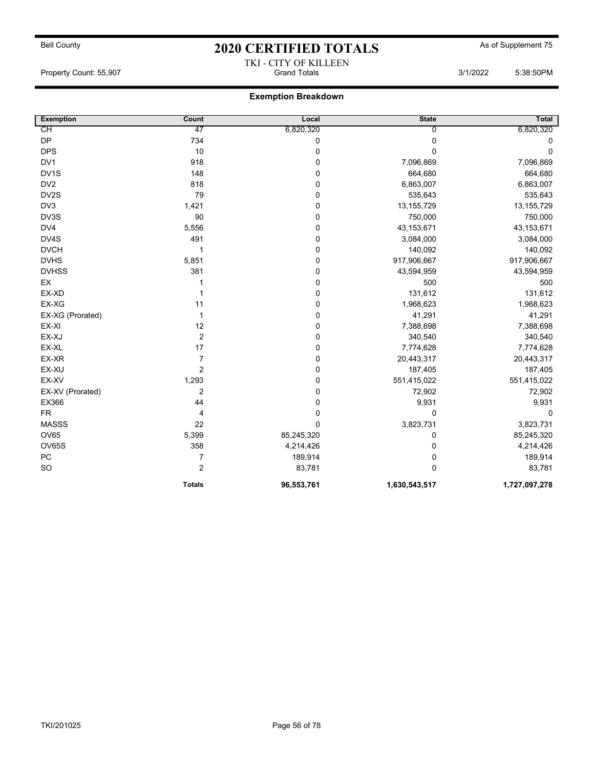Bell County

# 2020 CERTIFIED TOTALS

As of Supplement 75

TKI - CITY OF KILLEEN

Property Count: 55,907 | Grand Totals | 3/1/2022 5:38:50PM

## Exemption Breakdown

| Exemption | Count | Local | State | Total |
|---|---|---|---|---|
| CH | 47 | 6,820,320 | 0 | 6,820,320 |
| DP | 734 | 0 | 0 | 0 |
| DPS | 10 | 0 | 0 | 0 |
| DV1 | 918 | 0 | 7,096,869 | 7,096,869 |
| DV1S | 148 | 0 | 664,680 | 664,680 |
| DV2 | 818 | 0 | 6,863,007 | 6,863,007 |
| DV2S | 79 | 0 | 535,643 | 535,643 |
| DV3 | 1,421 | 0 | 13,155,729 | 13,155,729 |
| DV3S | 90 | 0 | 750,000 | 750,000 |
| DV4 | 5,556 | 0 | 43,153,671 | 43,153,671 |
| DV4S | 491 | 0 | 3,084,000 | 3,084,000 |
| DVCH | 1 | 0 | 140,092 | 140,092 |
| DVHS | 5,851 | 0 | 917,906,667 | 917,906,667 |
| DVHSS | 381 | 0 | 43,594,959 | 43,594,959 |
| EX | 1 | 0 | 500 | 500 |
| EX-XD | 1 | 0 | 131,612 | 131,612 |
| EX-XG | 11 | 0 | 1,968,623 | 1,968,623 |
| EX-XG (Prorated) | 1 | 0 | 41,291 | 41,291 |
| EX-XI | 12 | 0 | 7,388,698 | 7,388,698 |
| EX-XJ | 2 | 0 | 340,540 | 340,540 |
| EX-XL | 17 | 0 | 7,774,628 | 7,774,628 |
| EX-XR | 7 | 0 | 20,443,317 | 20,443,317 |
| EX-XU | 2 | 0 | 187,405 | 187,405 |
| EX-XV | 1,293 | 0 | 551,415,022 | 551,415,022 |
| EX-XV (Prorated) | 2 | 0 | 72,902 | 72,902 |
| EX366 | 44 | 0 | 9,931 | 9,931 |
| FR | 4 | 0 | 0 | 0 |
| MASSS | 22 | 0 | 3,823,731 | 3,823,731 |
| OV65 | 5,399 | 85,245,320 | 0 | 85,245,320 |
| OV65S | 358 | 4,214,426 | 0 | 4,214,426 |
| PC | 7 | 189,914 | 0 | 189,914 |
| SO | 2 | 83,781 | 0 | 83,781 |
| | **Totals** | **96,553,761** | **1,630,543,517** | **1,727,097,278** |

TKI/201025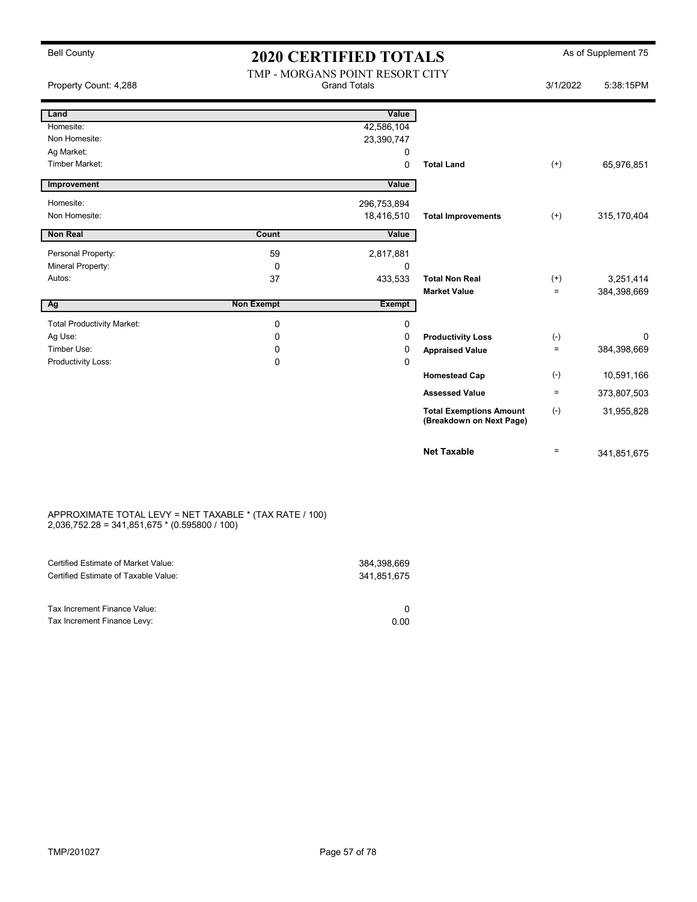Bell County

# 2020 CERTIFIED TOTALS

As of Supplement 75

TMP - MORGANS POINT RESORT CITY
Grand Totals

Property Count: 4,288

3/1/2022 5:38:15PM

| Land | | Value | | | |
|---|---|---|---|---|---|
| Homesite: | | 42,586,104 | | | |
| Non Homesite: | | 23,390,747 | | | |
| Ag Market: | | 0 | | | |
| Timber Market: | | 0 | **Total Land** | (+) | 65,976,851 |
| **Improvement** | | **Value** | | | |
| Homesite: | | 296,753,894 | | | |
| Non Homesite: | | 18,416,510 | **Total Improvements** | (+) | 315,170,404 |
| **Non Real** | **Count** | **Value** | | | |
| Personal Property: | 59 | 2,817,881 | | | |
| Mineral Property: | 0 | 0 | | | |
| Autos: | 37 | 433,533 | **Total Non Real** | (+) | 3,251,414 |
| | | | **Market Value** | = | 384,398,669 |
| **Ag** | **Non Exempt** | **Exempt** | | | |
| Total Productivity Market: | 0 | 0 | | | |
| Ag Use: | 0 | 0 | **Productivity Loss** | (-) | 0 |
| Timber Use: | 0 | 0 | **Appraised Value** | = | 384,398,669 |
| Productivity Loss: | 0 | 0 | | | |
| | | | **Homestead Cap** | (-) | 10,591,166 |
| | | | **Assessed Value** | = | 373,807,503 |
| | | | **Total Exemptions Amount (Breakdown on Next Page)** | (-) | 31,955,828 |
| | | | **Net Taxable** | = | 341,851,675 |

APPROXIMATE TOTAL LEVY = NET TAXABLE * (TAX RATE / 100)
2,036,752.28 = 341,851,675 * (0.595800 / 100)

| | |
|---|---|
| Certified Estimate of Market Value: | 384,398,669 |
| Certified Estimate of Taxable Value: | 341,851,675 |
| Tax Increment Finance Value: | 0 |
| Tax Increment Finance Levy: | 0.00 |

TMP/201027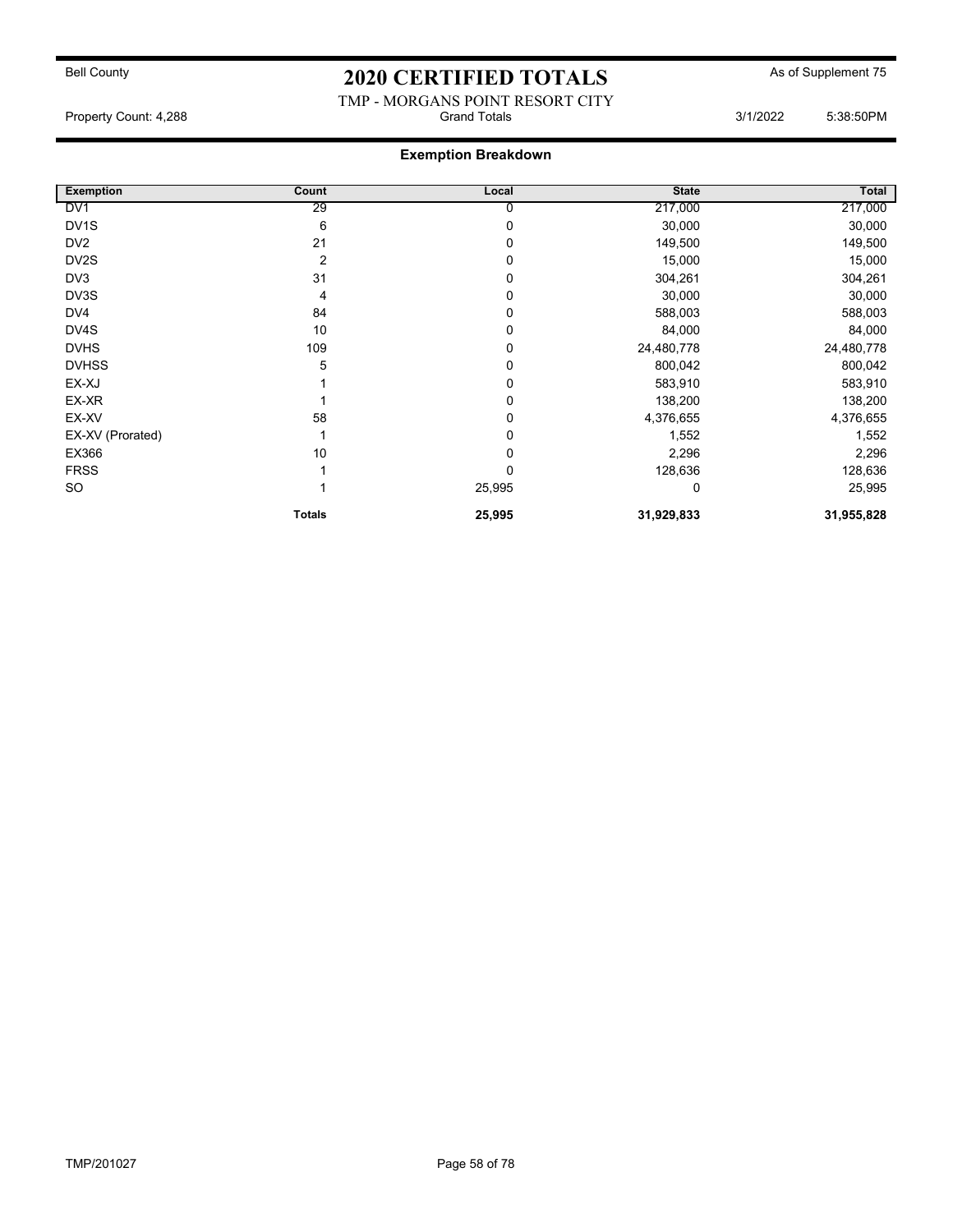Bell County

# 2020 CERTIFIED TOTALS

As of Supplement 75

TMP - MORGANS POINT RESORT CITY

Property Count: 4,288 | Grand Totals | 3/1/2022 5:38:50PM

## Exemption Breakdown

| Exemption | Count | Local | State | Total |
|---|---|---|---|---|
| DV1 | 29 | 0 | 217,000 | 217,000 |
| DV1S | 6 | 0 | 30,000 | 30,000 |
| DV2 | 21 | 0 | 149,500 | 149,500 |
| DV2S | 2 | 0 | 15,000 | 15,000 |
| DV3 | 31 | 0 | 304,261 | 304,261 |
| DV3S | 4 | 0 | 30,000 | 30,000 |
| DV4 | 84 | 0 | 588,003 | 588,003 |
| DV4S | 10 | 0 | 84,000 | 84,000 |
| DVHS | 109 | 0 | 24,480,778 | 24,480,778 |
| DVHSS | 5 | 0 | 800,042 | 800,042 |
| EX-XJ | 1 | 0 | 583,910 | 583,910 |
| EX-XR | 1 | 0 | 138,200 | 138,200 |
| EX-XV | 58 | 0 | 4,376,655 | 4,376,655 |
| EX-XV (Prorated) | 1 | 0 | 1,552 | 1,552 |
| EX366 | 10 | 0 | 2,296 | 2,296 |
| FRSS | 1 | 0 | 128,636 | 128,636 |
| SO | 1 | 25,995 | 0 | 25,995 |
| | **Totals** | **25,995** | **31,929,833** | **31,955,828** |

TMP/201027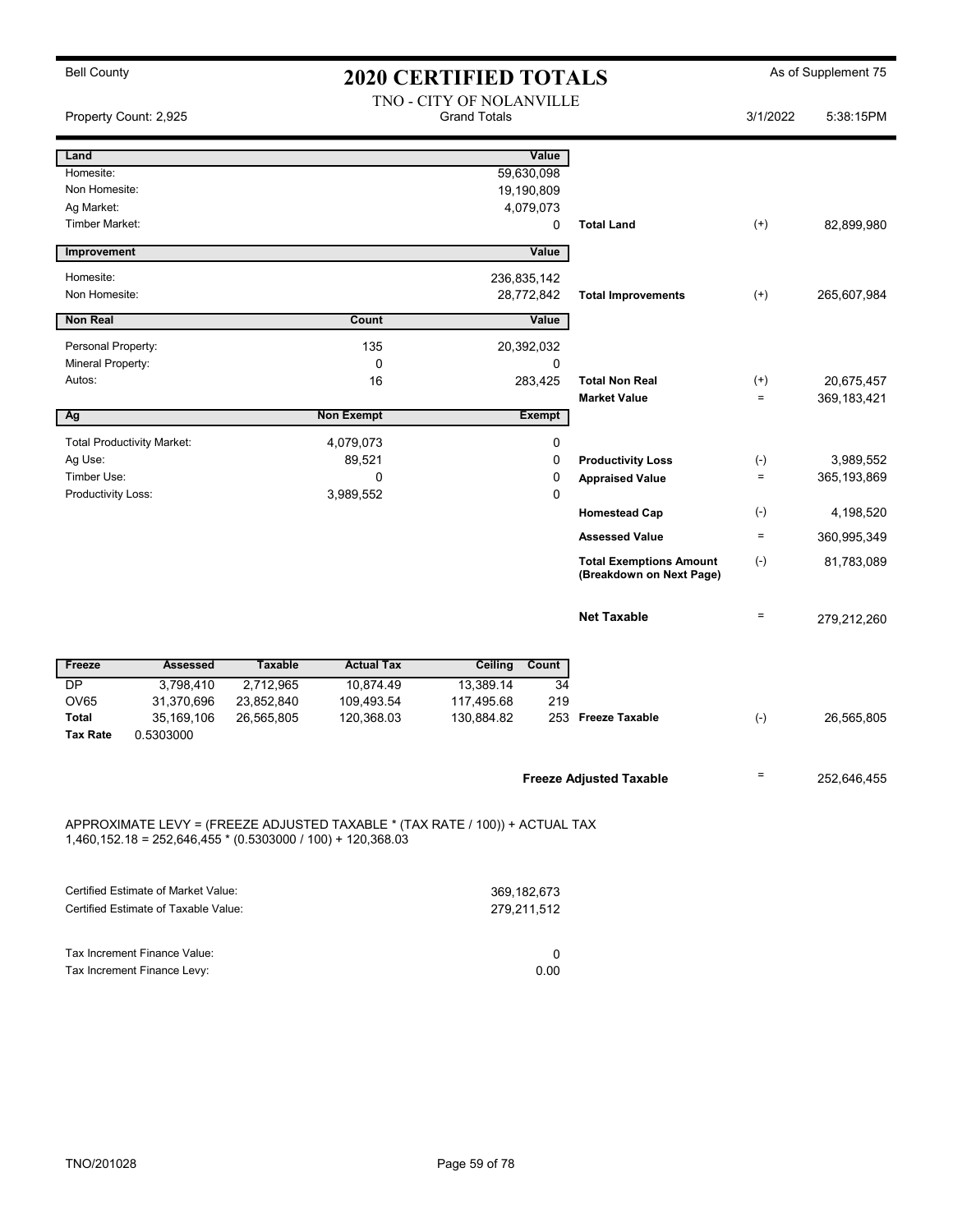Bell County

# 2020 CERTIFIED TOTALS

As of Supplement 75

TNO - CITY OF NOLANVILLE
Grand Totals

Property Count: 2,925

3/1/2022 5:38:15PM

| Land | | Value | | | |
|---|---|---|---|---|---|
| Homesite: | | 59,630,098 | | | |
| Non Homesite: | | 19,190,809 | | | |
| Ag Market: | | 4,079,073 | | | |
| Timber Market: | | 0 | Total Land | (+) | 82,899,980 |
| **Improvement** | | **Value** | | | |
| Homesite: | | 236,835,142 | | | |
| Non Homesite: | | 28,772,842 | Total Improvements | (+) | 265,607,984 |
| **Non Real** | **Count** | **Value** | | | |
| Personal Property: | 135 | 20,392,032 | | | |
| Mineral Property: | 0 | 0 | | | |
| Autos: | 16 | 283,425 | Total Non Real | (+) | 20,675,457 |
| | | | Market Value | = | 369,183,421 |
| **Ag** | **Non Exempt** | **Exempt** | | | |
| Total Productivity Market: | 4,079,073 | 0 | | | |
| Ag Use: | 89,521 | 0 | Productivity Loss | (-) | 3,989,552 |
| Timber Use: | 0 | 0 | Appraised Value | = | 365,193,869 |
| Productivity Loss: | 3,989,552 | 0 | | | |
| | | | Homestead Cap | (-) | 4,198,520 |
| | | | Assessed Value | = | 360,995,349 |
| | | | Total Exemptions Amount (Breakdown on Next Page) | (-) | 81,783,089 |
| | | | Net Taxable | = | 279,212,260 |

| Freeze | Assessed | Taxable | Actual Tax | Ceiling | Count | | | |
|---|---|---|---|---|---|---|---|---|
| DP | 3,798,410 | 2,712,965 | 10,874.49 | 13,389.14 | 34 | | | |
| OV65 | 31,370,696 | 23,852,840 | 109,493.54 | 117,495.68 | 219 | | | |
| Total | 35,169,106 | 26,565,805 | 120,368.03 | 130,884.82 | 253 | Freeze Taxable | (-) | 26,565,805 |
| Tax Rate | 0.5303000 | | | | | | | |

| | | |
|---|---|---|
| Freeze Adjusted Taxable | = | 252,646,455 |

APPROXIMATE LEVY = (FREEZE ADJUSTED TAXABLE * (TAX RATE / 100)) + ACTUAL TAX
1,460,152.18 = 252,646,455 * (0.5303000 / 100) + 120,368.03

| | |
|---|---|
| Certified Estimate of Market Value: | 369,182,673 |
| Certified Estimate of Taxable Value: | 279,211,512 |

| | |
|---|---|
| Tax Increment Finance Value: | 0 |
| Tax Increment Finance Levy: | 0.00 |

TNO/201028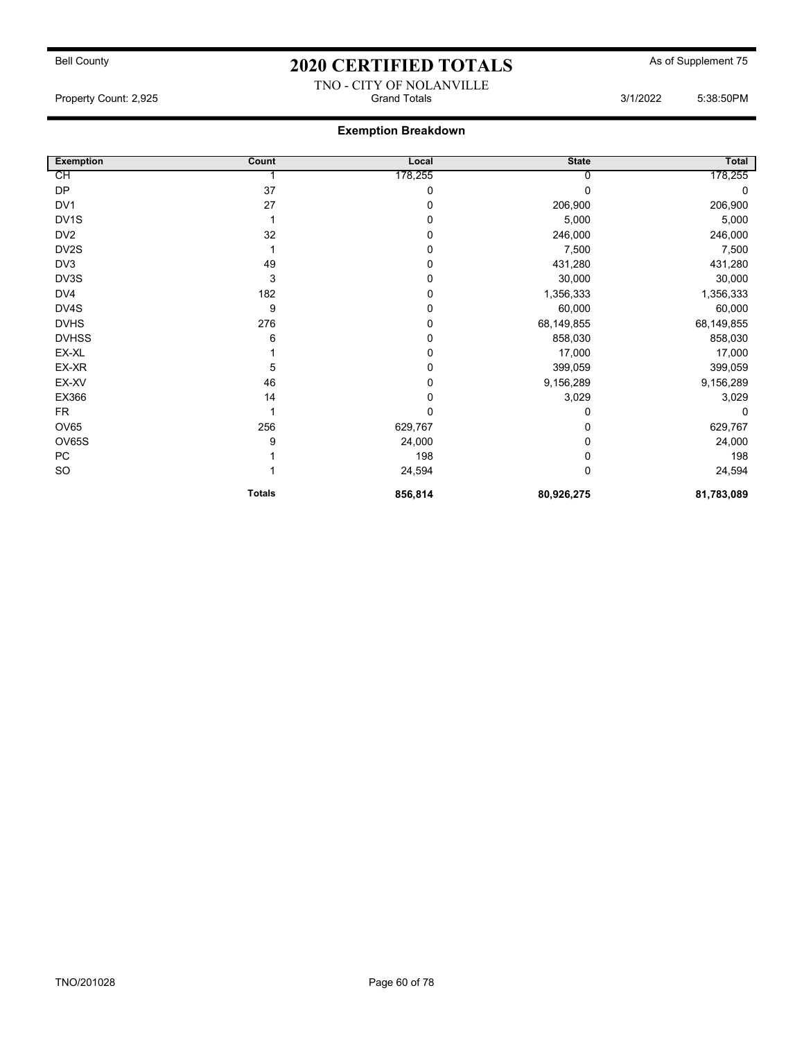Bell County

# 2020 CERTIFIED TOTALS

As of Supplement 75

TNO - CITY OF NOLANVILLE

Property Count: 2,925 | Grand Totals | 3/1/2022 5:38:50PM

## Exemption Breakdown

| Exemption | Count | Local | State | Total |
|---|---|---|---|---|
| CH | 1 | 178,255 | 0 | 178,255 |
| DP | 37 | 0 | 0 | 0 |
| DV1 | 27 | 0 | 206,900 | 206,900 |
| DV1S | 1 | 0 | 5,000 | 5,000 |
| DV2 | 32 | 0 | 246,000 | 246,000 |
| DV2S | 1 | 0 | 7,500 | 7,500 |
| DV3 | 49 | 0 | 431,280 | 431,280 |
| DV3S | 3 | 0 | 30,000 | 30,000 |
| DV4 | 182 | 0 | 1,356,333 | 1,356,333 |
| DV4S | 9 | 0 | 60,000 | 60,000 |
| DVHS | 276 | 0 | 68,149,855 | 68,149,855 |
| DVHSS | 6 | 0 | 858,030 | 858,030 |
| EX-XL | 1 | 0 | 17,000 | 17,000 |
| EX-XR | 5 | 0 | 399,059 | 399,059 |
| EX-XV | 46 | 0 | 9,156,289 | 9,156,289 |
| EX366 | 14 | 0 | 3,029 | 3,029 |
| FR | 1 | 0 | 0 | 0 |
| OV65 | 256 | 629,767 | 0 | 629,767 |
| OV65S | 9 | 24,000 | 0 | 24,000 |
| PC | 1 | 198 | 0 | 198 |
| SO | 1 | 24,594 | 0 | 24,594 |
| | **Totals** | **856,814** | **80,926,275** | **81,783,089** |

TNO/201028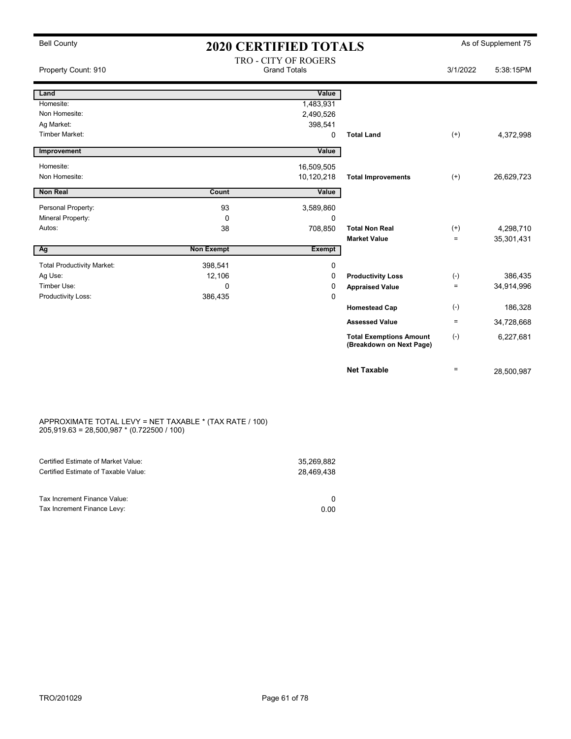Bell County

# 2020 CERTIFIED TOTALS

As of Supplement 75

TRO - CITY OF ROGERS
Grand Totals

Property Count: 910

3/1/2022 5:38:15PM

| Land | | Value | | | |
|---|---|---|---|---|---|
| Homesite: | | 1,483,931 | | | |
| Non Homesite: | | 2,490,526 | | | |
| Ag Market: | | 398,541 | | | |
| Timber Market: | | 0 | **Total Land** | (+) | 4,372,998 |

| Improvement | | Value | | | |
|---|---|---|---|---|---|
| Homesite: | | 16,509,505 | | | |
| Non Homesite: | | 10,120,218 | **Total Improvements** | (+) | 26,629,723 |

| Non Real | Count | Value | | | |
|---|---|---|---|---|---|
| Personal Property: | 93 | 3,589,860 | | | |
| Mineral Property: | 0 | 0 | | | |
| Autos: | 38 | 708,850 | **Total Non Real** | (+) | 4,298,710 |
| | | | **Market Value** | = | 35,301,431 |

| Ag | Non Exempt | Exempt | | | |
|---|---|---|---|---|---|
| Total Productivity Market: | 398,541 | 0 | | | |
| Ag Use: | 12,106 | 0 | **Productivity Loss** | (-) | 386,435 |
| Timber Use: | 0 | 0 | **Appraised Value** | = | 34,914,996 |
| Productivity Loss: | 386,435 | 0 | | | |
| | | | **Homestead Cap** | (-) | 186,328 |
| | | | **Assessed Value** | = | 34,728,668 |
| | | | **Total Exemptions Amount (Breakdown on Next Page)** | (-) | 6,227,681 |
| | | | **Net Taxable** | = | 28,500,987 |

APPROXIMATE TOTAL LEVY = NET TAXABLE * (TAX RATE / 100)
205,919.63 = 28,500,987 * (0.722500 / 100)

| | |
|---|---|
| Certified Estimate of Market Value: | 35,269,882 |
| Certified Estimate of Taxable Value: | 28,469,438 |

| | |
|---|---|
| Tax Increment Finance Value: | 0 |
| Tax Increment Finance Levy: | 0.00 |

TRO/201029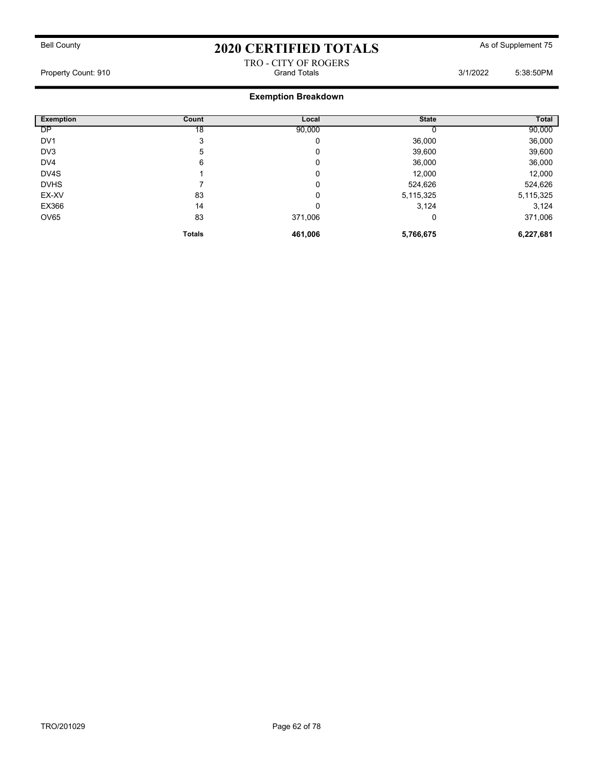Bell County

# 2020 CERTIFIED TOTALS

As of Supplement 75

TRO - CITY OF ROGERS

Property Count: 910 Grand Totals 3/1/2022 5:38:50PM

## Exemption Breakdown

| Exemption | Count | Local | State | Total |
|---|---|---|---|---|
| DP | 18 | 90,000 | 0 | 90,000 |
| DV1 | 3 | 0 | 36,000 | 36,000 |
| DV3 | 5 | 0 | 39,600 | 39,600 |
| DV4 | 6 | 0 | 36,000 | 36,000 |
| DV4S | 1 | 0 | 12,000 | 12,000 |
| DVHS | 7 | 0 | 524,626 | 524,626 |
| EX-XV | 83 | 0 | 5,115,325 | 5,115,325 |
| EX366 | 14 | 0 | 3,124 | 3,124 |
| OV65 | 83 | 371,006 | 0 | 371,006 |
| | **Totals** | **461,006** | **5,766,675** | **6,227,681** |

TRO/201029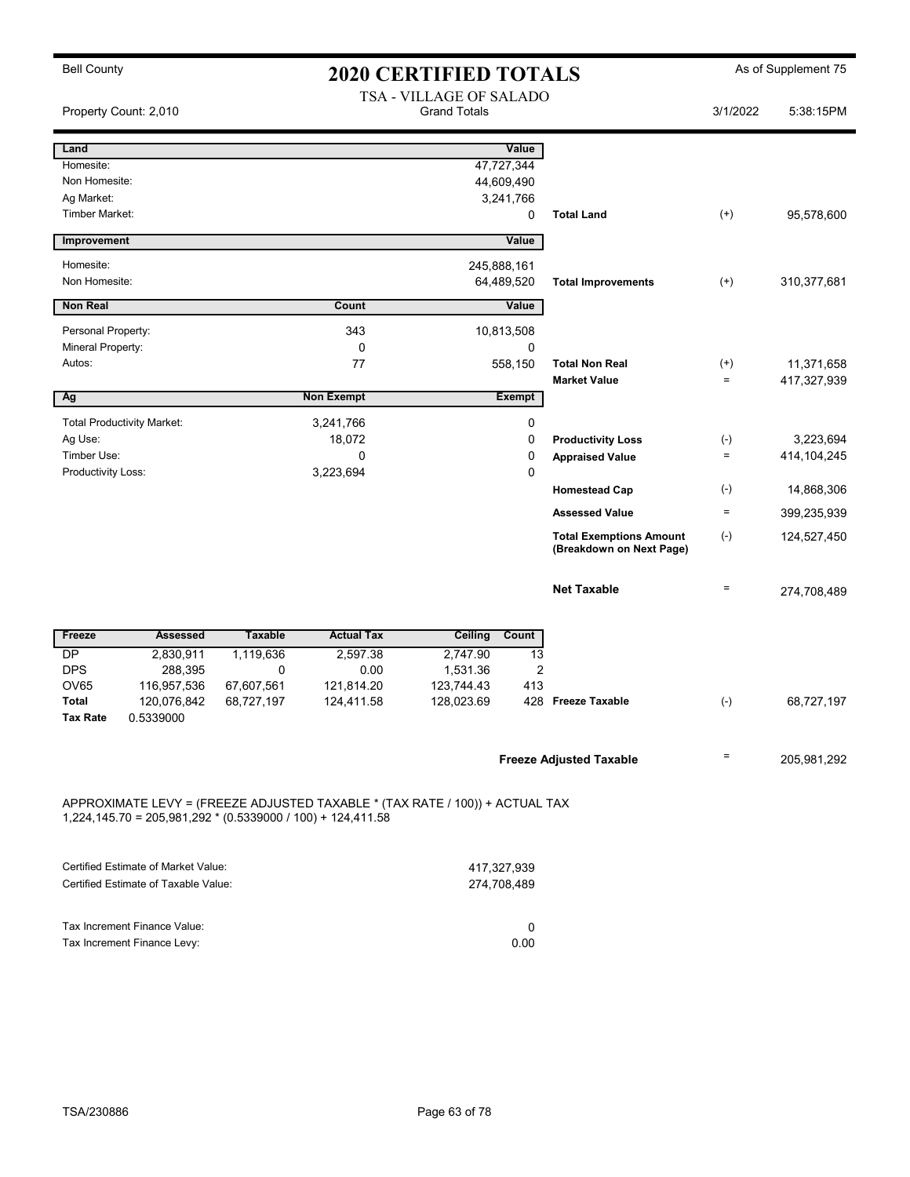Bell County

# 2020 CERTIFIED TOTALS

As of Supplement 75

Property Count: 2,010

TSA - VILLAGE OF SALADO
Grand Totals

3/1/2022 5:38:15PM

| Land | Value | | | |
|---|---|---|---|---|
| Homesite: | 47,727,344 | | | |
| Non Homesite: | 44,609,490 | | | |
| Ag Market: | 3,241,766 | | | |
| Timber Market: | 0 | Total Land | (+) | 95,578,600 |

| Improvement | Value | | | |
|---|---|---|---|---|
| Homesite: | 245,888,161 | | | |
| Non Homesite: | 64,489,520 | Total Improvements | (+) | 310,377,681 |

| Non Real | Count | Value | | | |
|---|---|---|---|---|---|
| Personal Property: | 343 | 10,813,508 | | | |
| Mineral Property: | 0 | 0 | | | |
| Autos: | 77 | 558,150 | Total Non Real | (+) | 11,371,658 |
| | | | Market Value | = | 417,327,939 |

| Ag | Non Exempt | Exempt | | | |
|---|---|---|---|---|---|
| Total Productivity Market: | 3,241,766 | 0 | | | |
| Ag Use: | 18,072 | 0 | Productivity Loss | (-) | 3,223,694 |
| Timber Use: | 0 | 0 | Appraised Value | = | 414,104,245 |
| Productivity Loss: | 3,223,694 | 0 | | | |
| | | | Homestead Cap | (-) | 14,868,306 |
| | | | Assessed Value | = | 399,235,939 |
| | | | Total Exemptions Amount (Breakdown on Next Page) | (-) | 124,527,450 |
| | | | Net Taxable | = | 274,708,489 |

| Freeze | Assessed | Taxable | Actual Tax | Ceiling | Count | | | |
|---|---|---|---|---|---|---|---|---|
| DP | 2,830,911 | 1,119,636 | 2,597.38 | 2,747.90 | 13 | | | |
| DPS | 288,395 | 0 | 0.00 | 1,531.36 | 2 | | | |
| OV65 | 116,957,536 | 67,607,561 | 121,814.20 | 123,744.43 | 413 | | | |
| Total | 120,076,842 | 68,727,197 | 124,411.58 | 128,023.69 | 428 | Freeze Taxable | (-) | 68,727,197 |
| Tax Rate | 0.5339000 | | | | | | | |

Freeze Adjusted Taxable = 205,981,292

APPROXIMATE LEVY = (FREEZE ADJUSTED TAXABLE * (TAX RATE / 100)) + ACTUAL TAX
1,224,145.70 = 205,981,292 * (0.5339000 / 100) + 124,411.58

| | |
|---|---|
| Certified Estimate of Market Value: | 417,327,939 |
| Certified Estimate of Taxable Value: | 274,708,489 |

| | |
|---|---|
| Tax Increment Finance Value: | 0 |
| Tax Increment Finance Levy: | 0.00 |

TSA/230886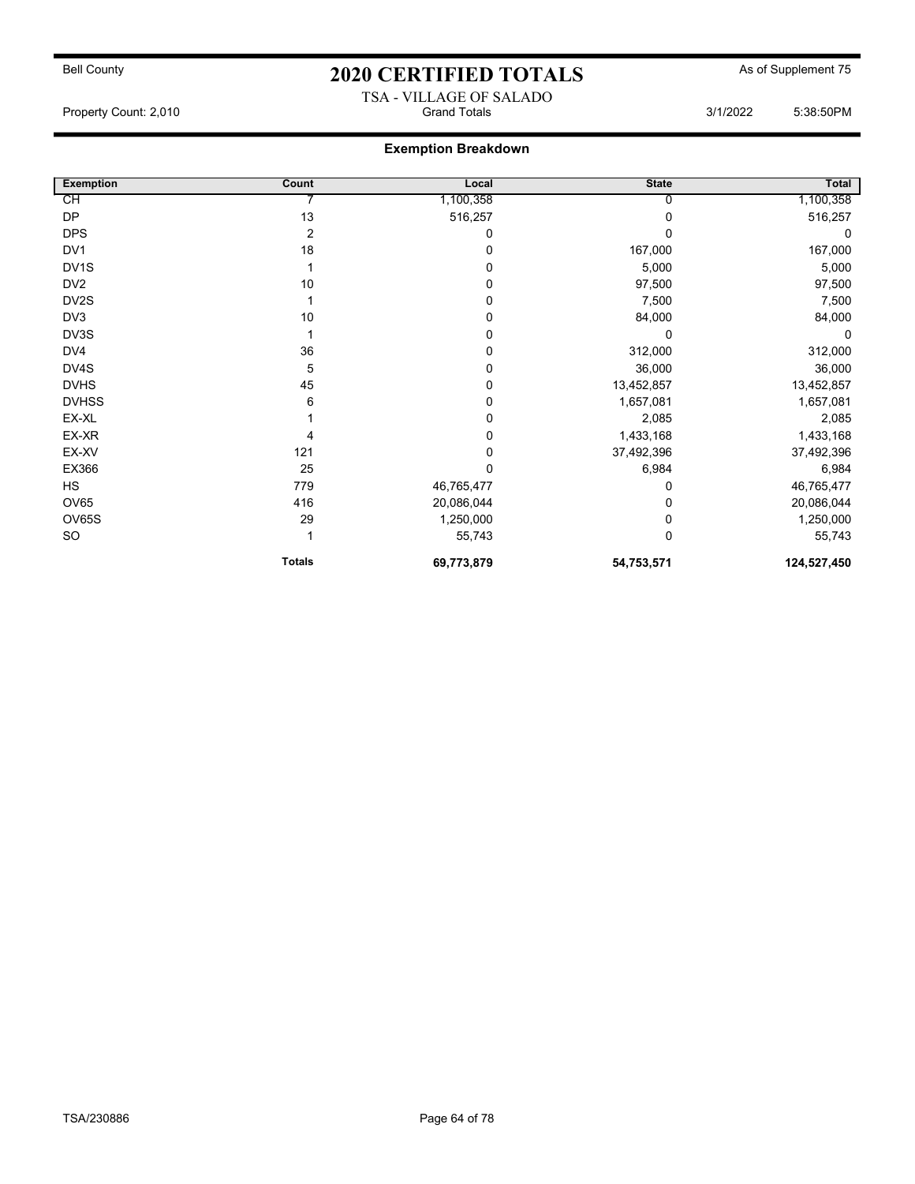Bell County

# 2020 CERTIFIED TOTALS

As of Supplement 75

TSA - VILLAGE OF SALADO

Property Count: 2,010 | Grand Totals | 3/1/2022 5:38:50PM

## Exemption Breakdown

| Exemption | Count | Local | State | Total |
|---|---|---|---|---|
| CH | 7 | 1,100,358 | 0 | 1,100,358 |
| DP | 13 | 516,257 | 0 | 516,257 |
| DPS | 2 | 0 | 0 | 0 |
| DV1 | 18 | 0 | 167,000 | 167,000 |
| DV1S | 1 | 0 | 5,000 | 5,000 |
| DV2 | 10 | 0 | 97,500 | 97,500 |
| DV2S | 1 | 0 | 7,500 | 7,500 |
| DV3 | 10 | 0 | 84,000 | 84,000 |
| DV3S | 1 | 0 | 0 | 0 |
| DV4 | 36 | 0 | 312,000 | 312,000 |
| DV4S | 5 | 0 | 36,000 | 36,000 |
| DVHS | 45 | 0 | 13,452,857 | 13,452,857 |
| DVHSS | 6 | 0 | 1,657,081 | 1,657,081 |
| EX-XL | 1 | 0 | 2,085 | 2,085 |
| EX-XR | 4 | 0 | 1,433,168 | 1,433,168 |
| EX-XV | 121 | 0 | 37,492,396 | 37,492,396 |
| EX366 | 25 | 0 | 6,984 | 6,984 |
| HS | 779 | 46,765,477 | 0 | 46,765,477 |
| OV65 | 416 | 20,086,044 | 0 | 20,086,044 |
| OV65S | 29 | 1,250,000 | 0 | 1,250,000 |
| SO | 1 | 55,743 | 0 | 55,743 |
| | **Totals** | **69,773,879** | **54,753,571** | **124,527,450** |

TSA/230886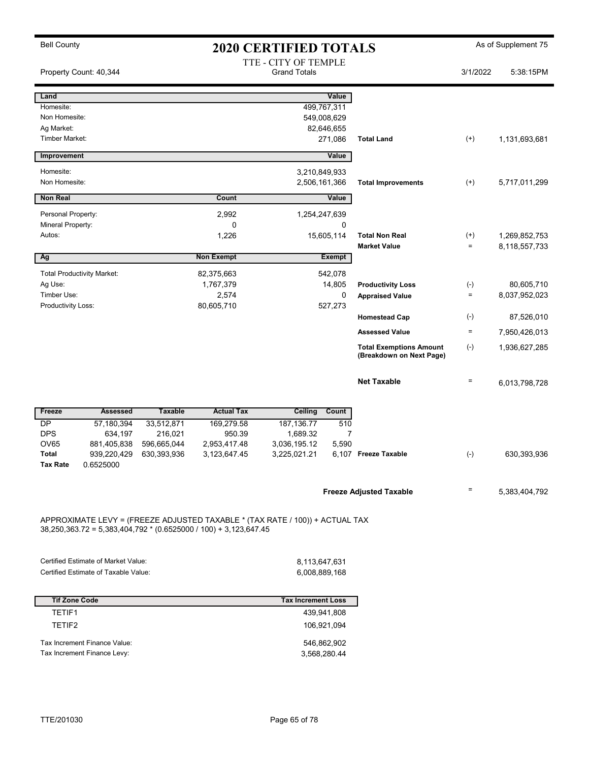Bell County

# 2020 CERTIFIED TOTALS

As of Supplement 75

TTE - CITY OF TEMPLE
Grand Totals

Property Count: 40,344

3/1/2022 5:38:15PM

| Land | Value |
|---|---|
| Homesite: | 499,767,311 |
| Non Homesite: | 549,008,629 |
| Ag Market: | 82,646,655 |
| Timber Market: | 271,086 |

**Total Land** (+) 1,131,693,681

| Improvement | Value |
|---|---|
| Homesite: | 3,210,849,933 |
| Non Homesite: | 2,506,161,366 |

**Total Improvements** (+) 5,717,011,299

| Non Real | Count | Value |
|---|---|---|
| Personal Property: | 2,992 | 1,254,247,639 |
| Mineral Property: | 0 | 0 |
| Autos: | 1,226 | 15,605,114 |

**Total Non Real** (+) 1,269,852,753

**Market Value** = 8,118,557,733

| Ag | Non Exempt | Exempt |
|---|---|---|
| Total Productivity Market: | 82,375,663 | 542,078 |
| Ag Use: | 1,767,379 | 14,805 |
| Timber Use: | 2,574 | 0 |
| Productivity Loss: | 80,605,710 | 527,273 |

| | | |
|---|---|---|
| **Productivity Loss** | (-) | 80,605,710 |
| **Appraised Value** | = | 8,037,952,023 |
| **Homestead Cap** | (-) | 87,526,010 |
| **Assessed Value** | = | 7,950,426,013 |
| **Total Exemptions Amount (Breakdown on Next Page)** | (-) | 1,936,627,285 |
| **Net Taxable** | = | 6,013,798,728 |

| Freeze | Assessed | Taxable | Actual Tax | Ceiling | Count |
|---|---|---|---|---|---|
| DP | 57,180,394 | 33,512,871 | 169,279.58 | 187,136.77 | 510 |
| DPS | 634,197 | 216,021 | 950.39 | 1,689.32 | 7 |
| OV65 | 881,405,838 | 596,665,044 | 2,953,417.48 | 3,036,195.12 | 5,590 |
| **Total** | 939,220,429 | 630,393,936 | 3,123,647.45 | 3,225,021.21 | 6,107 |
| **Tax Rate** | 0.6525000 | | | | |

**Freeze Taxable** (-) 630,393,936

**Freeze Adjusted Taxable** = 5,383,404,792

APPROXIMATE LEVY = (FREEZE ADJUSTED TAXABLE * (TAX RATE / 100)) + ACTUAL TAX
38,250,363.72 = 5,383,404,792 * (0.6525000 / 100) + 3,123,647.45

| | |
|---|---|
| Certified Estimate of Market Value: | 8,113,647,631 |
| Certified Estimate of Taxable Value: | 6,008,889,168 |

| Tif Zone Code | Tax Increment Loss |
|---|---|
| TETIF1 | 439,941,808 |
| TETIF2 | 106,921,094 |

| | |
|---|---|
| Tax Increment Finance Value: | 546,862,902 |
| Tax Increment Finance Levy: | 3,568,280.44 |

TTE/201030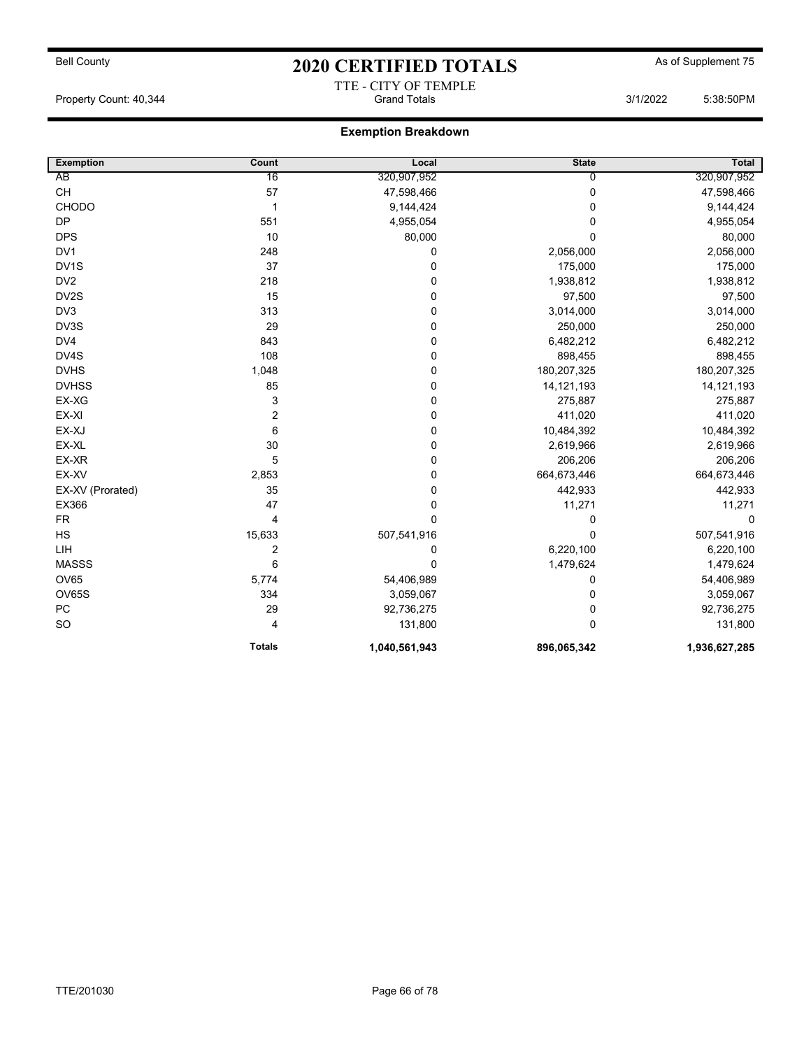Bell County

# 2020 CERTIFIED TOTALS

As of Supplement 75

TTE - CITY OF TEMPLE

Property Count: 40,344 — Grand Totals — 3/1/2022 5:38:50PM

## Exemption Breakdown

| Exemption | Count | Local | State | Total |
|---|---|---|---|---|
| AB | 16 | 320,907,952 | 0 | 320,907,952 |
| CH | 57 | 47,598,466 | 0 | 47,598,466 |
| CHODO | 1 | 9,144,424 | 0 | 9,144,424 |
| DP | 551 | 4,955,054 | 0 | 4,955,054 |
| DPS | 10 | 80,000 | 0 | 80,000 |
| DV1 | 248 | 0 | 2,056,000 | 2,056,000 |
| DV1S | 37 | 0 | 175,000 | 175,000 |
| DV2 | 218 | 0 | 1,938,812 | 1,938,812 |
| DV2S | 15 | 0 | 97,500 | 97,500 |
| DV3 | 313 | 0 | 3,014,000 | 3,014,000 |
| DV3S | 29 | 0 | 250,000 | 250,000 |
| DV4 | 843 | 0 | 6,482,212 | 6,482,212 |
| DV4S | 108 | 0 | 898,455 | 898,455 |
| DVHS | 1,048 | 0 | 180,207,325 | 180,207,325 |
| DVHSS | 85 | 0 | 14,121,193 | 14,121,193 |
| EX-XG | 3 | 0 | 275,887 | 275,887 |
| EX-XI | 2 | 0 | 411,020 | 411,020 |
| EX-XJ | 6 | 0 | 10,484,392 | 10,484,392 |
| EX-XL | 30 | 0 | 2,619,966 | 2,619,966 |
| EX-XR | 5 | 0 | 206,206 | 206,206 |
| EX-XV | 2,853 | 0 | 664,673,446 | 664,673,446 |
| EX-XV (Prorated) | 35 | 0 | 442,933 | 442,933 |
| EX366 | 47 | 0 | 11,271 | 11,271 |
| FR | 4 | 0 | 0 | 0 |
| HS | 15,633 | 507,541,916 | 0 | 507,541,916 |
| LIH | 2 | 0 | 6,220,100 | 6,220,100 |
| MASSS | 6 | 0 | 1,479,624 | 1,479,624 |
| OV65 | 5,774 | 54,406,989 | 0 | 54,406,989 |
| OV65S | 334 | 3,059,067 | 0 | 3,059,067 |
| PC | 29 | 92,736,275 | 0 | 92,736,275 |
| SO | 4 | 131,800 | 0 | 131,800 |
| | **Totals** | **1,040,561,943** | **896,065,342** | **1,936,627,285** |

TTE/201030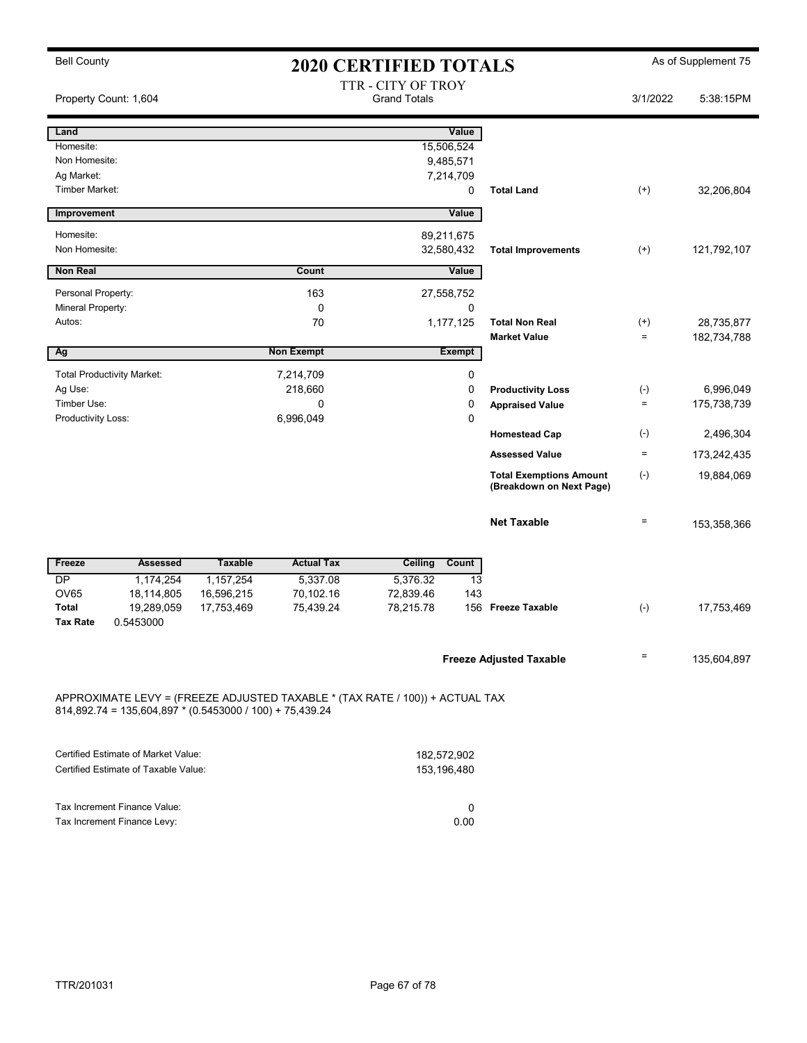Bell County

# 2020 CERTIFIED TOTALS

As of Supplement 75

TTR - CITY OF TROY
Grand Totals

Property Count: 1,604

3/1/2022 5:38:15PM

| Land | Value | | | |
|---|---|---|---|---|
| Homesite: | 15,506,524 | | | |
| Non Homesite: | 9,485,571 | | | |
| Ag Market: | 7,214,709 | | | |
| Timber Market: | 0 | Total Land | (+) | 32,206,804 |

| Improvement | Value | | | |
|---|---|---|---|---|
| Homesite: | 89,211,675 | | | |
| Non Homesite: | 32,580,432 | Total Improvements | (+) | 121,792,107 |

| Non Real | Count | Value | | | |
|---|---|---|---|---|---|
| Personal Property: | 163 | 27,558,752 | | | |
| Mineral Property: | 0 | 0 | | | |
| Autos: | 70 | 1,177,125 | Total Non Real | (+) | 28,735,877 |
| | | | Market Value | = | 182,734,788 |

| Ag | Non Exempt | Exempt | | | |
|---|---|---|---|---|---|
| Total Productivity Market: | 7,214,709 | 0 | | | |
| Ag Use: | 218,660 | 0 | Productivity Loss | (-) | 6,996,049 |
| Timber Use: | 0 | 0 | Appraised Value | = | 175,738,739 |
| Productivity Loss: | 6,996,049 | 0 | | | |
| | | | Homestead Cap | (-) | 2,496,304 |
| | | | Assessed Value | = | 173,242,435 |
| | | | Total Exemptions Amount (Breakdown on Next Page) | (-) | 19,884,069 |
| | | | Net Taxable | = | 153,358,366 |

| Freeze | Assessed | Taxable | Actual Tax | Ceiling | Count | | | |
|---|---|---|---|---|---|---|---|---|
| DP | 1,174,254 | 1,157,254 | 5,337.08 | 5,376.32 | 13 | | | |
| OV65 | 18,114,805 | 16,596,215 | 70,102.16 | 72,839.46 | 143 | | | |
| Total | 19,289,059 | 17,753,469 | 75,439.24 | 78,215.78 | 156 | Freeze Taxable | (-) | 17,753,469 |
| Tax Rate | 0.5453000 | | | | | | | |

**Freeze Adjusted Taxable** = 135,604,897

APPROXIMATE LEVY = (FREEZE ADJUSTED TAXABLE * (TAX RATE / 100)) + ACTUAL TAX
814,892.74 = 135,604,897 * (0.5453000 / 100) + 75,439.24

| | |
|---|---|
| Certified Estimate of Market Value: | 182,572,902 |
| Certified Estimate of Taxable Value: | 153,196,480 |

| | |
|---|---|
| Tax Increment Finance Value: | 0 |
| Tax Increment Finance Levy: | 0.00 |

TTR/201031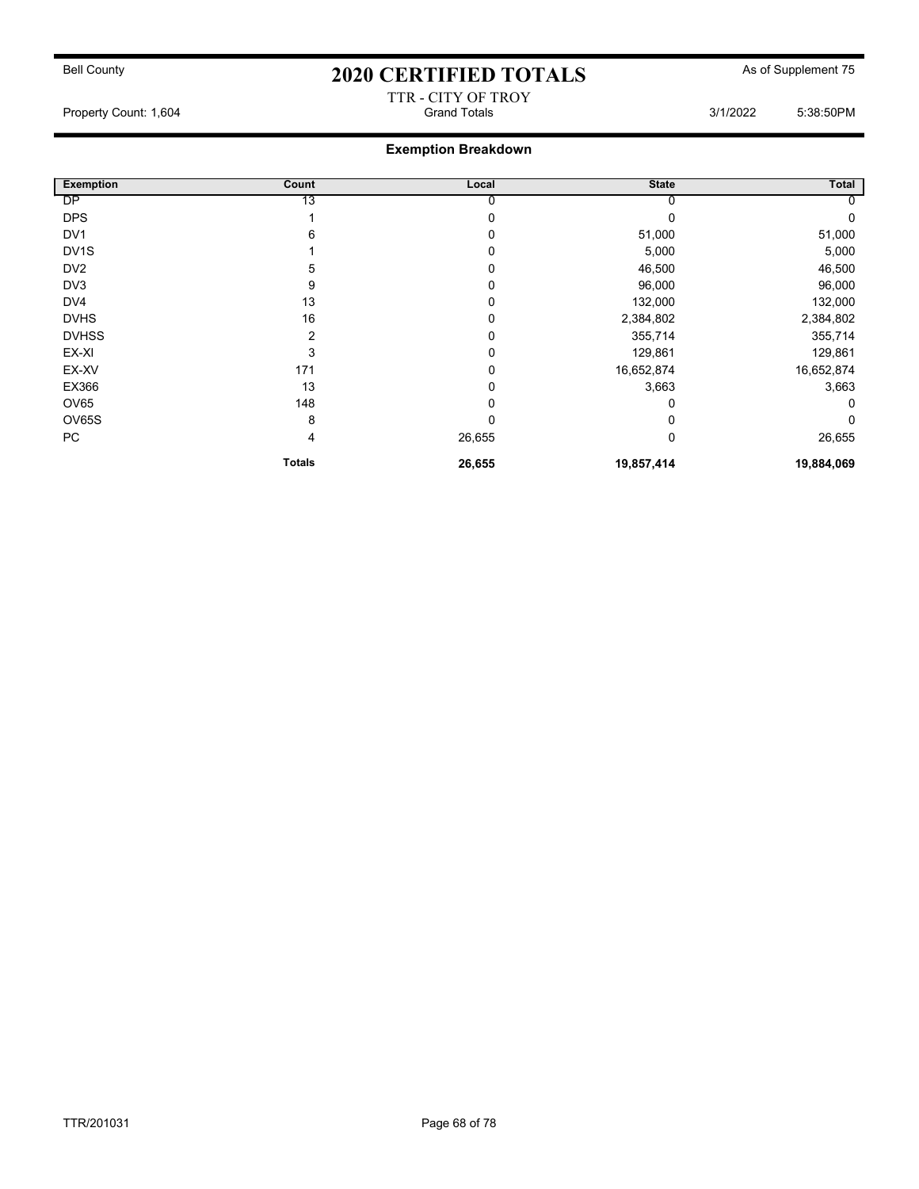Bell County

# 2020 CERTIFIED TOTALS

As of Supplement 75

TTR - CITY OF TROY

Property Count: 1,604 — Grand Totals — 3/1/2022 5:38:50PM

## Exemption Breakdown

| Exemption | Count | Local | State | Total |
|---|---|---|---|---|
| DP | 13 | 0 | 0 | 0 |
| DPS | 1 | 0 | 0 | 0 |
| DV1 | 6 | 0 | 51,000 | 51,000 |
| DV1S | 1 | 0 | 5,000 | 5,000 |
| DV2 | 5 | 0 | 46,500 | 46,500 |
| DV3 | 9 | 0 | 96,000 | 96,000 |
| DV4 | 13 | 0 | 132,000 | 132,000 |
| DVHS | 16 | 0 | 2,384,802 | 2,384,802 |
| DVHSS | 2 | 0 | 355,714 | 355,714 |
| EX-XI | 3 | 0 | 129,861 | 129,861 |
| EX-XV | 171 | 0 | 16,652,874 | 16,652,874 |
| EX366 | 13 | 0 | 3,663 | 3,663 |
| OV65 | 148 | 0 | 0 | 0 |
| OV65S | 8 | 0 | 0 | 0 |
| PC | 4 | 26,655 | 0 | 26,655 |
| | **Totals** | **26,655** | **19,857,414** | **19,884,069** |

TTR/201031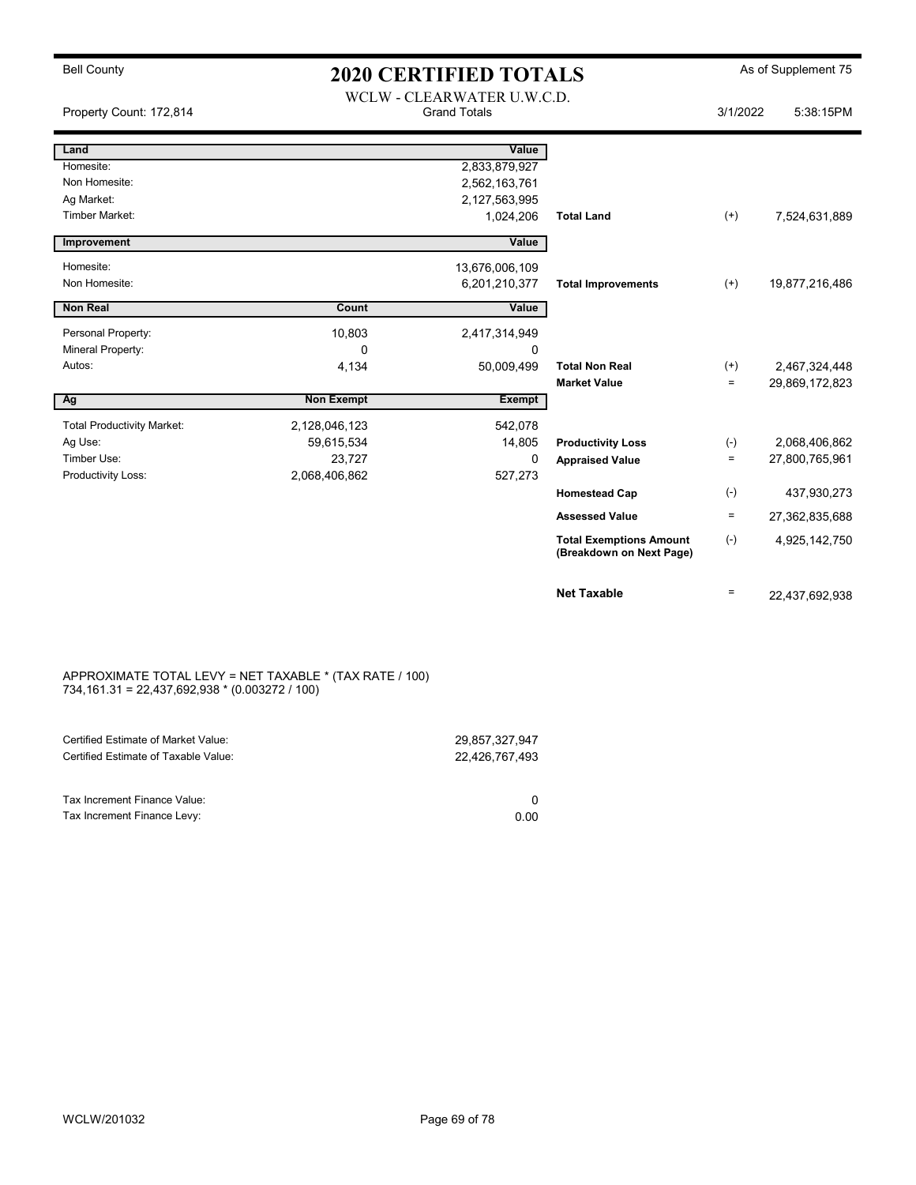Bell County

# 2020 CERTIFIED TOTALS

As of Supplement 75

WCLW - CLEARWATER U.W.C.D.

Property Count: 172,814 | Grand Totals | 3/1/2022 5:38:15PM

| Land | | Value | | | |
|---|---|---|---|---|---|
| Homesite: | | 2,833,879,927 | | | |
| Non Homesite: | | 2,562,163,761 | | | |
| Ag Market: | | 2,127,563,995 | | | |
| Timber Market: | | 1,024,206 | **Total Land** | (+) | 7,524,631,889 |
| **Improvement** | | **Value** | | | |
| Homesite: | | 13,676,006,109 | | | |
| Non Homesite: | | 6,201,210,377 | **Total Improvements** | (+) | 19,877,216,486 |
| **Non Real** | **Count** | **Value** | | | |
| Personal Property: | 10,803 | 2,417,314,949 | | | |
| Mineral Property: | 0 | 0 | | | |
| Autos: | 4,134 | 50,009,499 | **Total Non Real** | (+) | 2,467,324,448 |
| | | | **Market Value** | = | 29,869,172,823 |
| **Ag** | **Non Exempt** | **Exempt** | | | |
| Total Productivity Market: | 2,128,046,123 | 542,078 | | | |
| Ag Use: | 59,615,534 | 14,805 | **Productivity Loss** | (-) | 2,068,406,862 |
| Timber Use: | 23,727 | 0 | **Appraised Value** | = | 27,800,765,961 |
| Productivity Loss: | 2,068,406,862 | 527,273 | | | |
| | | | **Homestead Cap** | (-) | 437,930,273 |
| | | | **Assessed Value** | = | 27,362,835,688 |
| | | | **Total Exemptions Amount (Breakdown on Next Page)** | (-) | 4,925,142,750 |
| | | | **Net Taxable** | = | 22,437,692,938 |

APPROXIMATE TOTAL LEVY = NET TAXABLE * (TAX RATE / 100)
734,161.31 = 22,437,692,938 * (0.003272 / 100)

| | |
|---|---|
| Certified Estimate of Market Value: | 29,857,327,947 |
| Certified Estimate of Taxable Value: | 22,426,767,493 |
| Tax Increment Finance Value: | 0 |
| Tax Increment Finance Levy: | 0.00 |

WCLW/201032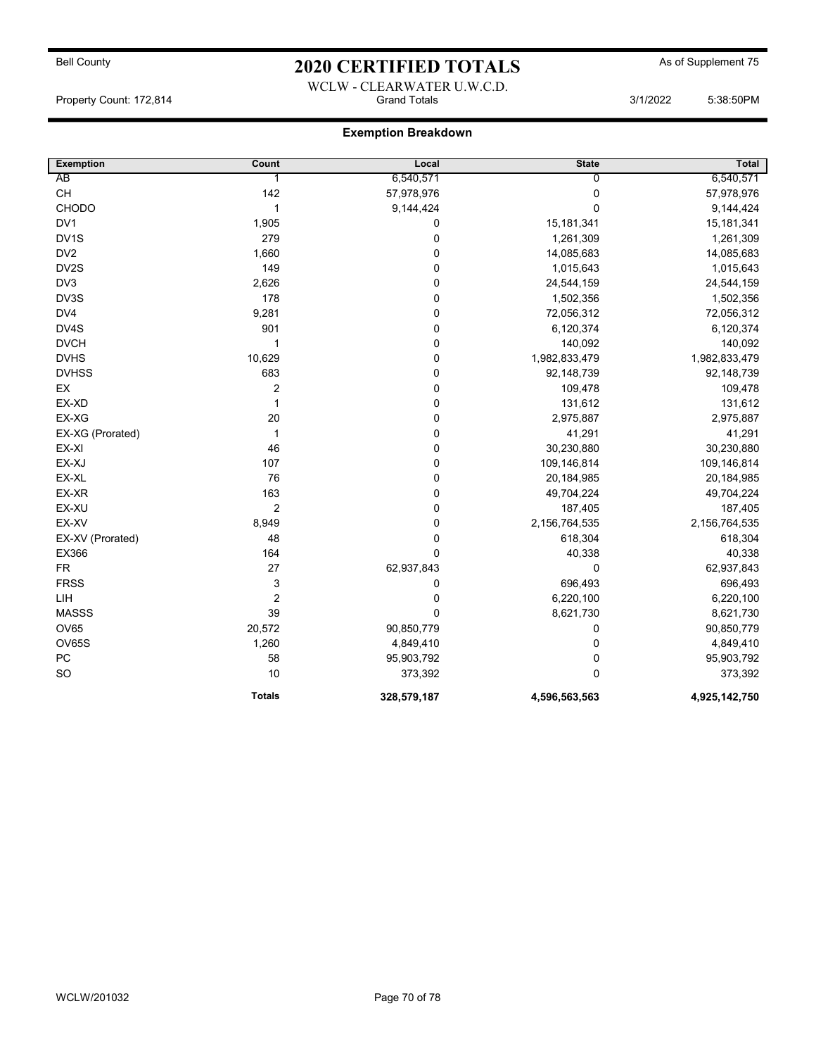Bell County

# 2020 CERTIFIED TOTALS

As of Supplement 75

WCLW - CLEARWATER U.W.C.D.

Property Count: 172,814 Grand Totals 3/1/2022 5:38:50PM

## Exemption Breakdown

| Exemption | Count | Local | State | Total |
|---|---|---|---|---|
| AB | 1 | 6,540,571 | 0 | 6,540,571 |
| CH | 142 | 57,978,976 | 0 | 57,978,976 |
| CHODO | 1 | 9,144,424 | 0 | 9,144,424 |
| DV1 | 1,905 | 0 | 15,181,341 | 15,181,341 |
| DV1S | 279 | 0 | 1,261,309 | 1,261,309 |
| DV2 | 1,660 | 0 | 14,085,683 | 14,085,683 |
| DV2S | 149 | 0 | 1,015,643 | 1,015,643 |
| DV3 | 2,626 | 0 | 24,544,159 | 24,544,159 |
| DV3S | 178 | 0 | 1,502,356 | 1,502,356 |
| DV4 | 9,281 | 0 | 72,056,312 | 72,056,312 |
| DV4S | 901 | 0 | 6,120,374 | 6,120,374 |
| DVCH | 1 | 0 | 140,092 | 140,092 |
| DVHS | 10,629 | 0 | 1,982,833,479 | 1,982,833,479 |
| DVHSS | 683 | 0 | 92,148,739 | 92,148,739 |
| EX | 2 | 0 | 109,478 | 109,478 |
| EX-XD | 1 | 0 | 131,612 | 131,612 |
| EX-XG | 20 | 0 | 2,975,887 | 2,975,887 |
| EX-XG (Prorated) | 1 | 0 | 41,291 | 41,291 |
| EX-XI | 46 | 0 | 30,230,880 | 30,230,880 |
| EX-XJ | 107 | 0 | 109,146,814 | 109,146,814 |
| EX-XL | 76 | 0 | 20,184,985 | 20,184,985 |
| EX-XR | 163 | 0 | 49,704,224 | 49,704,224 |
| EX-XU | 2 | 0 | 187,405 | 187,405 |
| EX-XV | 8,949 | 0 | 2,156,764,535 | 2,156,764,535 |
| EX-XV (Prorated) | 48 | 0 | 618,304 | 618,304 |
| EX366 | 164 | 0 | 40,338 | 40,338 |
| FR | 27 | 62,937,843 | 0 | 62,937,843 |
| FRSS | 3 | 0 | 696,493 | 696,493 |
| LIH | 2 | 0 | 6,220,100 | 6,220,100 |
| MASSS | 39 | 0 | 8,621,730 | 8,621,730 |
| OV65 | 20,572 | 90,850,779 | 0 | 90,850,779 |
| OV65S | 1,260 | 4,849,410 | 0 | 4,849,410 |
| PC | 58 | 95,903,792 | 0 | 95,903,792 |
| SO | 10 | 373,392 | 0 | 373,392 |
| | **Totals** | **328,579,187** | **4,596,563,563** | **4,925,142,750** |

WCLW/201032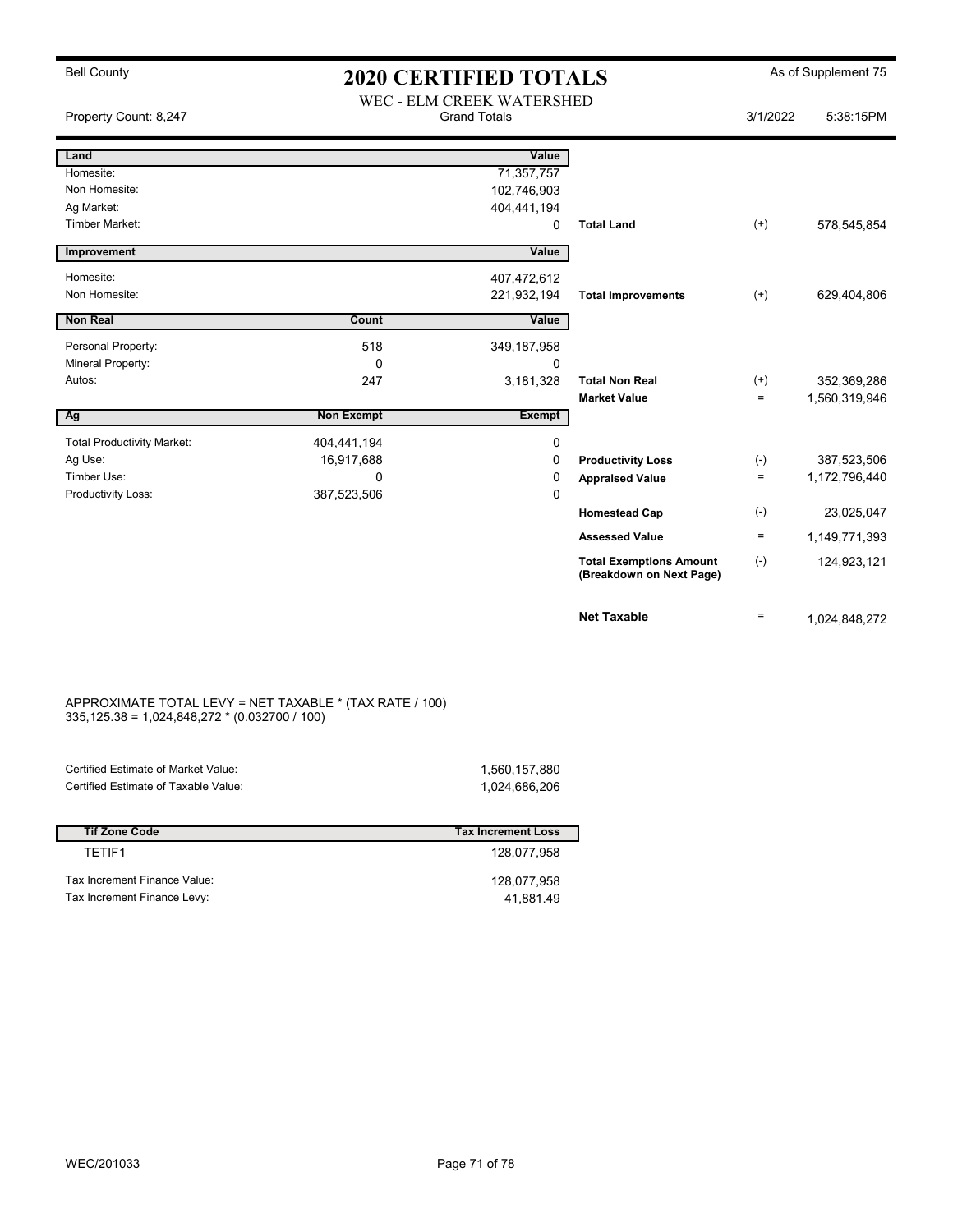Bell County

# 2020 CERTIFIED TOTALS

As of Supplement 75

WEC - ELM CREEK WATERSHED

Property Count: 8,247 — Grand Totals — 3/1/2022 5:38:15PM

| Land | | Value | | | |
|---|---|---|---|---|---|
| Homesite: | | 71,357,757 | | | |
| Non Homesite: | | 102,746,903 | | | |
| Ag Market: | | 404,441,194 | | | |
| Timber Market: | | 0 | **Total Land** | (+) | 578,545,854 |
| **Improvement** | | **Value** | | | |
| Homesite: | | 407,472,612 | | | |
| Non Homesite: | | 221,932,194 | **Total Improvements** | (+) | 629,404,806 |
| **Non Real** | **Count** | **Value** | | | |
| Personal Property: | 518 | 349,187,958 | | | |
| Mineral Property: | 0 | 0 | | | |
| Autos: | 247 | 3,181,328 | **Total Non Real** | (+) | 352,369,286 |
| | | | **Market Value** | = | 1,560,319,946 |
| **Ag** | **Non Exempt** | **Exempt** | | | |
| Total Productivity Market: | 404,441,194 | 0 | | | |
| Ag Use: | 16,917,688 | 0 | **Productivity Loss** | (-) | 387,523,506 |
| Timber Use: | 0 | 0 | **Appraised Value** | = | 1,172,796,440 |
| Productivity Loss: | 387,523,506 | 0 | | | |
| | | | **Homestead Cap** | (-) | 23,025,047 |
| | | | **Assessed Value** | = | 1,149,771,393 |
| | | | **Total Exemptions Amount (Breakdown on Next Page)** | (-) | 124,923,121 |
| | | | **Net Taxable** | = | 1,024,848,272 |

APPROXIMATE TOTAL LEVY = NET TAXABLE * (TAX RATE / 100)
335,125.38 = 1,024,848,272 * (0.032700 / 100)

| | |
|---|---|
| Certified Estimate of Market Value: | 1,560,157,880 |
| Certified Estimate of Taxable Value: | 1,024,686,206 |

| Tif Zone Code | Tax Increment Loss |
|---|---|
| TETIF1 | 128,077,958 |
| Tax Increment Finance Value: | 128,077,958 |
| Tax Increment Finance Levy: | 41,881.49 |

WEC/201033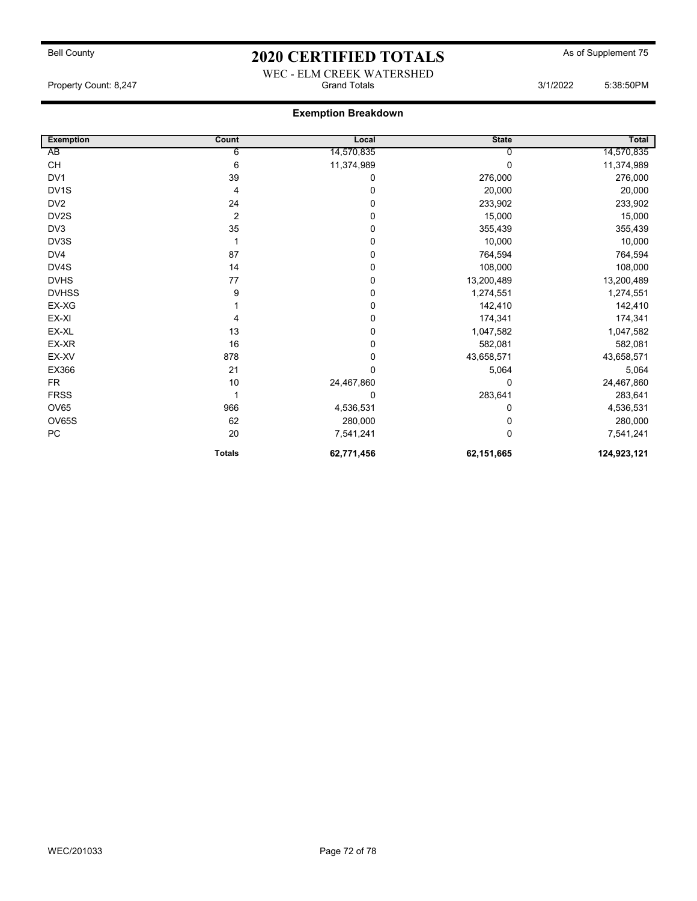Bell County

# 2020 CERTIFIED TOTALS

As of Supplement 75

WEC - ELM CREEK WATERSHED

Property Count: 8,247 | Grand Totals | 3/1/2022 5:38:50PM

## Exemption Breakdown

| Exemption | Count | Local | State | Total |
|---|---|---|---|---|
| AB | 6 | 14,570,835 | 0 | 14,570,835 |
| CH | 6 | 11,374,989 | 0 | 11,374,989 |
| DV1 | 39 | 0 | 276,000 | 276,000 |
| DV1S | 4 | 0 | 20,000 | 20,000 |
| DV2 | 24 | 0 | 233,902 | 233,902 |
| DV2S | 2 | 0 | 15,000 | 15,000 |
| DV3 | 35 | 0 | 355,439 | 355,439 |
| DV3S | 1 | 0 | 10,000 | 10,000 |
| DV4 | 87 | 0 | 764,594 | 764,594 |
| DV4S | 14 | 0 | 108,000 | 108,000 |
| DVHS | 77 | 0 | 13,200,489 | 13,200,489 |
| DVHSS | 9 | 0 | 1,274,551 | 1,274,551 |
| EX-XG | 1 | 0 | 142,410 | 142,410 |
| EX-XI | 4 | 0 | 174,341 | 174,341 |
| EX-XL | 13 | 0 | 1,047,582 | 1,047,582 |
| EX-XR | 16 | 0 | 582,081 | 582,081 |
| EX-XV | 878 | 0 | 43,658,571 | 43,658,571 |
| EX366 | 21 | 0 | 5,064 | 5,064 |
| FR | 10 | 24,467,860 | 0 | 24,467,860 |
| FRSS | 1 | 0 | 283,641 | 283,641 |
| OV65 | 966 | 4,536,531 | 0 | 4,536,531 |
| OV65S | 62 | 280,000 | 0 | 280,000 |
| PC | 20 | 7,541,241 | 0 | 7,541,241 |
| | **Totals** | **62,771,456** | **62,151,665** | **124,923,121** |

WEC/201033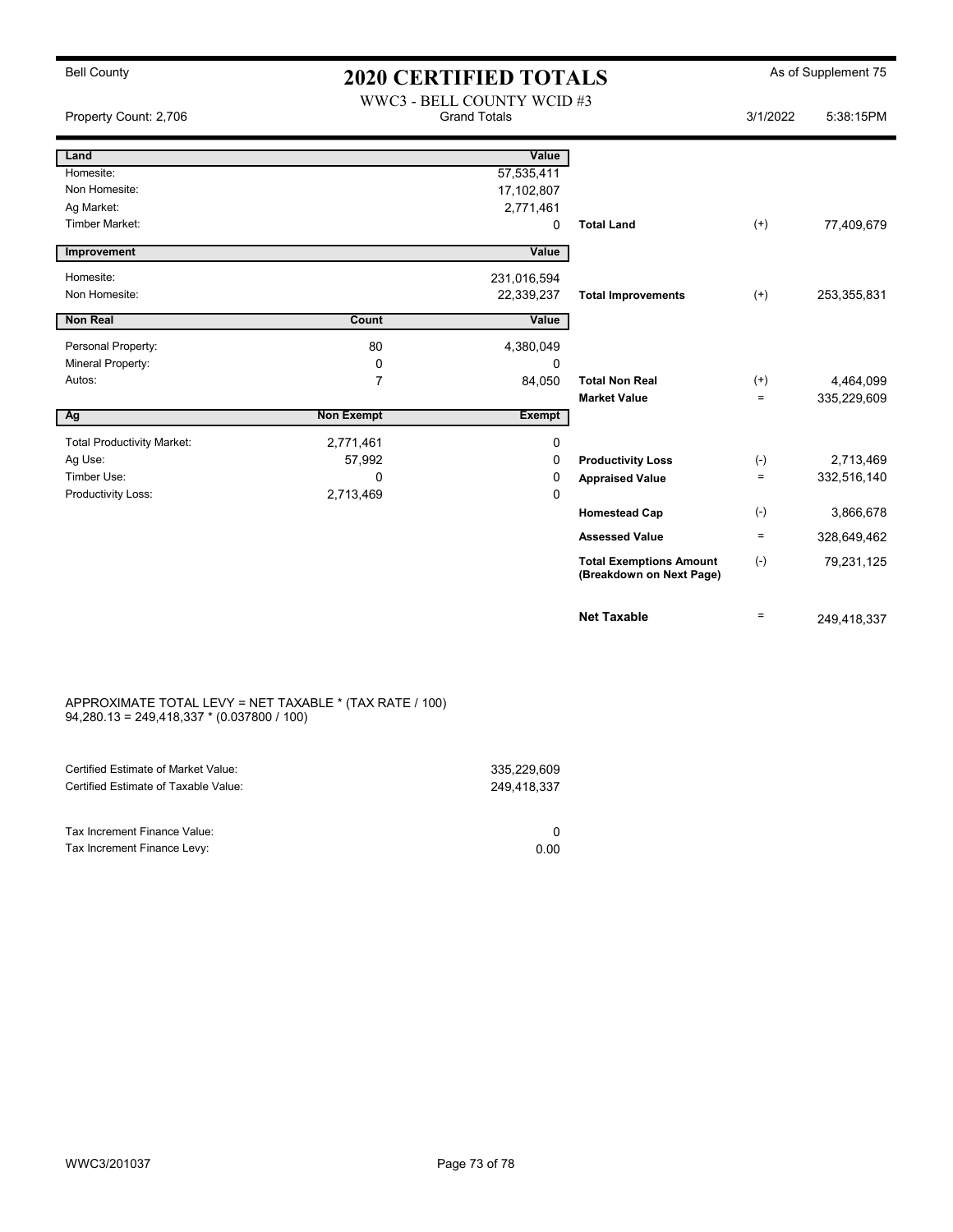Bell County

# 2020 CERTIFIED TOTALS

As of Supplement 75

WWC3 - BELL COUNTY WCID #3
Grand Totals

Property Count: 2,706

3/1/2022 5:38:15PM

| Land | | Value | | | |
|---|---|---|---|---|---|
| Homesite: | | 57,535,411 | | | |
| Non Homesite: | | 17,102,807 | | | |
| Ag Market: | | 2,771,461 | | | |
| Timber Market: | | 0 | **Total Land** | (+) | 77,409,679 |
| **Improvement** | | **Value** | | | |
| Homesite: | | 231,016,594 | | | |
| Non Homesite: | | 22,339,237 | **Total Improvements** | (+) | 253,355,831 |
| **Non Real** | **Count** | **Value** | | | |
| Personal Property: | 80 | 4,380,049 | | | |
| Mineral Property: | 0 | 0 | | | |
| Autos: | 7 | 84,050 | **Total Non Real** | (+) | 4,464,099 |
| | | | **Market Value** | = | 335,229,609 |
| **Ag** | **Non Exempt** | **Exempt** | | | |
| Total Productivity Market: | 2,771,461 | 0 | | | |
| Ag Use: | 57,992 | 0 | **Productivity Loss** | (-) | 2,713,469 |
| Timber Use: | 0 | 0 | **Appraised Value** | = | 332,516,140 |
| Productivity Loss: | 2,713,469 | 0 | | | |
| | | | **Homestead Cap** | (-) | 3,866,678 |
| | | | **Assessed Value** | = | 328,649,462 |
| | | | **Total Exemptions Amount (Breakdown on Next Page)** | (-) | 79,231,125 |
| | | | **Net Taxable** | = | 249,418,337 |

APPROXIMATE TOTAL LEVY = NET TAXABLE * (TAX RATE / 100)
94,280.13 = 249,418,337 * (0.037800 / 100)

| | |
|---|---|
| Certified Estimate of Market Value: | 335,229,609 |
| Certified Estimate of Taxable Value: | 249,418,337 |
| Tax Increment Finance Value: | 0 |
| Tax Increment Finance Levy: | 0.00 |

WWC3/201037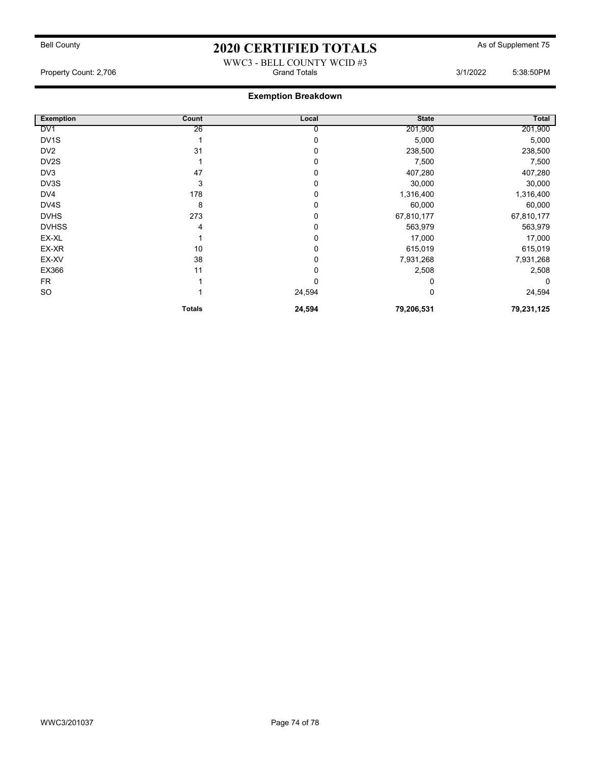# 2020 CERTIFIED TOTALS

Bell County — As of Supplement 75

WWC3 - BELL COUNTY WCID #3

Property Count: 2,706 — Grand Totals — 3/1/2022 5:38:50PM

## Exemption Breakdown

| Exemption | Count | Local | State | Total |
|---|---|---|---|---|
| DV1 | 26 | 0 | 201,900 | 201,900 |
| DV1S | 1 | 0 | 5,000 | 5,000 |
| DV2 | 31 | 0 | 238,500 | 238,500 |
| DV2S | 1 | 0 | 7,500 | 7,500 |
| DV3 | 47 | 0 | 407,280 | 407,280 |
| DV3S | 3 | 0 | 30,000 | 30,000 |
| DV4 | 178 | 0 | 1,316,400 | 1,316,400 |
| DV4S | 8 | 0 | 60,000 | 60,000 |
| DVHS | 273 | 0 | 67,810,177 | 67,810,177 |
| DVHSS | 4 | 0 | 563,979 | 563,979 |
| EX-XL | 1 | 0 | 17,000 | 17,000 |
| EX-XR | 10 | 0 | 615,019 | 615,019 |
| EX-XV | 38 | 0 | 7,931,268 | 7,931,268 |
| EX366 | 11 | 0 | 2,508 | 2,508 |
| FR | 1 | 0 | 0 | 0 |
| SO | 1 | 24,594 | 0 | 24,594 |
| | **Totals** | **24,594** | **79,206,531** | **79,231,125** |

WWC3/201037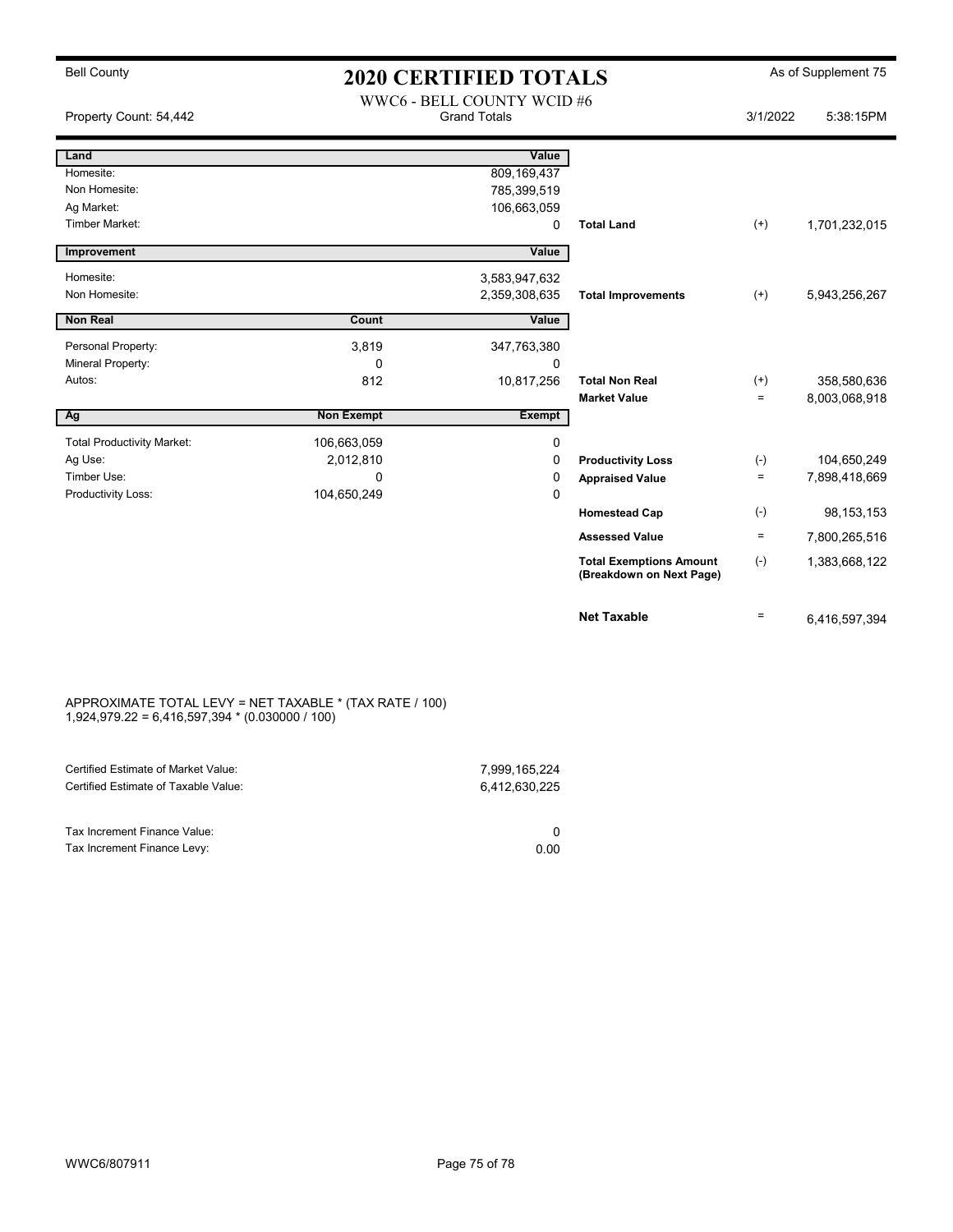Bell County

# 2020 CERTIFIED TOTALS

As of Supplement 75

WWC6 - BELL COUNTY WCID #6

Property Count: 54,442 | Grand Totals | 3/1/2022 5:38:15PM

| Land | | Value | | | |
|---|---|---|---|---|---|
| Homesite: | | 809,169,437 | | | |
| Non Homesite: | | 785,399,519 | | | |
| Ag Market: | | 106,663,059 | | | |
| Timber Market: | | 0 | **Total Land** | (+) | 1,701,232,015 |

| Improvement | | Value | | | |
|---|---|---|---|---|---|
| Homesite: | | 3,583,947,632 | | | |
| Non Homesite: | | 2,359,308,635 | **Total Improvements** | (+) | 5,943,256,267 |

| Non Real | Count | Value | | | |
|---|---|---|---|---|---|
| Personal Property: | 3,819 | 347,763,380 | | | |
| Mineral Property: | 0 | 0 | | | |
| Autos: | 812 | 10,817,256 | **Total Non Real** | (+) | 358,580,636 |
| | | | **Market Value** | = | 8,003,068,918 |

| Ag | Non Exempt | Exempt | | | |
|---|---|---|---|---|---|
| Total Productivity Market: | 106,663,059 | 0 | | | |
| Ag Use: | 2,012,810 | 0 | **Productivity Loss** | (-) | 104,650,249 |
| Timber Use: | 0 | 0 | **Appraised Value** | = | 7,898,418,669 |
| Productivity Loss: | 104,650,249 | 0 | | | |
| | | | **Homestead Cap** | (-) | 98,153,153 |
| | | | **Assessed Value** | = | 7,800,265,516 |
| | | | **Total Exemptions Amount (Breakdown on Next Page)** | (-) | 1,383,668,122 |
| | | | **Net Taxable** | = | 6,416,597,394 |

APPROXIMATE TOTAL LEVY = NET TAXABLE * (TAX RATE / 100)
1,924,979.22 = 6,416,597,394 * (0.030000 / 100)

| | |
|---|---|
| Certified Estimate of Market Value: | 7,999,165,224 |
| Certified Estimate of Taxable Value: | 6,412,630,225 |

| | |
|---|---|
| Tax Increment Finance Value: | 0 |
| Tax Increment Finance Levy: | 0.00 |

WWC6/807911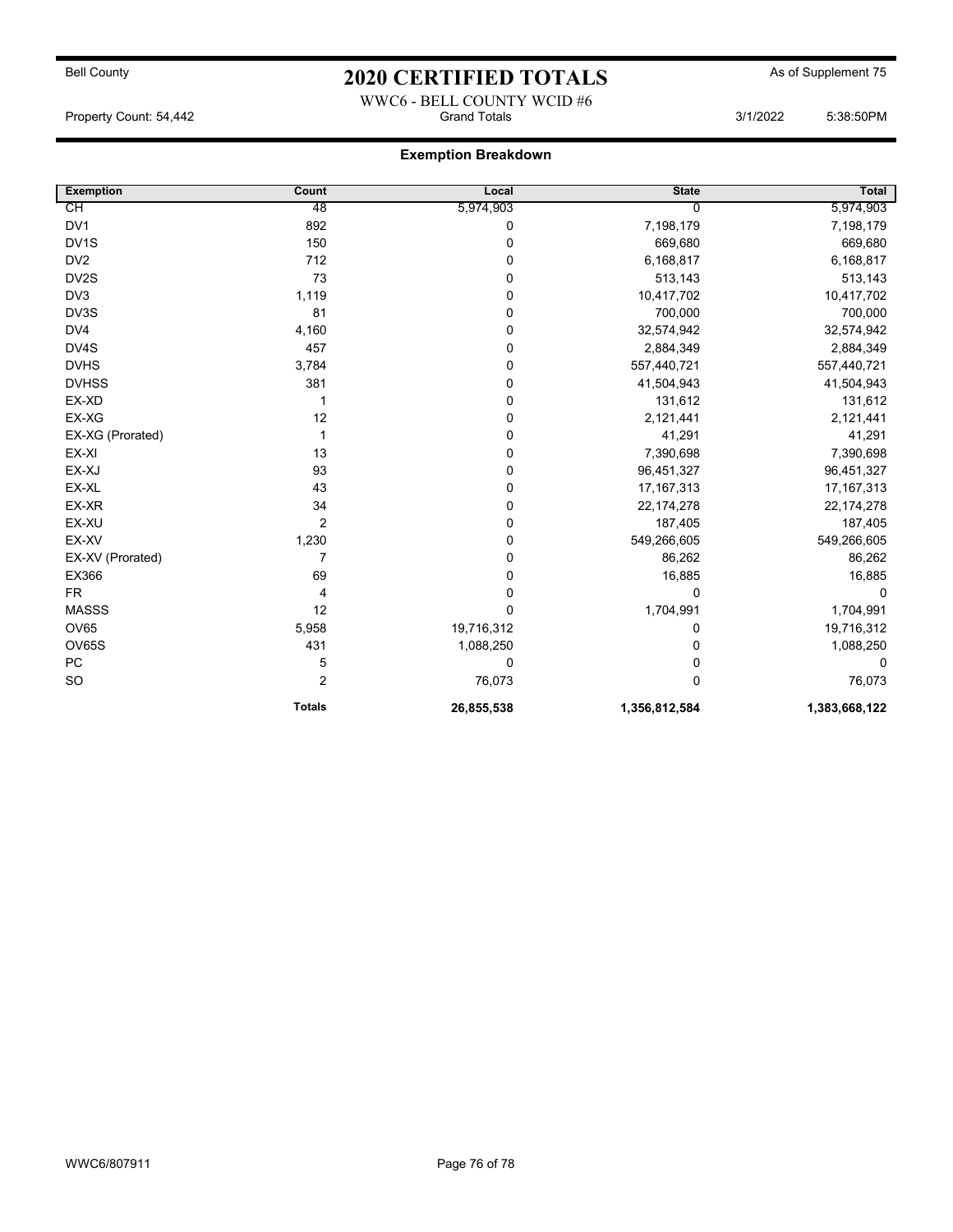Bell County

# 2020 CERTIFIED TOTALS

As of Supplement 75

WWC6 - BELL COUNTY WCID #6

Property Count: 54,442 | Grand Totals | 3/1/2022 5:38:50PM

## Exemption Breakdown

| Exemption | Count | Local | State | Total |
|---|---|---|---|---|
| CH | 48 | 5,974,903 | 0 | 5,974,903 |
| DV1 | 892 | 0 | 7,198,179 | 7,198,179 |
| DV1S | 150 | 0 | 669,680 | 669,680 |
| DV2 | 712 | 0 | 6,168,817 | 6,168,817 |
| DV2S | 73 | 0 | 513,143 | 513,143 |
| DV3 | 1,119 | 0 | 10,417,702 | 10,417,702 |
| DV3S | 81 | 0 | 700,000 | 700,000 |
| DV4 | 4,160 | 0 | 32,574,942 | 32,574,942 |
| DV4S | 457 | 0 | 2,884,349 | 2,884,349 |
| DVHS | 3,784 | 0 | 557,440,721 | 557,440,721 |
| DVHSS | 381 | 0 | 41,504,943 | 41,504,943 |
| EX-XD | 1 | 0 | 131,612 | 131,612 |
| EX-XG | 12 | 0 | 2,121,441 | 2,121,441 |
| EX-XG (Prorated) | 1 | 0 | 41,291 | 41,291 |
| EX-XI | 13 | 0 | 7,390,698 | 7,390,698 |
| EX-XJ | 93 | 0 | 96,451,327 | 96,451,327 |
| EX-XL | 43 | 0 | 17,167,313 | 17,167,313 |
| EX-XR | 34 | 0 | 22,174,278 | 22,174,278 |
| EX-XU | 2 | 0 | 187,405 | 187,405 |
| EX-XV | 1,230 | 0 | 549,266,605 | 549,266,605 |
| EX-XV (Prorated) | 7 | 0 | 86,262 | 86,262 |
| EX366 | 69 | 0 | 16,885 | 16,885 |
| FR | 4 | 0 | 0 | 0 |
| MASSS | 12 | 0 | 1,704,991 | 1,704,991 |
| OV65 | 5,958 | 19,716,312 | 0 | 19,716,312 |
| OV65S | 431 | 1,088,250 | 0 | 1,088,250 |
| PC | 5 | 0 | 0 | 0 |
| SO | 2 | 76,073 | 0 | 76,073 |
| | **Totals** | **26,855,538** | **1,356,812,584** | **1,383,668,122** |

WWC6/807911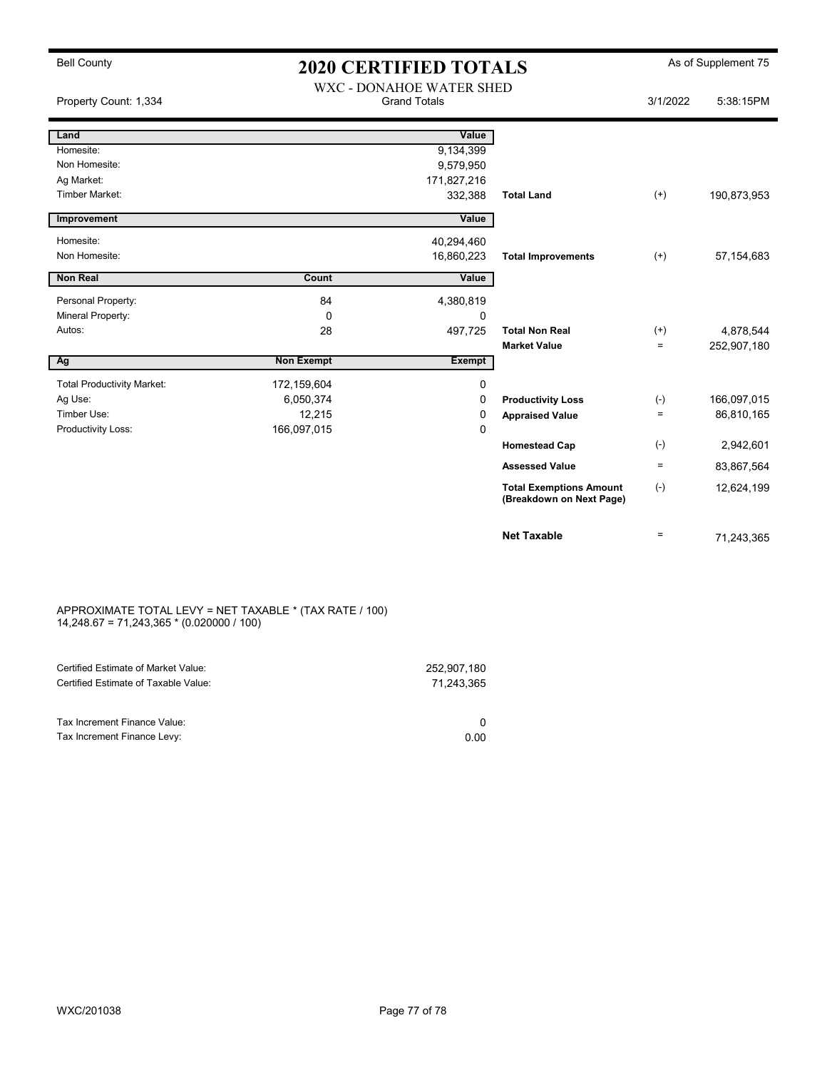Bell County

# 2020 CERTIFIED TOTALS

As of Supplement 75

WXC - DONAHOE WATER SHED
Grand Totals

Property Count: 1,334

3/1/2022 5:38:15PM

| Land | | Value | | | |
|---|---|---|---|---|---|
| Homesite: | | 9,134,399 | | | |
| Non Homesite: | | 9,579,950 | | | |
| Ag Market: | | 171,827,216 | | | |
| Timber Market: | | 332,388 | **Total Land** | (+) | 190,873,953 |
| **Improvement** | | **Value** | | | |
| Homesite: | | 40,294,460 | | | |
| Non Homesite: | | 16,860,223 | **Total Improvements** | (+) | 57,154,683 |
| **Non Real** | **Count** | **Value** | | | |
| Personal Property: | 84 | 4,380,819 | | | |
| Mineral Property: | 0 | 0 | | | |
| Autos: | 28 | 497,725 | **Total Non Real** | (+) | 4,878,544 |
| | | | **Market Value** | = | 252,907,180 |
| **Ag** | **Non Exempt** | **Exempt** | | | |
| Total Productivity Market: | 172,159,604 | 0 | | | |
| Ag Use: | 6,050,374 | 0 | **Productivity Loss** | (-) | 166,097,015 |
| Timber Use: | 12,215 | 0 | **Appraised Value** | = | 86,810,165 |
| Productivity Loss: | 166,097,015 | 0 | | | |
| | | | **Homestead Cap** | (-) | 2,942,601 |
| | | | **Assessed Value** | = | 83,867,564 |
| | | | **Total Exemptions Amount (Breakdown on Next Page)** | (-) | 12,624,199 |
| | | | **Net Taxable** | = | 71,243,365 |

APPROXIMATE TOTAL LEVY = NET TAXABLE * (TAX RATE / 100)
14,248.67 = 71,243,365 * (0.020000 / 100)

| | |
|---|---|
| Certified Estimate of Market Value: | 252,907,180 |
| Certified Estimate of Taxable Value: | 71,243,365 |
| Tax Increment Finance Value: | 0 |
| Tax Increment Finance Levy: | 0.00 |

WXC/201038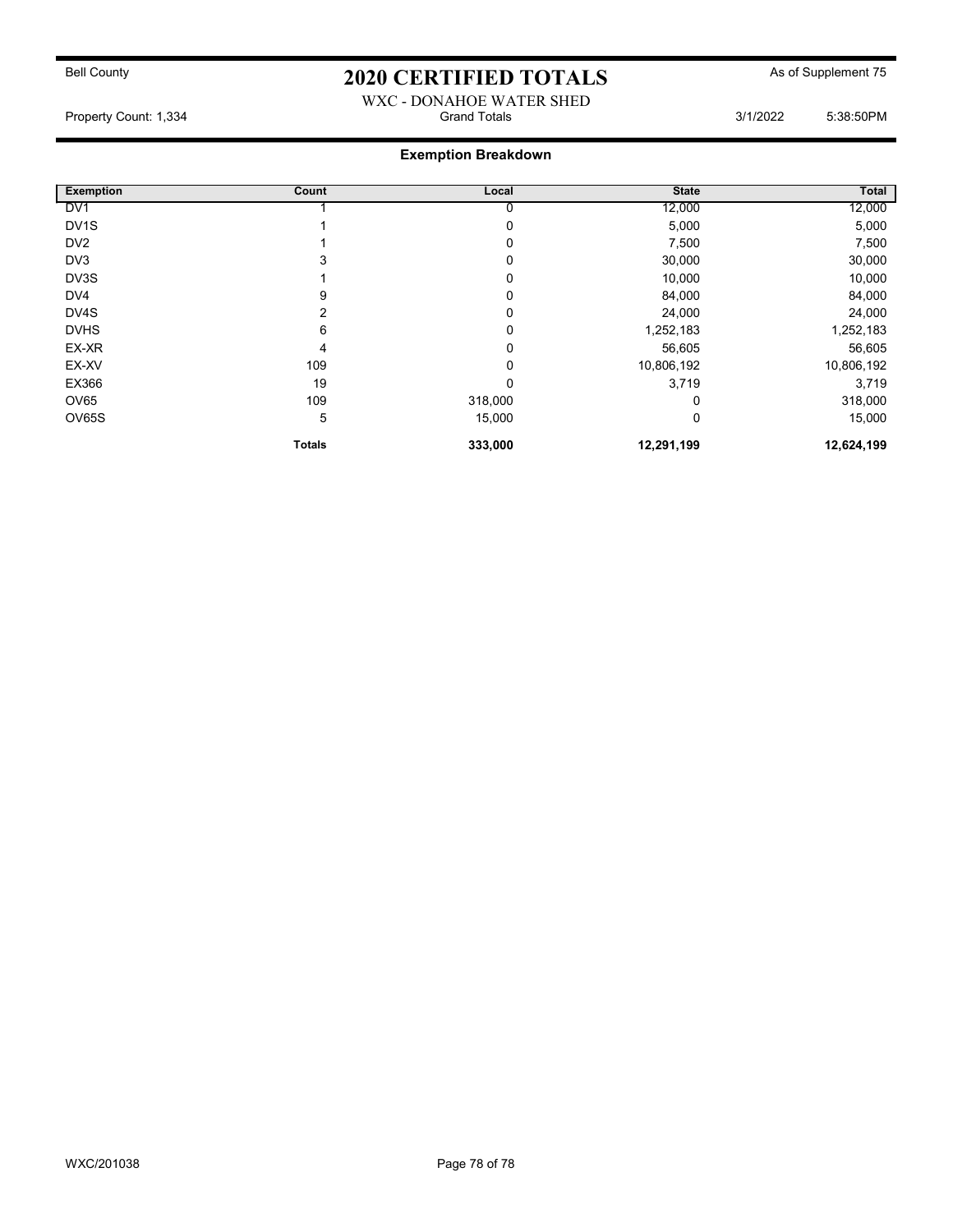Bell County

# 2020 CERTIFIED TOTALS

As of Supplement 75

WXC - DONAHOE WATER SHED

Property Count: 1,334 | Grand Totals | 3/1/2022 5:38:50PM

## Exemption Breakdown

| Exemption | Count | Local | State | Total |
|---|---|---|---|---|
| DV1 | 1 | 0 | 12,000 | 12,000 |
| DV1S | 1 | 0 | 5,000 | 5,000 |
| DV2 | 1 | 0 | 7,500 | 7,500 |
| DV3 | 3 | 0 | 30,000 | 30,000 |
| DV3S | 1 | 0 | 10,000 | 10,000 |
| DV4 | 9 | 0 | 84,000 | 84,000 |
| DV4S | 2 | 0 | 24,000 | 24,000 |
| DVHS | 6 | 0 | 1,252,183 | 1,252,183 |
| EX-XR | 4 | 0 | 56,605 | 56,605 |
| EX-XV | 109 | 0 | 10,806,192 | 10,806,192 |
| EX366 | 19 | 0 | 3,719 | 3,719 |
| OV65 | 109 | 318,000 | 0 | 318,000 |
| OV65S | 5 | 15,000 | 0 | 15,000 |
| | **Totals** | **333,000** | **12,291,199** | **12,624,199** |

WXC/201038